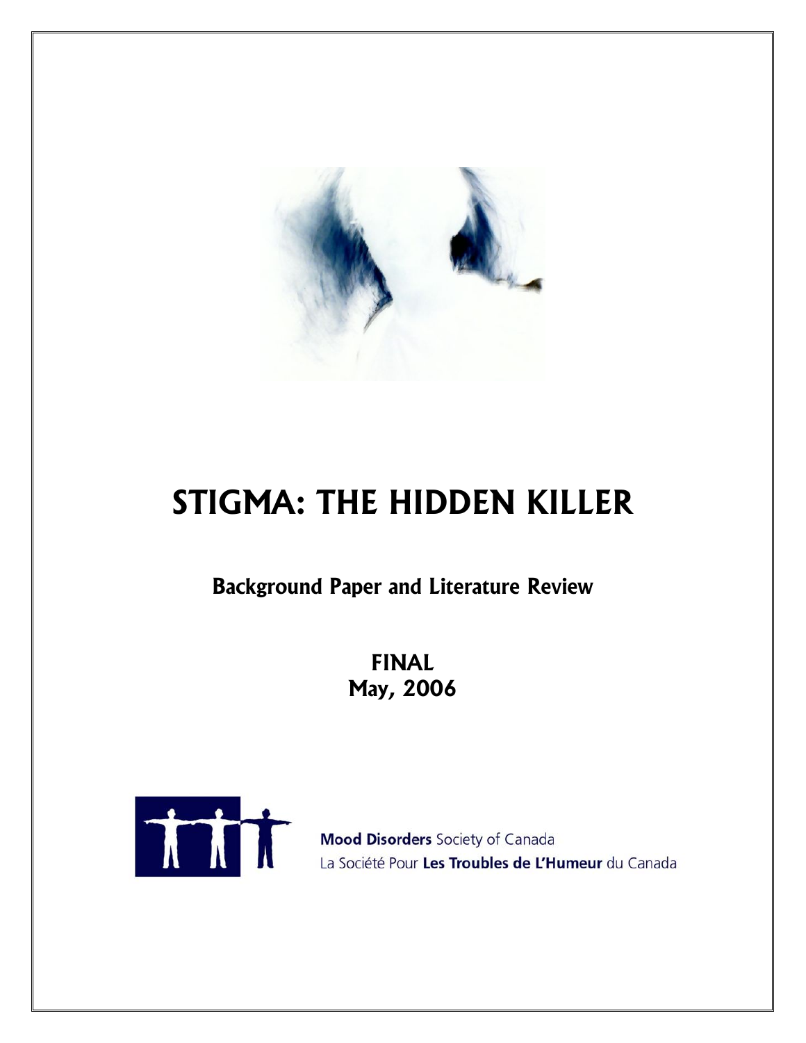# STIGMA: THE HIDDEN KILLER

## Background Paper and Literature Review

**FINAL**
**May, 2006**

**Mood Disorders** Society of Canada
La Société Pour **Les Troubles de L'Humeur** du Canada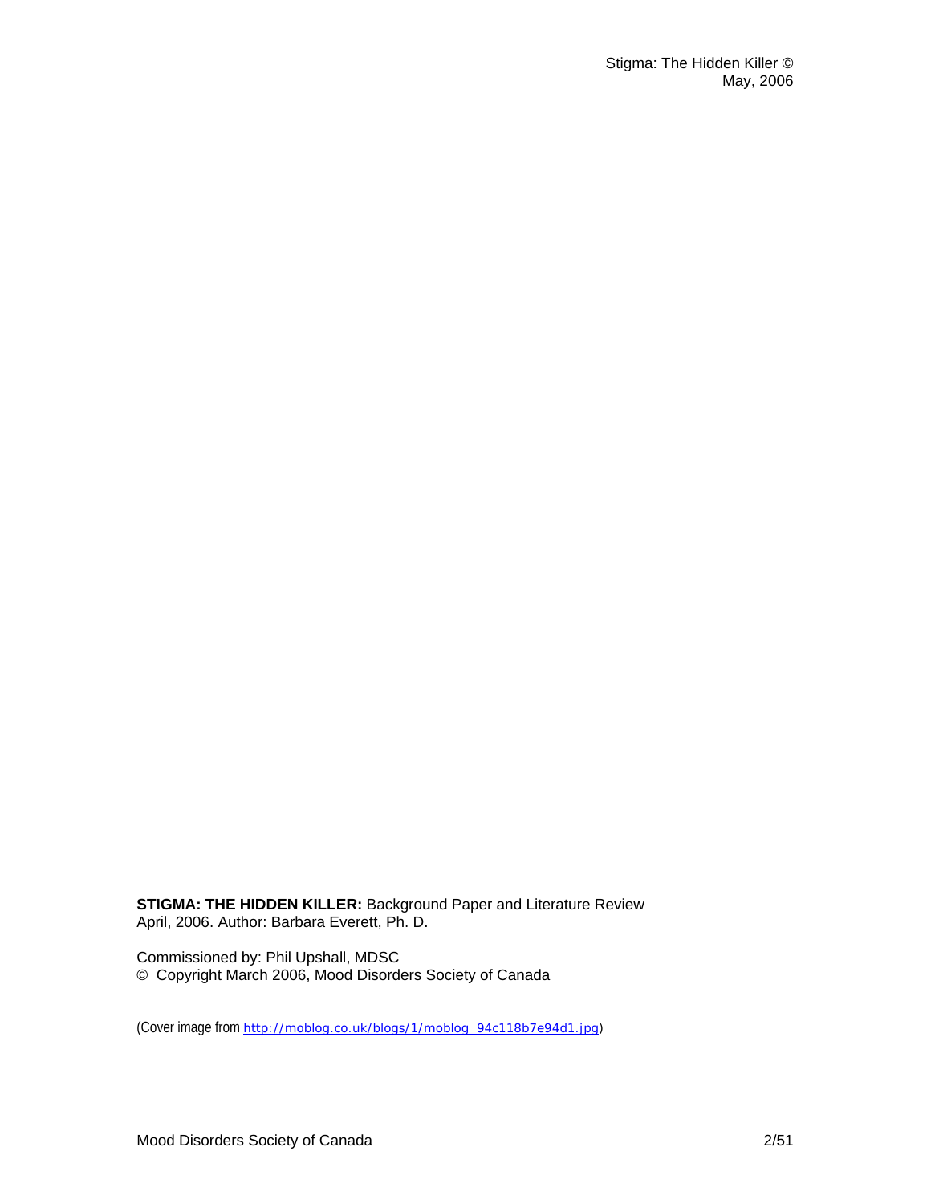**STIGMA: THE HIDDEN KILLER:** Background Paper and Literature Review
April, 2006. Author: Barbara Everett, Ph. D.

Commissioned by: Phil Upshall, MDSC
© Copyright March 2006, Mood Disorders Society of Canada

(Cover image from http://moblog.co.uk/blogs/1/moblog_94c118b7e94d1.jpg)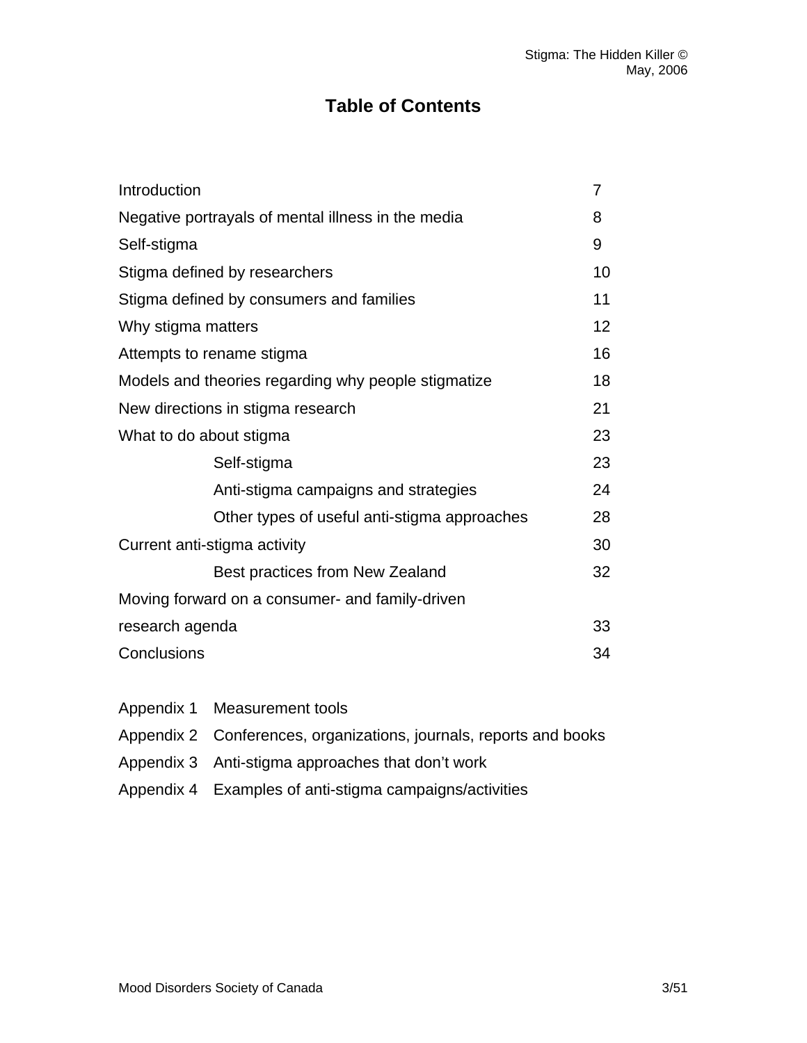# Table of Contents

| | |
|---|---|
| Introduction | 7 |
| Negative portrayals of mental illness in the media | 8 |
| Self-stigma | 9 |
| Stigma defined by researchers | 10 |
| Stigma defined by consumers and families | 11 |
| Why stigma matters | 12 |
| Attempts to rename stigma | 16 |
| Models and theories regarding why people stigmatize | 18 |
| New directions in stigma research | 21 |
| What to do about stigma | 23 |
| &nbsp;&nbsp;&nbsp;&nbsp;Self-stigma | 23 |
| &nbsp;&nbsp;&nbsp;&nbsp;Anti-stigma campaigns and strategies | 24 |
| &nbsp;&nbsp;&nbsp;&nbsp;Other types of useful anti-stigma approaches | 28 |
| Current anti-stigma activity | 30 |
| &nbsp;&nbsp;&nbsp;&nbsp;Best practices from New Zealand | 32 |
| Moving forward on a consumer- and family-driven research agenda | 33 |
| Conclusions | 34 |

Appendix 1 Measurement tools

Appendix 2 Conferences, organizations, journals, reports and books

Appendix 3 Anti-stigma approaches that don't work

Appendix 4 Examples of anti-stigma campaigns/activities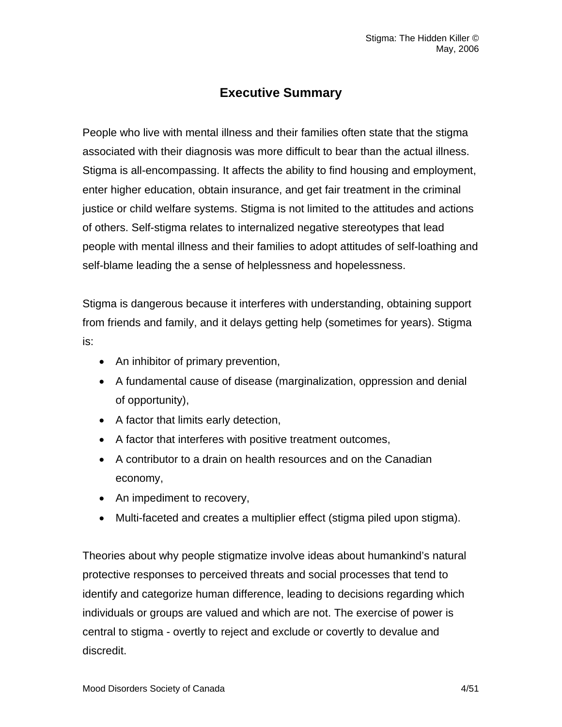## Executive Summary

People who live with mental illness and their families often state that the stigma associated with their diagnosis was more difficult to bear than the actual illness. Stigma is all-encompassing. It affects the ability to find housing and employment, enter higher education, obtain insurance, and get fair treatment in the criminal justice or child welfare systems. Stigma is not limited to the attitudes and actions of others. Self-stigma relates to internalized negative stereotypes that lead people with mental illness and their families to adopt attitudes of self-loathing and self-blame leading the a sense of helplessness and hopelessness.

Stigma is dangerous because it interferes with understanding, obtaining support from friends and family, and it delays getting help (sometimes for years). Stigma is:

- An inhibitor of primary prevention,
- A fundamental cause of disease (marginalization, oppression and denial of opportunity),
- A factor that limits early detection,
- A factor that interferes with positive treatment outcomes,
- A contributor to a drain on health resources and on the Canadian economy,
- An impediment to recovery,
- Multi-faceted and creates a multiplier effect (stigma piled upon stigma).

Theories about why people stigmatize involve ideas about humankind's natural protective responses to perceived threats and social processes that tend to identify and categorize human difference, leading to decisions regarding which individuals or groups are valued and which are not. The exercise of power is central to stigma - overtly to reject and exclude or covertly to devalue and discredit.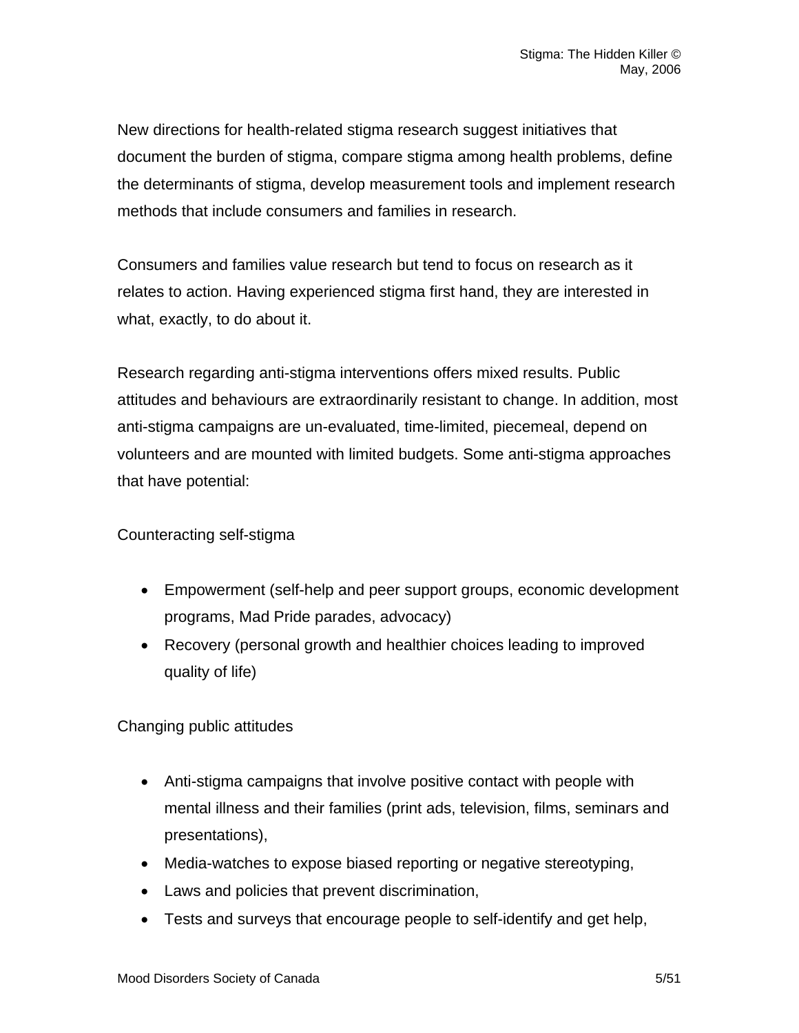New directions for health-related stigma research suggest initiatives that document the burden of stigma, compare stigma among health problems, define the determinants of stigma, develop measurement tools and implement research methods that include consumers and families in research.

Consumers and families value research but tend to focus on research as it relates to action. Having experienced stigma first hand, they are interested in what, exactly, to do about it.

Research regarding anti-stigma interventions offers mixed results. Public attitudes and behaviours are extraordinarily resistant to change. In addition, most anti-stigma campaigns are un-evaluated, time-limited, piecemeal, depend on volunteers and are mounted with limited budgets. Some anti-stigma approaches that have potential:

Counteracting self-stigma

- Empowerment (self-help and peer support groups, economic development programs, Mad Pride parades, advocacy)
- Recovery (personal growth and healthier choices leading to improved quality of life)

Changing public attitudes

- Anti-stigma campaigns that involve positive contact with people with mental illness and their families (print ads, television, films, seminars and presentations),
- Media-watches to expose biased reporting or negative stereotyping,
- Laws and policies that prevent discrimination,
- Tests and surveys that encourage people to self-identify and get help,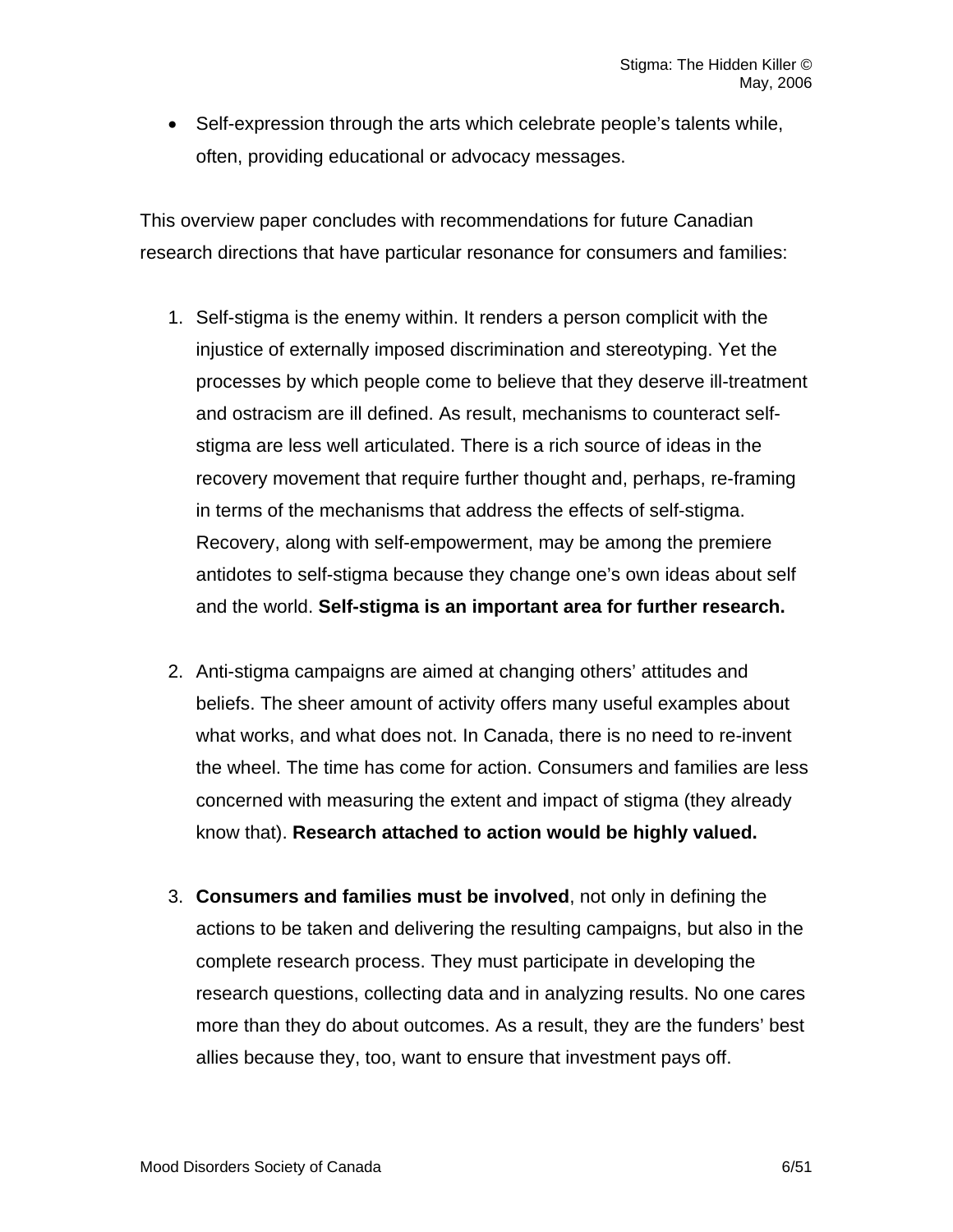- Self-expression through the arts which celebrate people's talents while, often, providing educational or advocacy messages.

This overview paper concludes with recommendations for future Canadian research directions that have particular resonance for consumers and families:

1. Self-stigma is the enemy within. It renders a person complicit with the injustice of externally imposed discrimination and stereotyping. Yet the processes by which people come to believe that they deserve ill-treatment and ostracism are ill defined. As result, mechanisms to counteract self-stigma are less well articulated. There is a rich source of ideas in the recovery movement that require further thought and, perhaps, re-framing in terms of the mechanisms that address the effects of self-stigma. Recovery, along with self-empowerment, may be among the premiere antidotes to self-stigma because they change one's own ideas about self and the world. **Self-stigma is an important area for further research.**

2. Anti-stigma campaigns are aimed at changing others' attitudes and beliefs. The sheer amount of activity offers many useful examples about what works, and what does not. In Canada, there is no need to re-invent the wheel. The time has come for action. Consumers and families are less concerned with measuring the extent and impact of stigma (they already know that). **Research attached to action would be highly valued.**

3. **Consumers and families must be involved**, not only in defining the actions to be taken and delivering the resulting campaigns, but also in the complete research process. They must participate in developing the research questions, collecting data and in analyzing results. No one cares more than they do about outcomes. As a result, they are the funders' best allies because they, too, want to ensure that investment pays off.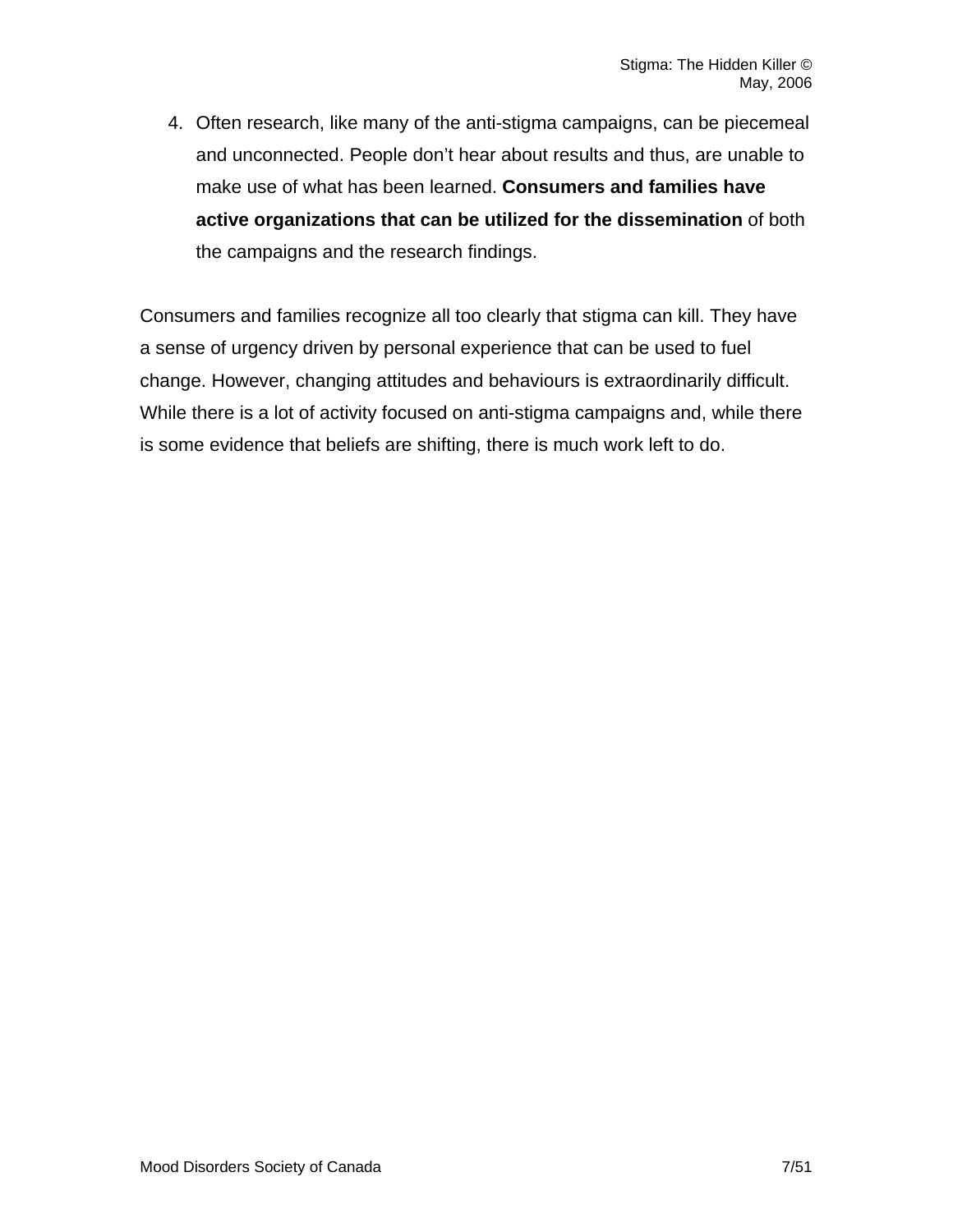4. Often research, like many of the anti-stigma campaigns, can be piecemeal and unconnected. People don't hear about results and thus, are unable to make use of what has been learned. **Consumers and families have active organizations that can be utilized for the dissemination** of both the campaigns and the research findings.

Consumers and families recognize all too clearly that stigma can kill. They have a sense of urgency driven by personal experience that can be used to fuel change. However, changing attitudes and behaviours is extraordinarily difficult. While there is a lot of activity focused on anti-stigma campaigns and, while there is some evidence that beliefs are shifting, there is much work left to do.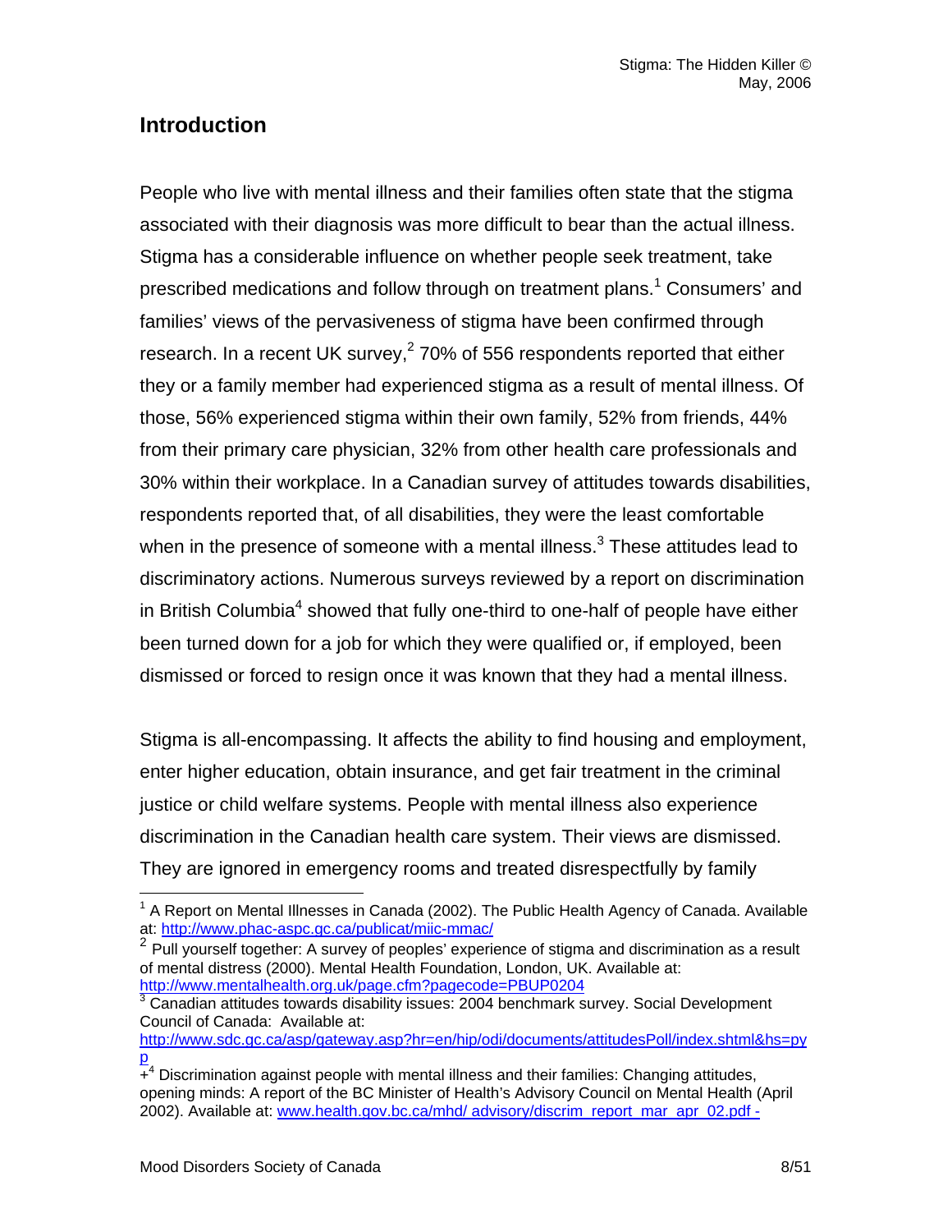## Introduction

People who live with mental illness and their families often state that the stigma associated with their diagnosis was more difficult to bear than the actual illness. Stigma has a considerable influence on whether people seek treatment, take prescribed medications and follow through on treatment plans.[1] Consumers' and families' views of the pervasiveness of stigma have been confirmed through research. In a recent UK survey,[2] 70% of 556 respondents reported that either they or a family member had experienced stigma as a result of mental illness. Of those, 56% experienced stigma within their own family, 52% from friends, 44% from their primary care physician, 32% from other health care professionals and 30% within their workplace. In a Canadian survey of attitudes towards disabilities, respondents reported that, of all disabilities, they were the least comfortable when in the presence of someone with a mental illness.[3] These attitudes lead to discriminatory actions. Numerous surveys reviewed by a report on discrimination in British Columbia[4] showed that fully one-third to one-half of people have either been turned down for a job for which they were qualified or, if employed, been dismissed or forced to resign once it was known that they had a mental illness.

Stigma is all-encompassing. It affects the ability to find housing and employment, enter higher education, obtain insurance, and get fair treatment in the criminal justice or child welfare systems. People with mental illness also experience discrimination in the Canadian health care system. Their views are dismissed. They are ignored in emergency rooms and treated disrespectfully by family

---

[1] A Report on Mental Illnesses in Canada (2002). The Public Health Agency of Canada. Available at: http://www.phac-aspc.gc.ca/publicat/miic-mmac/

[2] Pull yourself together: A survey of peoples' experience of stigma and discrimination as a result of mental distress (2000). Mental Health Foundation, London, UK. Available at: http://www.mentalhealth.org.uk/page.cfm?pagecode=PBUP0204

[3] Canadian attitudes towards disability issues: 2004 benchmark survey. Social Development Council of Canada: Available at: http://www.sdc.gc.ca/asp/gateway.asp?hr=en/hip/odi/documents/attitudesPoll/index.shtml&hs=pyp

+[4] Discrimination against people with mental illness and their families: Changing attitudes, opening minds: A report of the BC Minister of Health's Advisory Council on Mental Health (April 2002). Available at: www.health.gov.bc.ca/mhd/ advisory/discrim_report_mar_apr_02.pdf -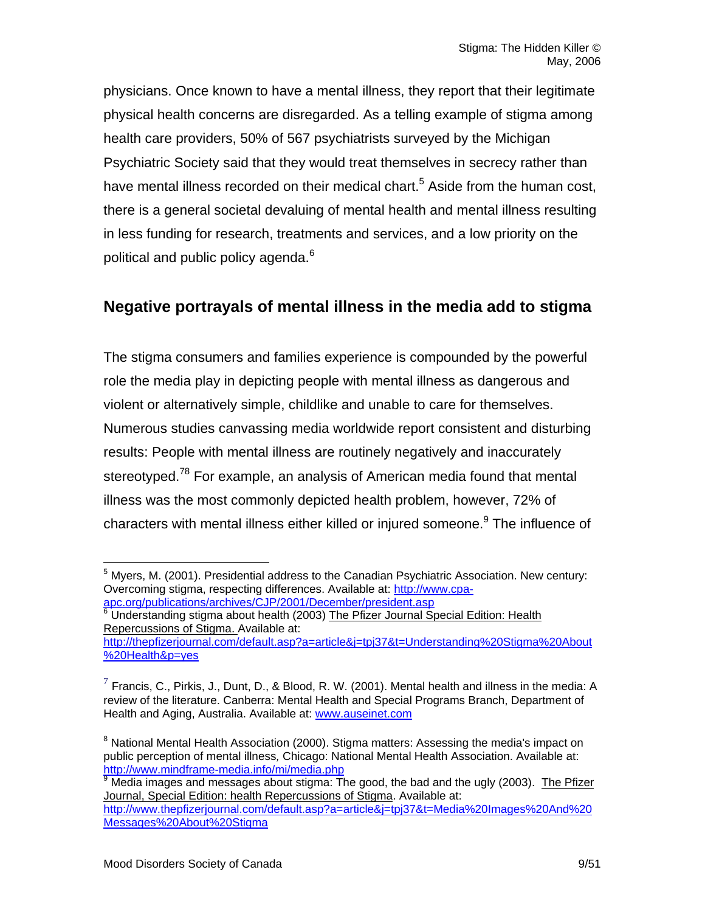physicians. Once known to have a mental illness, they report that their legitimate physical health concerns are disregarded. As a telling example of stigma among health care providers, 50% of 567 psychiatrists surveyed by the Michigan Psychiatric Society said that they would treat themselves in secrecy rather than have mental illness recorded on their medical chart.[5] Aside from the human cost, there is a general societal devaluing of mental health and mental illness resulting in less funding for research, treatments and services, and a low priority on the political and public policy agenda.[6]

## Negative portrayals of mental illness in the media add to stigma

The stigma consumers and families experience is compounded by the powerful role the media play in depicting people with mental illness as dangerous and violent or alternatively simple, childlike and unable to care for themselves. Numerous studies canvassing media worldwide report consistent and disturbing results: People with mental illness are routinely negatively and inaccurately stereotyped.[7][8] For example, an analysis of American media found that mental illness was the most commonly depicted health problem, however, 72% of characters with mental illness either killed or injured someone.[9] The influence of

---

[5] Myers, M. (2001). Presidential address to the Canadian Psychiatric Association. New century: Overcoming stigma, respecting differences. Available at: http://www.cpa-apc.org/publications/archives/CJP/2001/December/president.asp

[6] Understanding stigma about health (2003) The Pfizer Journal Special Edition: Health Repercussions of Stigma. Available at: http://thepfizerjournal.com/default.asp?a=article&j=tpj37&t=Understanding%20Stigma%20About%20Health&p=yes

[7] Francis, C., Pirkis, J., Dunt, D., & Blood, R. W. (2001). Mental health and illness in the media: A review of the literature. Canberra: Mental Health and Special Programs Branch, Department of Health and Aging, Australia. Available at: www.auseinet.com

[8] National Mental Health Association (2000). Stigma matters: Assessing the media's impact on public perception of mental illness, Chicago: National Mental Health Association. Available at: http://www.mindframe-media.info/mi/media.php

[9] Media images and messages about stigma: The good, the bad and the ugly (2003). The Pfizer Journal, Special Edition: health Repercussions of Stigma. Available at: http://www.thepfizerjournal.com/default.asp?a=article&j=tpj37&t=Media%20Images%20And%20Messages%20About%20Stigma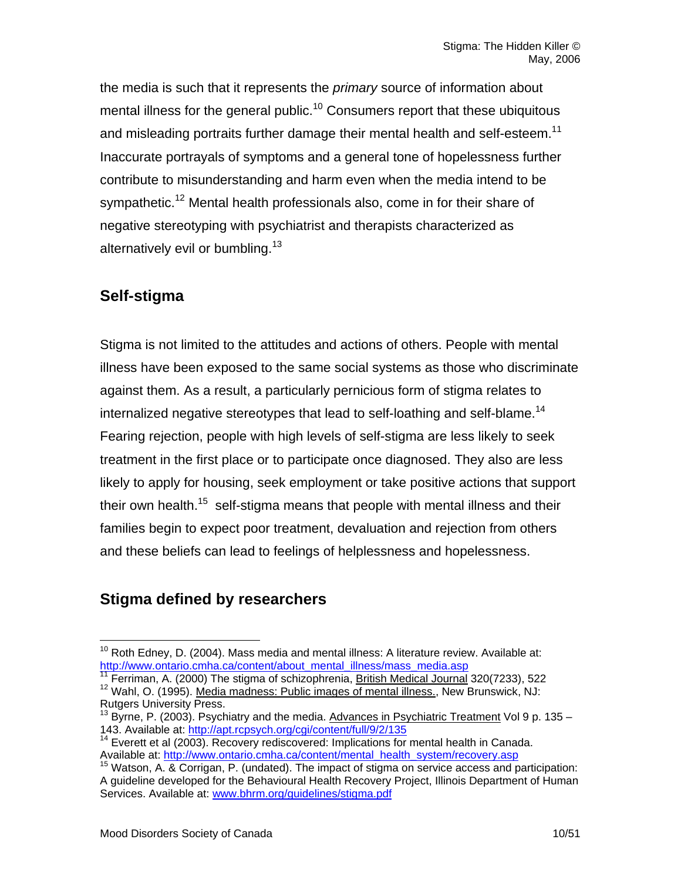the media is such that it represents the *primary* source of information about mental illness for the general public.[10] Consumers report that these ubiquitous and misleading portraits further damage their mental health and self-esteem.[11] Inaccurate portrayals of symptoms and a general tone of hopelessness further contribute to misunderstanding and harm even when the media intend to be sympathetic.[12] Mental health professionals also, come in for their share of negative stereotyping with psychiatrist and therapists characterized as alternatively evil or bumbling.[13]

## Self-stigma

Stigma is not limited to the attitudes and actions of others. People with mental illness have been exposed to the same social systems as those who discriminate against them. As a result, a particularly pernicious form of stigma relates to internalized negative stereotypes that lead to self-loathing and self-blame.[14] Fearing rejection, people with high levels of self-stigma are less likely to seek treatment in the first place or to participate once diagnosed. They also are less likely to apply for housing, seek employment or take positive actions that support their own health.[15] self-stigma means that people with mental illness and their families begin to expect poor treatment, devaluation and rejection from others and these beliefs can lead to feelings of helplessness and hopelessness.

## Stigma defined by researchers

---

[10] Roth Edney, D. (2004). Mass media and mental illness: A literature review. Available at: http://www.ontario.cmha.ca/content/about_mental_illness/mass_media.asp

[11] Ferriman, A. (2000) The stigma of schizophrenia, British Medical Journal 320(7233), 522

[12] Wahl, O. (1995). Media madness: Public images of mental illness., New Brunswick, NJ: Rutgers University Press.

[13] Byrne, P. (2003). Psychiatry and the media. Advances in Psychiatric Treatment Vol 9 p. 135 – 143. Available at: http://apt.rcpsych.org/cgi/content/full/9/2/135

[14] Everett et al (2003). Recovery rediscovered: Implications for mental health in Canada. Available at: http://www.ontario.cmha.ca/content/mental_health_system/recovery.asp

[15] Watson, A. & Corrigan, P. (undated). The impact of stigma on service access and participation: A guideline developed for the Behavioural Health Recovery Project, Illinois Department of Human Services. Available at: www.bhrm.org/guidelines/stigma.pdf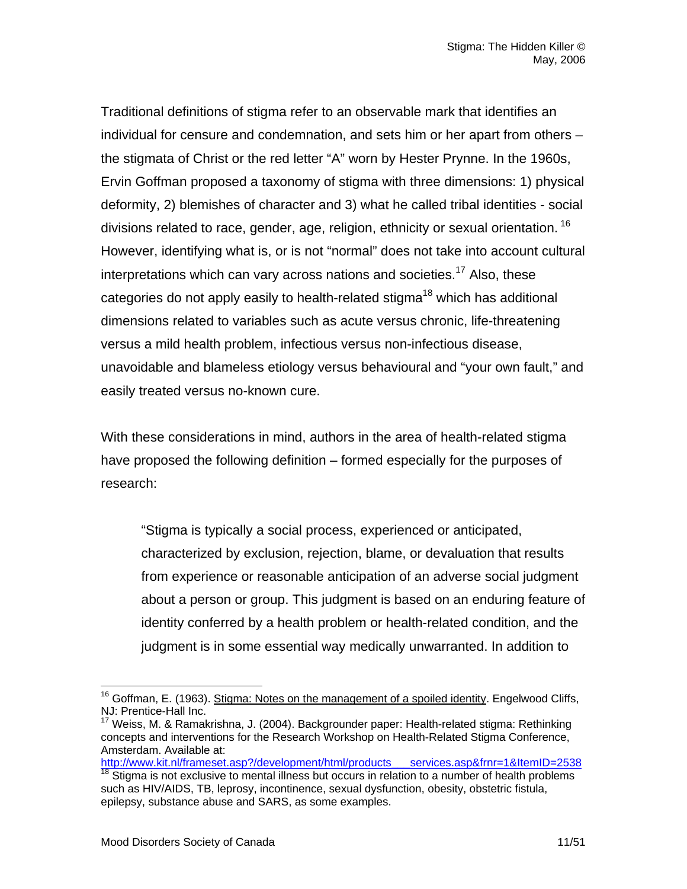Traditional definitions of stigma refer to an observable mark that identifies an individual for censure and condemnation, and sets him or her apart from others – the stigmata of Christ or the red letter "A" worn by Hester Prynne. In the 1960s, Ervin Goffman proposed a taxonomy of stigma with three dimensions: 1) physical deformity, 2) blemishes of character and 3) what he called tribal identities - social divisions related to race, gender, age, religion, ethnicity or sexual orientation. [16] However, identifying what is, or is not "normal" does not take into account cultural interpretations which can vary across nations and societies.[17] Also, these categories do not apply easily to health-related stigma[18] which has additional dimensions related to variables such as acute versus chronic, life-threatening versus a mild health problem, infectious versus non-infectious disease, unavoidable and blameless etiology versus behavioural and "your own fault," and easily treated versus no-known cure.

With these considerations in mind, authors in the area of health-related stigma have proposed the following definition – formed especially for the purposes of research:

> "Stigma is typically a social process, experienced or anticipated, characterized by exclusion, rejection, blame, or devaluation that results from experience or reasonable anticipation of an adverse social judgment about a person or group. This judgment is based on an enduring feature of identity conferred by a health problem or health-related condition, and the judgment is in some essential way medically unwarranted. In addition to

---

[16] Goffman, E. (1963). Stigma: Notes on the management of a spoiled identity. Engelwood Cliffs, NJ: Prentice-Hall Inc.

[17] Weiss, M. & Ramakrishna, J. (2004). Backgrounder paper: Health-related stigma: Rethinking concepts and interventions for the Research Workshop on Health-Related Stigma Conference, Amsterdam. Available at: http://www.kit.nl/frameset.asp?/development/html/products___services.asp&frnr=1&ItemID=2538

[18] Stigma is not exclusive to mental illness but occurs in relation to a number of health problems such as HIV/AIDS, TB, leprosy, incontinence, sexual dysfunction, obesity, obstetric fistula, epilepsy, substance abuse and SARS, as some examples.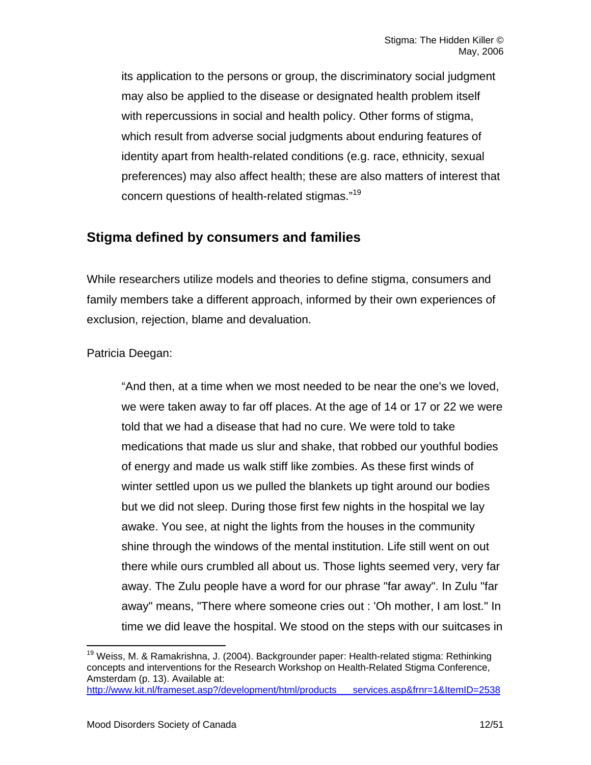its application to the persons or group, the discriminatory social judgment may also be applied to the disease or designated health problem itself with repercussions in social and health policy. Other forms of stigma, which result from adverse social judgments about enduring features of identity apart from health-related conditions (e.g. race, ethnicity, sexual preferences) may also affect health; these are also matters of interest that concern questions of health-related stigmas."[19]

## Stigma defined by consumers and families

While researchers utilize models and theories to define stigma, consumers and family members take a different approach, informed by their own experiences of exclusion, rejection, blame and devaluation.

Patricia Deegan:

> "And then, at a time when we most needed to be near the one's we loved, we were taken away to far off places. At the age of 14 or 17 or 22 we were told that we had a disease that had no cure. We were told to take medications that made us slur and shake, that robbed our youthful bodies of energy and made us walk stiff like zombies. As these first winds of winter settled upon us we pulled the blankets up tight around our bodies but we did not sleep. During those first few nights in the hospital we lay awake. You see, at night the lights from the houses in the community shine through the windows of the mental institution. Life still went on out there while ours crumbled all about us. Those lights seemed very, very far away. The Zulu people have a word for our phrase "far away". In Zulu "far away" means, "There where someone cries out : 'Oh mother, I am lost." In time we did leave the hospital. We stood on the steps with our suitcases in

[19] Weiss, M. & Ramakrishna, J. (2004). Backgrounder paper: Health-related stigma: Rethinking concepts and interventions for the Research Workshop on Health-Related Stigma Conference, Amsterdam (p. 13). Available at: http://www.kit.nl/frameset.asp?/development/html/products___services.asp&frnr=1&ItemID=2538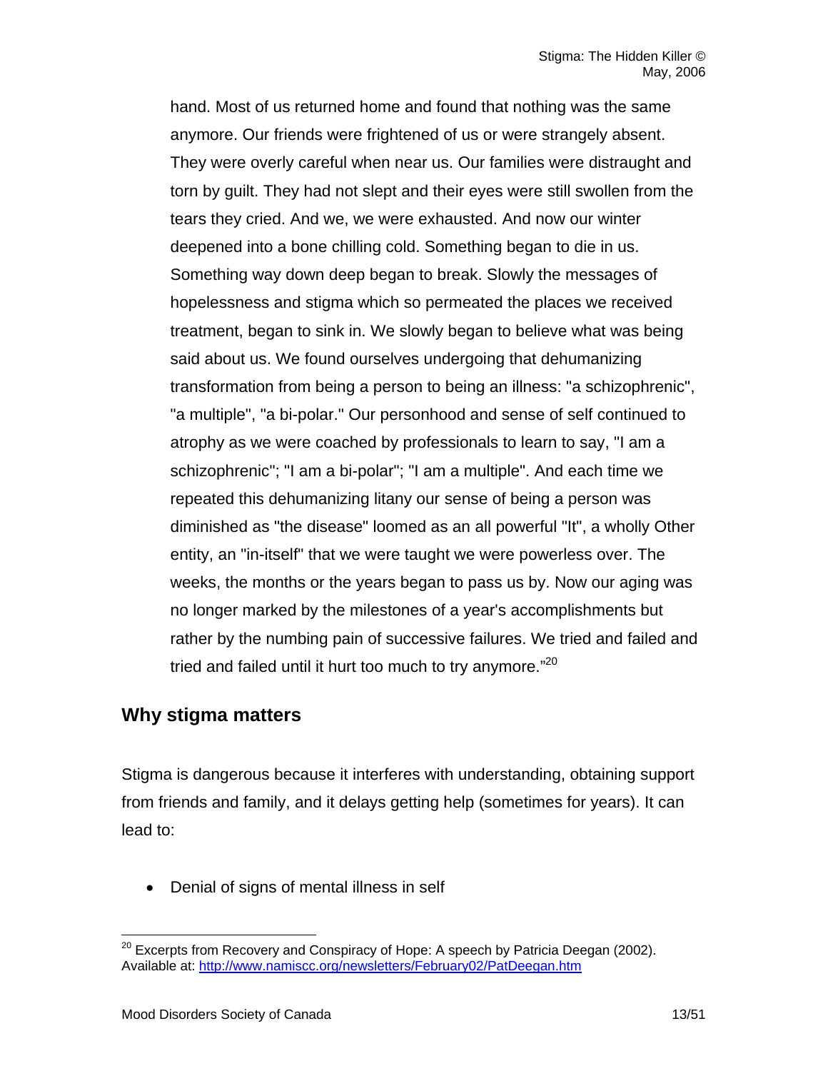hand. Most of us returned home and found that nothing was the same anymore. Our friends were frightened of us or were strangely absent. They were overly careful when near us. Our families were distraught and torn by guilt. They had not slept and their eyes were still swollen from the tears they cried. And we, we were exhausted. And now our winter deepened into a bone chilling cold. Something began to die in us. Something way down deep began to break. Slowly the messages of hopelessness and stigma which so permeated the places we received treatment, began to sink in. We slowly began to believe what was being said about us. We found ourselves undergoing that dehumanizing transformation from being a person to being an illness: "a schizophrenic", "a multiple", "a bi-polar." Our personhood and sense of self continued to atrophy as we were coached by professionals to learn to say, "I am a schizophrenic"; "I am a bi-polar"; "I am a multiple". And each time we repeated this dehumanizing litany our sense of being a person was diminished as "the disease" loomed as an all powerful "It", a wholly Other entity, an "in-itself" that we were taught we were powerless over. The weeks, the months or the years began to pass us by. Now our aging was no longer marked by the milestones of a year's accomplishments but rather by the numbing pain of successive failures. We tried and failed and tried and failed until it hurt too much to try anymore."[20]

## Why stigma matters

Stigma is dangerous because it interferes with understanding, obtaining support from friends and family, and it delays getting help (sometimes for years). It can lead to:

- Denial of signs of mental illness in self

---

[20] Excerpts from Recovery and Conspiracy of Hope: A speech by Patricia Deegan (2002). Available at: http://www.namiscc.org/newsletters/February02/PatDeegan.htm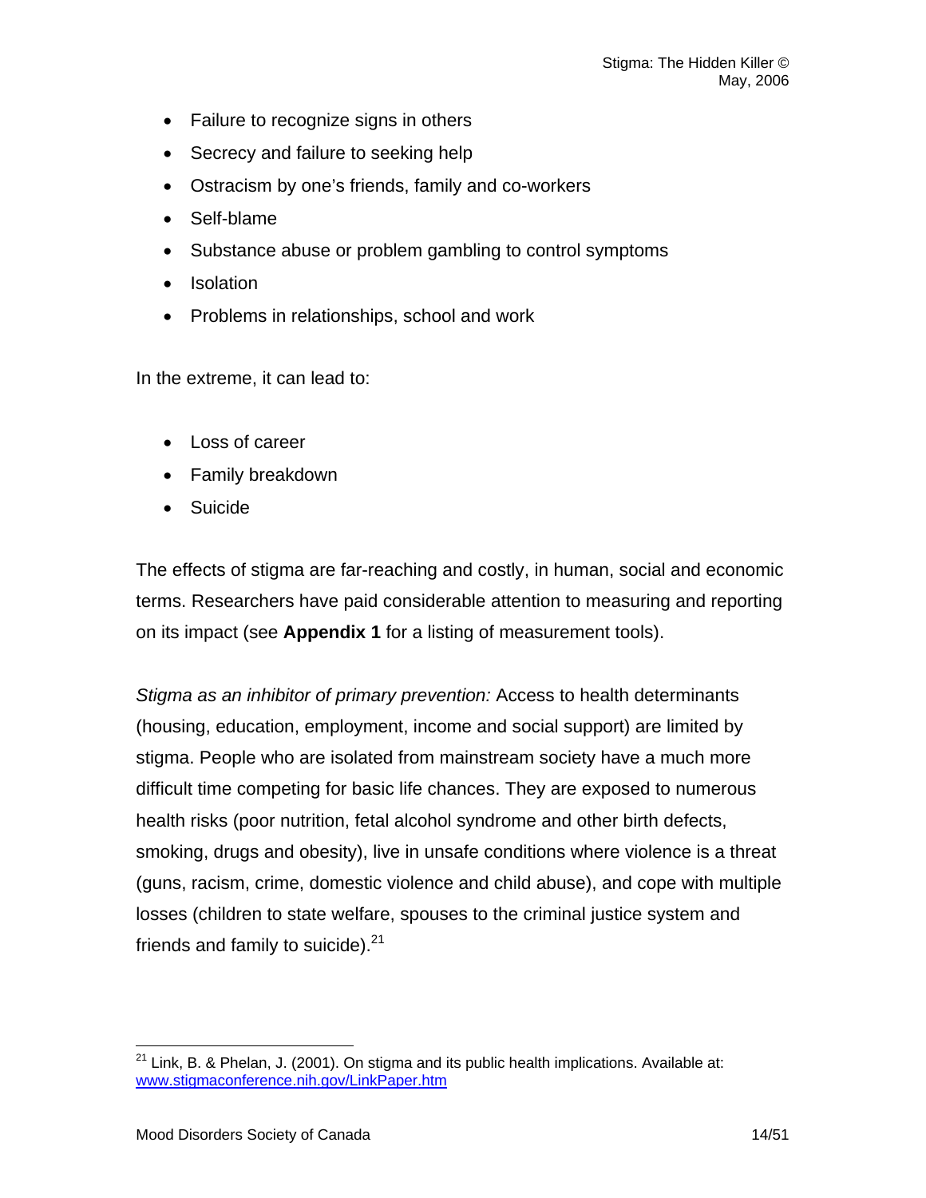- Failure to recognize signs in others
- Secrecy and failure to seeking help
- Ostracism by one's friends, family and co-workers
- Self-blame
- Substance abuse or problem gambling to control symptoms
- Isolation
- Problems in relationships, school and work

In the extreme, it can lead to:

- Loss of career
- Family breakdown
- Suicide

The effects of stigma are far-reaching and costly, in human, social and economic terms. Researchers have paid considerable attention to measuring and reporting on its impact (see **Appendix 1** for a listing of measurement tools).

*Stigma as an inhibitor of primary prevention:* Access to health determinants (housing, education, employment, income and social support) are limited by stigma. People who are isolated from mainstream society have a much more difficult time competing for basic life chances. They are exposed to numerous health risks (poor nutrition, fetal alcohol syndrome and other birth defects, smoking, drugs and obesity), live in unsafe conditions where violence is a threat (guns, racism, crime, domestic violence and child abuse), and cope with multiple losses (children to state welfare, spouses to the criminal justice system and friends and family to suicide).[21]

---

[21] Link, B. & Phelan, J. (2001). On stigma and its public health implications. Available at: www.stigmaconference.nih.gov/LinkPaper.htm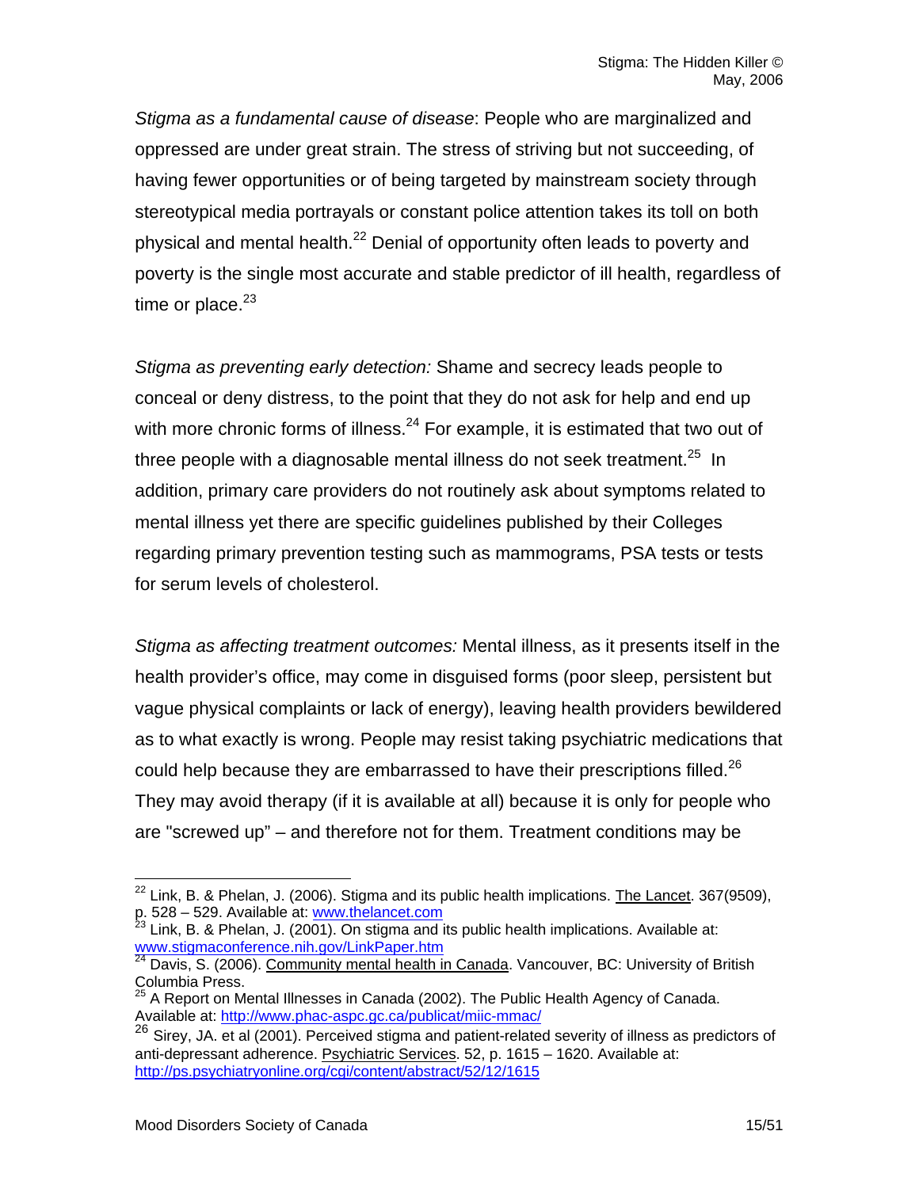*Stigma as a fundamental cause of disease*: People who are marginalized and oppressed are under great strain. The stress of striving but not succeeding, of having fewer opportunities or of being targeted by mainstream society through stereotypical media portrayals or constant police attention takes its toll on both physical and mental health.[22] Denial of opportunity often leads to poverty and poverty is the single most accurate and stable predictor of ill health, regardless of time or place.[23]

*Stigma as preventing early detection:* Shame and secrecy leads people to conceal or deny distress, to the point that they do not ask for help and end up with more chronic forms of illness.[24] For example, it is estimated that two out of three people with a diagnosable mental illness do not seek treatment.[25] In addition, primary care providers do not routinely ask about symptoms related to mental illness yet there are specific guidelines published by their Colleges regarding primary prevention testing such as mammograms, PSA tests or tests for serum levels of cholesterol.

*Stigma as affecting treatment outcomes:* Mental illness, as it presents itself in the health provider's office, may come in disguised forms (poor sleep, persistent but vague physical complaints or lack of energy), leaving health providers bewildered as to what exactly is wrong. People may resist taking psychiatric medications that could help because they are embarrassed to have their prescriptions filled.[26] They may avoid therapy (if it is available at all) because it is only for people who are "screwed up" – and therefore not for them. Treatment conditions may be

---

[22] Link, B. & Phelan, J. (2006). Stigma and its public health implications. The Lancet. 367(9509), p. 528 – 529. Available at: www.thelancet.com

[23] Link, B. & Phelan, J. (2001). On stigma and its public health implications. Available at: www.stigmaconference.nih.gov/LinkPaper.htm

[24] Davis, S. (2006). Community mental health in Canada. Vancouver, BC: University of British Columbia Press.

[25] A Report on Mental Illnesses in Canada (2002). The Public Health Agency of Canada. Available at: http://www.phac-aspc.gc.ca/publicat/miic-mmac/

[26] Sirey, JA. et al (2001). Perceived stigma and patient-related severity of illness as predictors of anti-depressant adherence. Psychiatric Services. 52, p. 1615 – 1620. Available at: http://ps.psychiatryonline.org/cgi/content/abstract/52/12/1615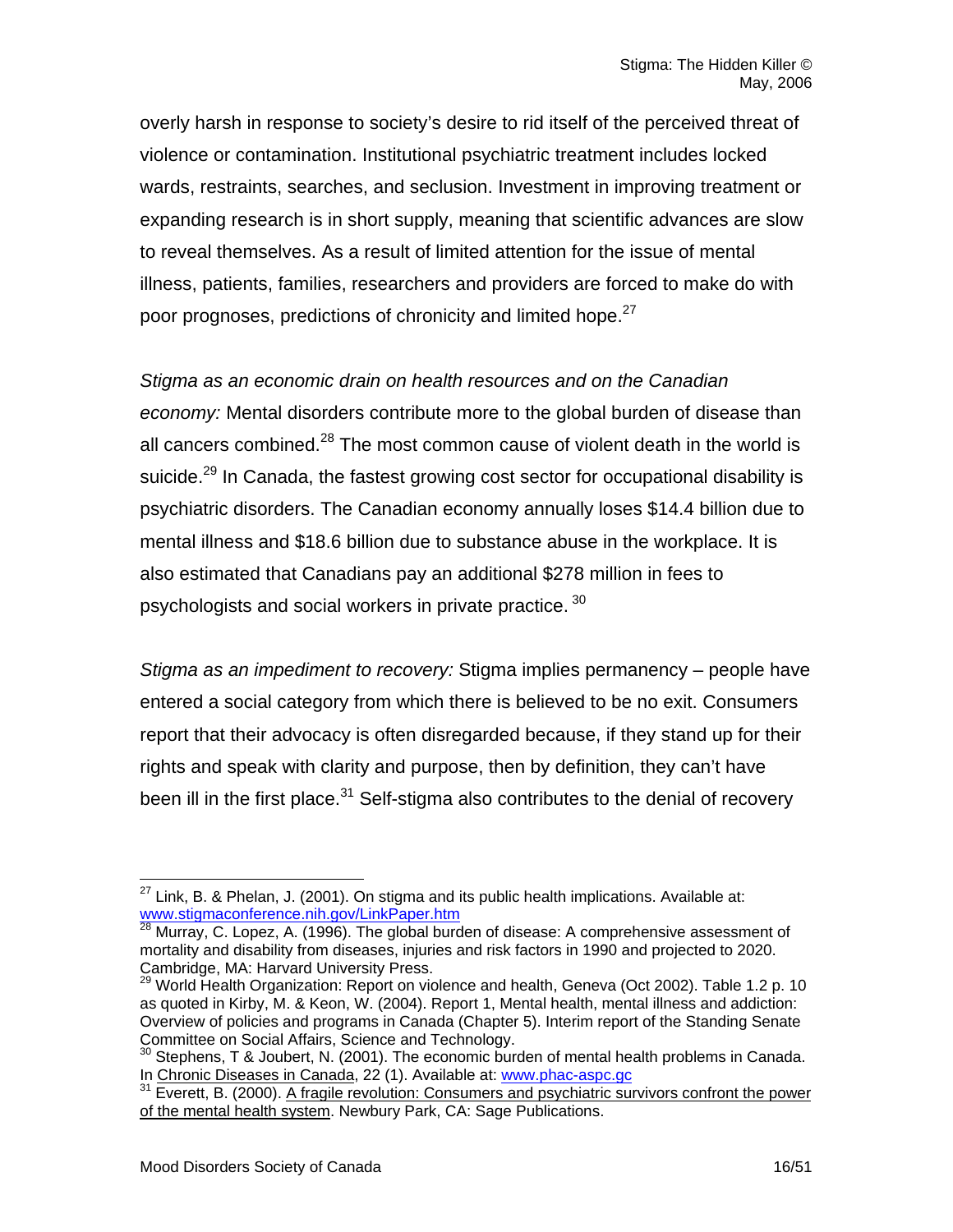overly harsh in response to society's desire to rid itself of the perceived threat of violence or contamination. Institutional psychiatric treatment includes locked wards, restraints, searches, and seclusion. Investment in improving treatment or expanding research is in short supply, meaning that scientific advances are slow to reveal themselves. As a result of limited attention for the issue of mental illness, patients, families, researchers and providers are forced to make do with poor prognoses, predictions of chronicity and limited hope.[27]

*Stigma as an economic drain on health resources and on the Canadian economy:* Mental disorders contribute more to the global burden of disease than all cancers combined.[28] The most common cause of violent death in the world is suicide.[29] In Canada, the fastest growing cost sector for occupational disability is psychiatric disorders. The Canadian economy annually loses $14.4 billion due to mental illness and $18.6 billion due to substance abuse in the workplace. It is also estimated that Canadians pay an additional $278 million in fees to psychologists and social workers in private practice. [30]

*Stigma as an impediment to recovery:* Stigma implies permanency – people have entered a social category from which there is believed to be no exit. Consumers report that their advocacy is often disregarded because, if they stand up for their rights and speak with clarity and purpose, then by definition, they can't have been ill in the first place.[31] Self-stigma also contributes to the denial of recovery

---

[27] Link, B. & Phelan, J. (2001). On stigma and its public health implications. Available at: www.stigmaconference.nih.gov/LinkPaper.htm

[28] Murray, C. Lopez, A. (1996). The global burden of disease: A comprehensive assessment of mortality and disability from diseases, injuries and risk factors in 1990 and projected to 2020. Cambridge, MA: Harvard University Press.

[29] World Health Organization: Report on violence and health, Geneva (Oct 2002). Table 1.2 p. 10 as quoted in Kirby, M. & Keon, W. (2004). Report 1, Mental health, mental illness and addiction: Overview of policies and programs in Canada (Chapter 5). Interim report of the Standing Senate Committee on Social Affairs, Science and Technology.

[30] Stephens, T & Joubert, N. (2001). The economic burden of mental health problems in Canada. In Chronic Diseases in Canada, 22 (1). Available at: www.phac-aspc.gc

[31] Everett, B. (2000). A fragile revolution: Consumers and psychiatric survivors confront the power of the mental health system. Newbury Park, CA: Sage Publications.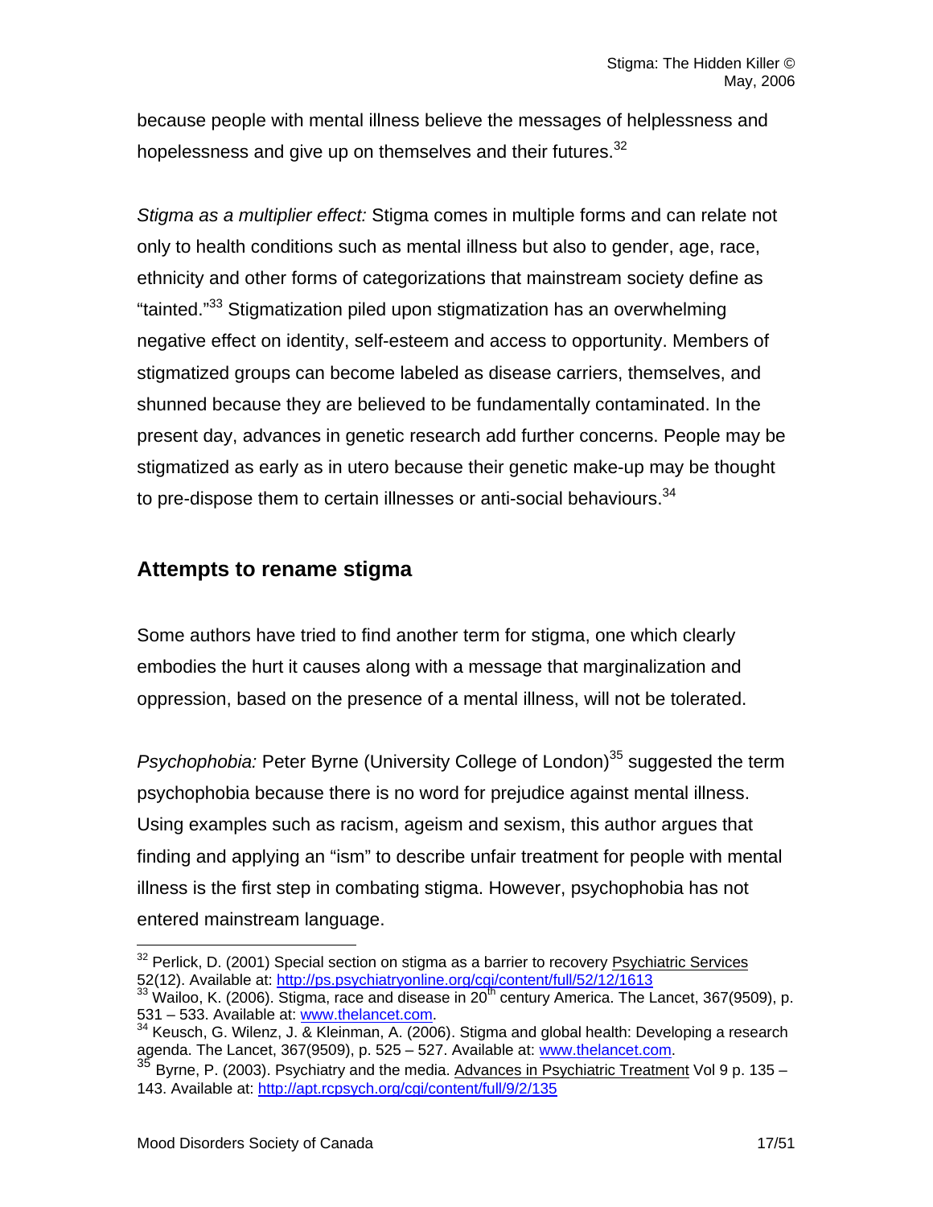because people with mental illness believe the messages of helplessness and hopelessness and give up on themselves and their futures.[32]

*Stigma as a multiplier effect:* Stigma comes in multiple forms and can relate not only to health conditions such as mental illness but also to gender, age, race, ethnicity and other forms of categorizations that mainstream society define as "tainted."[33] Stigmatization piled upon stigmatization has an overwhelming negative effect on identity, self-esteem and access to opportunity. Members of stigmatized groups can become labeled as disease carriers, themselves, and shunned because they are believed to be fundamentally contaminated. In the present day, advances in genetic research add further concerns. People may be stigmatized as early as in utero because their genetic make-up may be thought to pre-dispose them to certain illnesses or anti-social behaviours.[34]

## Attempts to rename stigma

Some authors have tried to find another term for stigma, one which clearly embodies the hurt it causes along with a message that marginalization and oppression, based on the presence of a mental illness, will not be tolerated.

*Psychophobia:* Peter Byrne (University College of London)[35] suggested the term psychophobia because there is no word for prejudice against mental illness. Using examples such as racism, ageism and sexism, this author argues that finding and applying an "ism" to describe unfair treatment for people with mental illness is the first step in combating stigma. However, psychophobia has not entered mainstream language.

---

[32] Perlick, D. (2001) Special section on stigma as a barrier to recovery Psychiatric Services 52(12). Available at: http://ps.psychiatryonline.org/cgi/content/full/52/12/1613

[33] Wailoo, K. (2006). Stigma, race and disease in 20th century America. The Lancet, 367(9509), p. 531 – 533. Available at: www.thelancet.com.

[34] Keusch, G. Wilenz, J. & Kleinman, A. (2006). Stigma and global health: Developing a research agenda. The Lancet, 367(9509), p. 525 – 527. Available at: www.thelancet.com.

[35] Byrne, P. (2003). Psychiatry and the media. Advances in Psychiatric Treatment Vol 9 p. 135 – 143. Available at: http://apt.rcpsych.org/cgi/content/full/9/2/135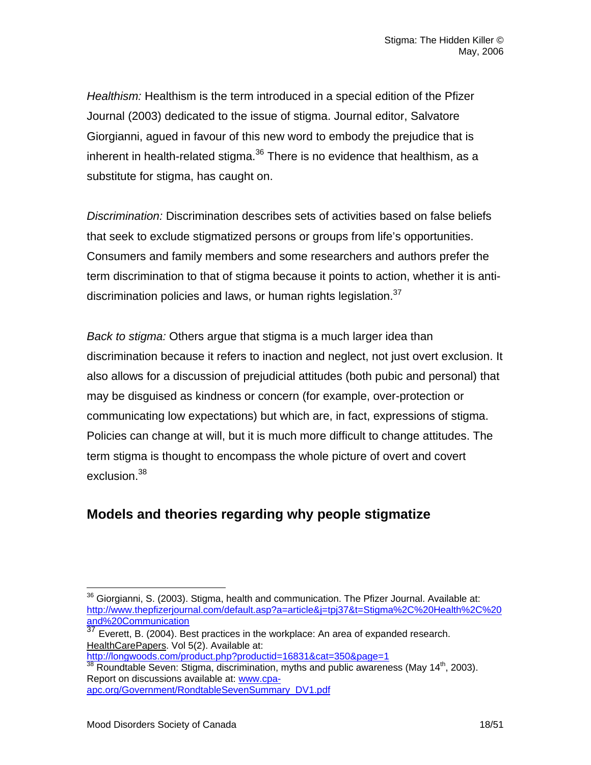*Healthism:* Healthism is the term introduced in a special edition of the Pfizer Journal (2003) dedicated to the issue of stigma. Journal editor, Salvatore Giorgianni, agued in favour of this new word to embody the prejudice that is inherent in health-related stigma.[36] There is no evidence that healthism, as a substitute for stigma, has caught on.

*Discrimination:* Discrimination describes sets of activities based on false beliefs that seek to exclude stigmatized persons or groups from life's opportunities. Consumers and family members and some researchers and authors prefer the term discrimination to that of stigma because it points to action, whether it is anti-discrimination policies and laws, or human rights legislation.[37]

*Back to stigma:* Others argue that stigma is a much larger idea than discrimination because it refers to inaction and neglect, not just overt exclusion. It also allows for a discussion of prejudicial attitudes (both pubic and personal) that may be disguised as kindness or concern (for example, over-protection or communicating low expectations) but which are, in fact, expressions of stigma. Policies can change at will, but it is much more difficult to change attitudes. The term stigma is thought to encompass the whole picture of overt and covert exclusion.[38]

## Models and theories regarding why people stigmatize

---

[36] Giorgianni, S. (2003). Stigma, health and communication. The Pfizer Journal. Available at: http://www.thepfizerjournal.com/default.asp?a=article&j=tpj37&t=Stigma%2C%20Health%2C%20and%20Communication

[37] Everett, B. (2004). Best practices in the workplace: An area of expanded research. HealthCarePapers. Vol 5(2). Available at: http://longwoods.com/product.php?productid=16831&cat=350&page=1

[38] Roundtable Seven: Stigma, discrimination, myths and public awareness (May 14th, 2003). Report on discussions available at: www.cpa-apc.org/Government/RondtableSevenSummary_DV1.pdf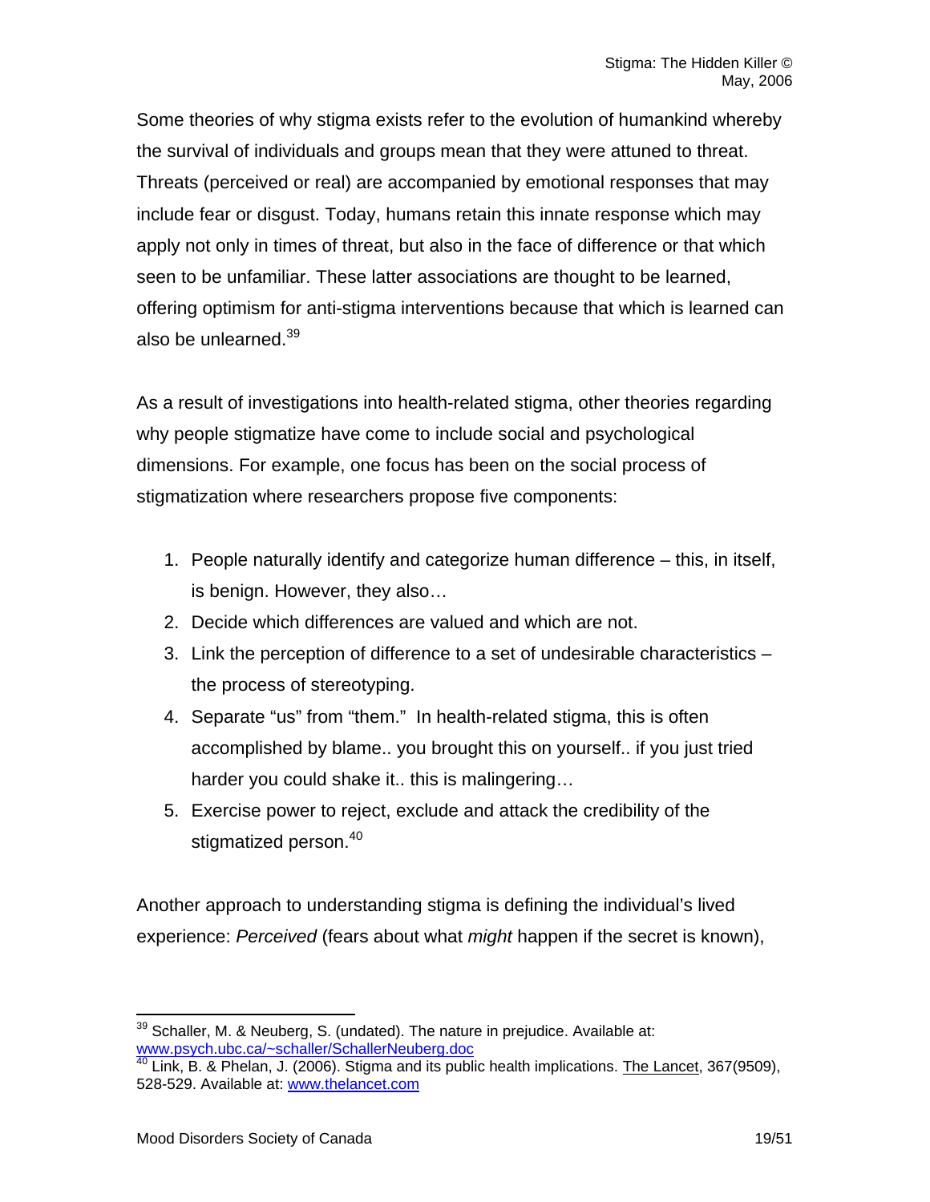Some theories of why stigma exists refer to the evolution of humankind whereby the survival of individuals and groups mean that they were attuned to threat. Threats (perceived or real) are accompanied by emotional responses that may include fear or disgust. Today, humans retain this innate response which may apply not only in times of threat, but also in the face of difference or that which seen to be unfamiliar. These latter associations are thought to be learned, offering optimism for anti-stigma interventions because that which is learned can also be unlearned.[39]

As a result of investigations into health-related stigma, other theories regarding why people stigmatize have come to include social and psychological dimensions. For example, one focus has been on the social process of stigmatization where researchers propose five components:

1. People naturally identify and categorize human difference – this, in itself, is benign. However, they also…
2. Decide which differences are valued and which are not.
3. Link the perception of difference to a set of undesirable characteristics – the process of stereotyping.
4. Separate "us" from "them." In health-related stigma, this is often accomplished by blame.. you brought this on yourself.. if you just tried harder you could shake it.. this is malingering…
5. Exercise power to reject, exclude and attack the credibility of the stigmatized person.[40]

Another approach to understanding stigma is defining the individual's lived experience: *Perceived* (fears about what *might* happen if the secret is known),

---

[39] Schaller, M. & Neuberg, S. (undated). The nature in prejudice. Available at: www.psych.ubc.ca/~schaller/SchallerNeuberg.doc

[40] Link, B. & Phelan, J. (2006). Stigma and its public health implications. The Lancet, 367(9509), 528-529. Available at: www.thelancet.com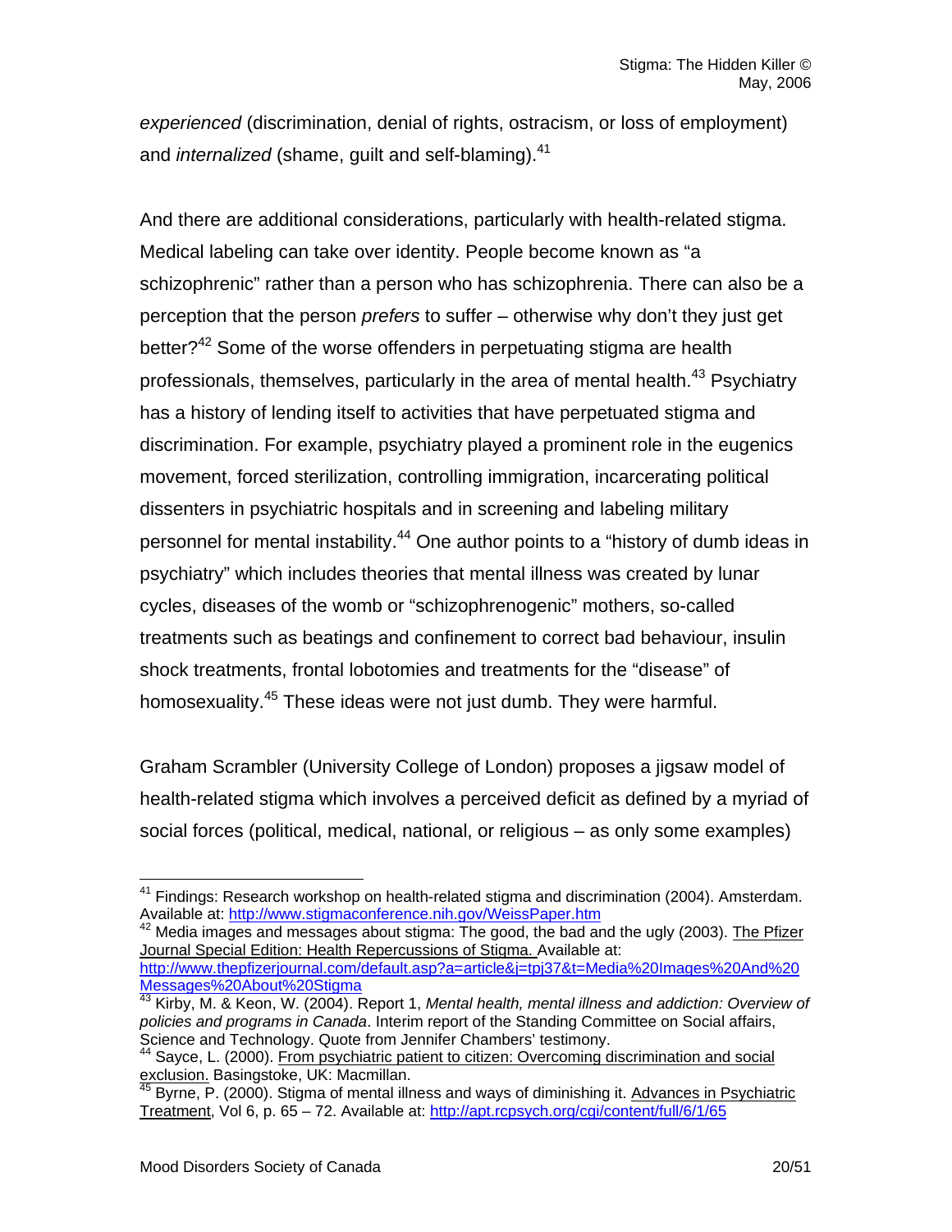*experienced* (discrimination, denial of rights, ostracism, or loss of employment) and *internalized* (shame, guilt and self-blaming).[41]

And there are additional considerations, particularly with health-related stigma. Medical labeling can take over identity. People become known as "a schizophrenic" rather than a person who has schizophrenia. There can also be a perception that the person *prefers* to suffer – otherwise why don't they just get better?[42] Some of the worse offenders in perpetuating stigma are health professionals, themselves, particularly in the area of mental health.[43] Psychiatry has a history of lending itself to activities that have perpetuated stigma and discrimination. For example, psychiatry played a prominent role in the eugenics movement, forced sterilization, controlling immigration, incarcerating political dissenters in psychiatric hospitals and in screening and labeling military personnel for mental instability.[44] One author points to a "history of dumb ideas in psychiatry" which includes theories that mental illness was created by lunar cycles, diseases of the womb or "schizophrenogenic" mothers, so-called treatments such as beatings and confinement to correct bad behaviour, insulin shock treatments, frontal lobotomies and treatments for the "disease" of homosexuality.[45] These ideas were not just dumb. They were harmful.

Graham Scrambler (University College of London) proposes a jigsaw model of health-related stigma which involves a perceived deficit as defined by a myriad of social forces (political, medical, national, or religious – as only some examples)

---

[41] Findings: Research workshop on health-related stigma and discrimination (2004). Amsterdam. Available at: http://www.stigmaconference.nih.gov/WeissPaper.htm

[42] Media images and messages about stigma: The good, the bad and the ugly (2003). The Pfizer Journal Special Edition: Health Repercussions of Stigma. Available at: http://www.thepfizerjournal.com/default.asp?a=article&j=tpj37&t=Media%20Images%20And%20Messages%20About%20Stigma

[43] Kirby, M. & Keon, W. (2004). Report 1, *Mental health, mental illness and addiction: Overview of policies and programs in Canada*. Interim report of the Standing Committee on Social affairs, Science and Technology. Quote from Jennifer Chambers' testimony.

[44] Sayce, L. (2000). From psychiatric patient to citizen: Overcoming discrimination and social exclusion. Basingstoke, UK: Macmillan.

[45] Byrne, P. (2000). Stigma of mental illness and ways of diminishing it. Advances in Psychiatric Treatment, Vol 6, p. 65 – 72. Available at: http://apt.rcpsych.org/cgi/content/full/6/1/65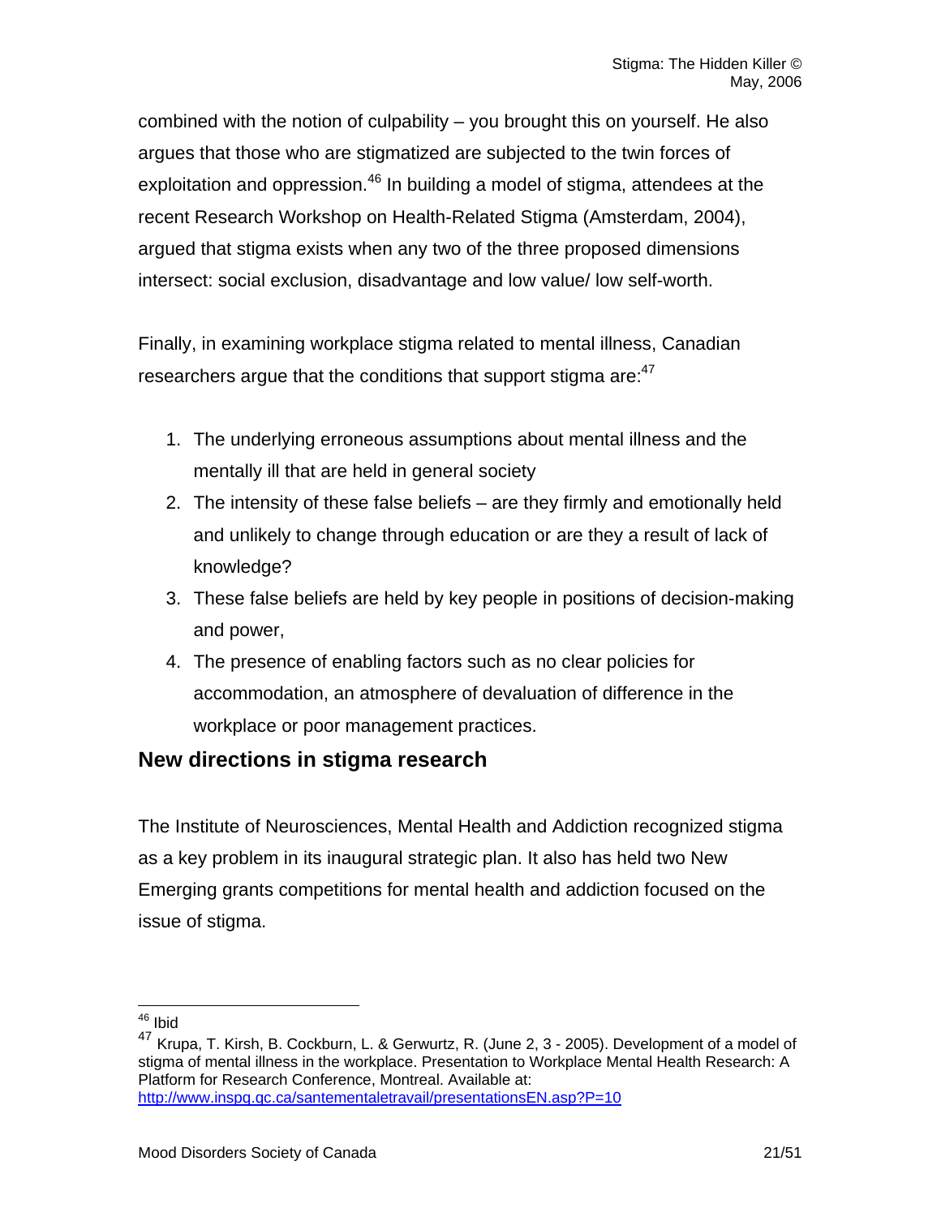combined with the notion of culpability – you brought this on yourself. He also argues that those who are stigmatized are subjected to the twin forces of exploitation and oppression.[46] In building a model of stigma, attendees at the recent Research Workshop on Health-Related Stigma (Amsterdam, 2004), argued that stigma exists when any two of the three proposed dimensions intersect: social exclusion, disadvantage and low value/ low self-worth.

Finally, in examining workplace stigma related to mental illness, Canadian researchers argue that the conditions that support stigma are:[47]

1. The underlying erroneous assumptions about mental illness and the mentally ill that are held in general society
2. The intensity of these false beliefs – are they firmly and emotionally held and unlikely to change through education or are they a result of lack of knowledge?
3. These false beliefs are held by key people in positions of decision-making and power,
4. The presence of enabling factors such as no clear policies for accommodation, an atmosphere of devaluation of difference in the workplace or poor management practices.

## New directions in stigma research

The Institute of Neurosciences, Mental Health and Addiction recognized stigma as a key problem in its inaugural strategic plan. It also has held two New Emerging grants competitions for mental health and addiction focused on the issue of stigma.

---

[46] Ibid

[47] Krupa, T. Kirsh, B. Cockburn, L. & Gerwurtz, R. (June 2, 3 - 2005). Development of a model of stigma of mental illness in the workplace. Presentation to Workplace Mental Health Research: A Platform for Research Conference, Montreal. Available at: http://www.inspq.qc.ca/santementaletravail/presentationsEN.asp?P=10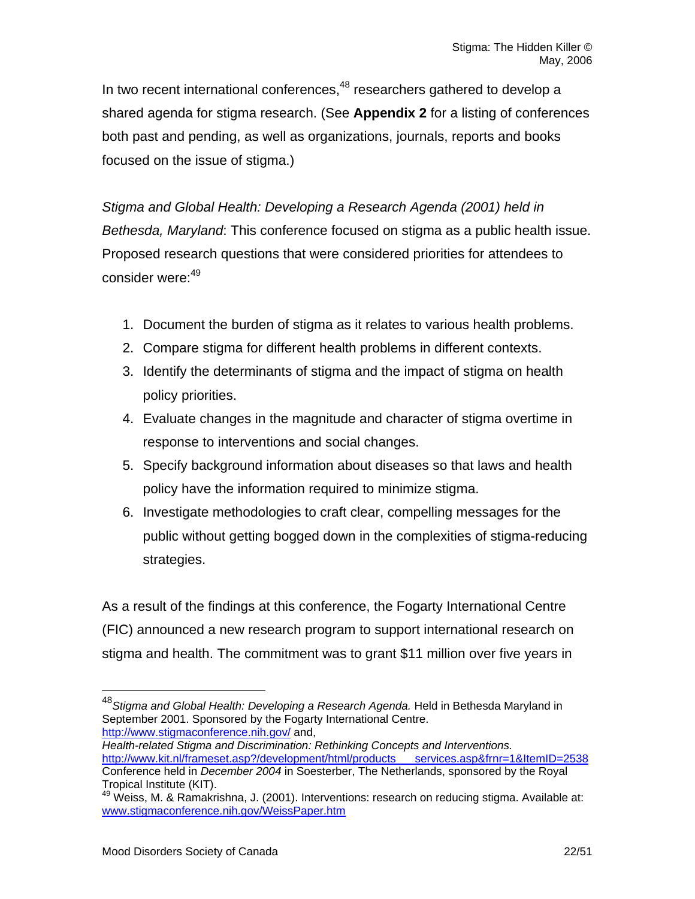In two recent international conferences,[48] researchers gathered to develop a shared agenda for stigma research. (See **Appendix 2** for a listing of conferences both past and pending, as well as organizations, journals, reports and books focused on the issue of stigma.)

*Stigma and Global Health: Developing a Research Agenda (2001) held in Bethesda, Maryland*: This conference focused on stigma as a public health issue. Proposed research questions that were considered priorities for attendees to consider were:[49]

1. Document the burden of stigma as it relates to various health problems.
2. Compare stigma for different health problems in different contexts.
3. Identify the determinants of stigma and the impact of stigma on health policy priorities.
4. Evaluate changes in the magnitude and character of stigma overtime in response to interventions and social changes.
5. Specify background information about diseases so that laws and health policy have the information required to minimize stigma.
6. Investigate methodologies to craft clear, compelling messages for the public without getting bogged down in the complexities of stigma-reducing strategies.

As a result of the findings at this conference, the Fogarty International Centre (FIC) announced a new research program to support international research on stigma and health. The commitment was to grant $11 million over five years in

---

[48] *Stigma and Global Health: Developing a Research Agenda.* Held in Bethesda Maryland in September 2001. Sponsored by the Fogarty International Centre. http://www.stigmaconference.nih.gov/ and,
*Health-related Stigma and Discrimination: Rethinking Concepts and Interventions.* http://www.kit.nl/frameset.asp?/development/html/products___services.asp&frnr=1&ItemID=2538 Conference held in *December 2004* in Soesterber, The Netherlands, sponsored by the Royal Tropical Institute (KIT).

[49] Weiss, M. & Ramakrishna, J. (2001). Interventions: research on reducing stigma. Available at: www.stigmaconference.nih.gov/WeissPaper.htm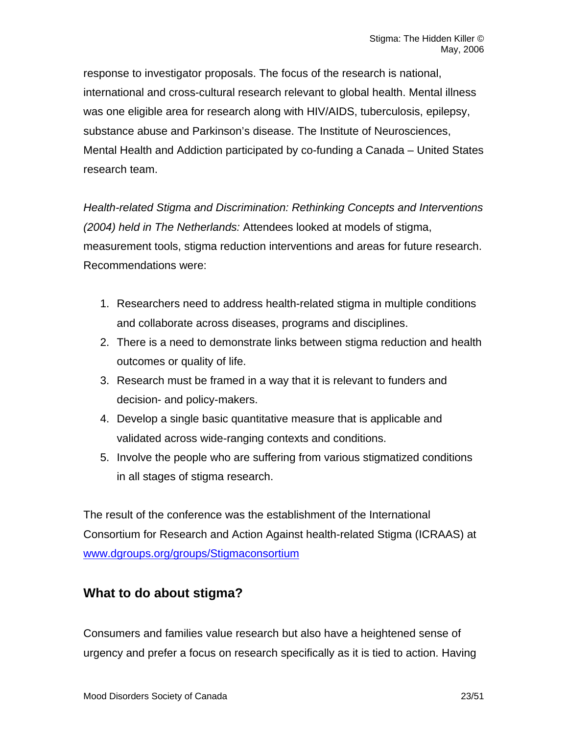response to investigator proposals. The focus of the research is national, international and cross-cultural research relevant to global health. Mental illness was one eligible area for research along with HIV/AIDS, tuberculosis, epilepsy, substance abuse and Parkinson's disease. The Institute of Neurosciences, Mental Health and Addiction participated by co-funding a Canada – United States research team.

*Health-related Stigma and Discrimination: Rethinking Concepts and Interventions (2004) held in The Netherlands:* Attendees looked at models of stigma, measurement tools, stigma reduction interventions and areas for future research. Recommendations were:

1. Researchers need to address health-related stigma in multiple conditions and collaborate across diseases, programs and disciplines.
2. There is a need to demonstrate links between stigma reduction and health outcomes or quality of life.
3. Research must be framed in a way that it is relevant to funders and decision- and policy-makers.
4. Develop a single basic quantitative measure that is applicable and validated across wide-ranging contexts and conditions.
5. Involve the people who are suffering from various stigmatized conditions in all stages of stigma research.

The result of the conference was the establishment of the International Consortium for Research and Action Against health-related Stigma (ICRAAS) at [www.dgroups.org/groups/Stigmaconsortium](www.dgroups.org/groups/Stigmaconsortium)

## What to do about stigma?

Consumers and families value research but also have a heightened sense of urgency and prefer a focus on research specifically as it is tied to action. Having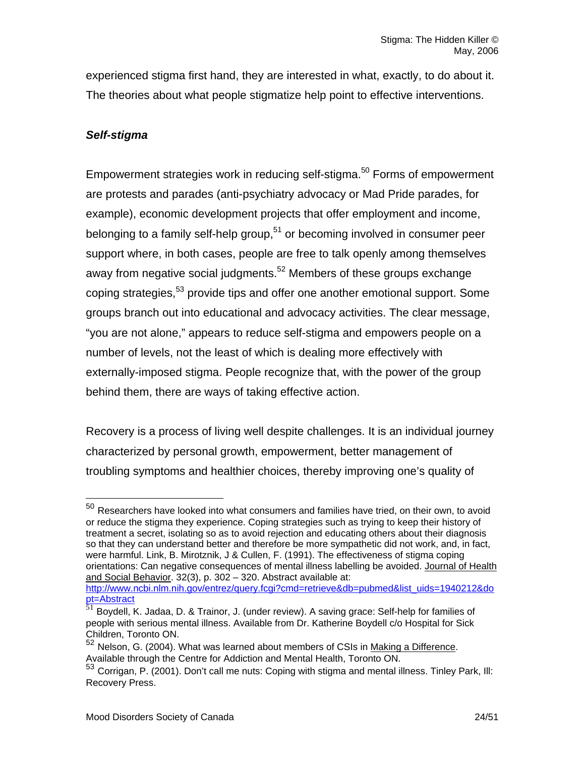experienced stigma first hand, they are interested in what, exactly, to do about it. The theories about what people stigmatize help point to effective interventions.

***Self-stigma***

Empowerment strategies work in reducing self-stigma.[50] Forms of empowerment are protests and parades (anti-psychiatry advocacy or Mad Pride parades, for example), economic development projects that offer employment and income, belonging to a family self-help group,[51] or becoming involved in consumer peer support where, in both cases, people are free to talk openly among themselves away from negative social judgments.[52] Members of these groups exchange coping strategies,[53] provide tips and offer one another emotional support. Some groups branch out into educational and advocacy activities. The clear message, "you are not alone," appears to reduce self-stigma and empowers people on a number of levels, not the least of which is dealing more effectively with externally-imposed stigma. People recognize that, with the power of the group behind them, there are ways of taking effective action.

Recovery is a process of living well despite challenges. It is an individual journey characterized by personal growth, empowerment, better management of troubling symptoms and healthier choices, thereby improving one's quality of

---

[50] Researchers have looked into what consumers and families have tried, on their own, to avoid or reduce the stigma they experience. Coping strategies such as trying to keep their history of treatment a secret, isolating so as to avoid rejection and educating others about their diagnosis so that they can understand better and therefore be more sympathetic did not work, and, in fact, were harmful. Link, B. Mirotznik, J & Cullen, F. (1991). The effectiveness of stigma coping orientations: Can negative consequences of mental illness labelling be avoided. Journal of Health and Social Behavior. 32(3), p. 302 – 320. Abstract available at: http://www.ncbi.nlm.nih.gov/entrez/query.fcgi?cmd=retrieve&db=pubmed&list_uids=1940212&dopt=Abstract

[51] Boydell, K. Jadaa, D. & Trainor, J. (under review). A saving grace: Self-help for families of people with serious mental illness. Available from Dr. Katherine Boydell c/o Hospital for Sick Children, Toronto ON.

[52] Nelson, G. (2004). What was learned about members of CSIs in Making a Difference. Available through the Centre for Addiction and Mental Health, Toronto ON.

[53] Corrigan, P. (2001). Don't call me nuts: Coping with stigma and mental illness. Tinley Park, Ill: Recovery Press.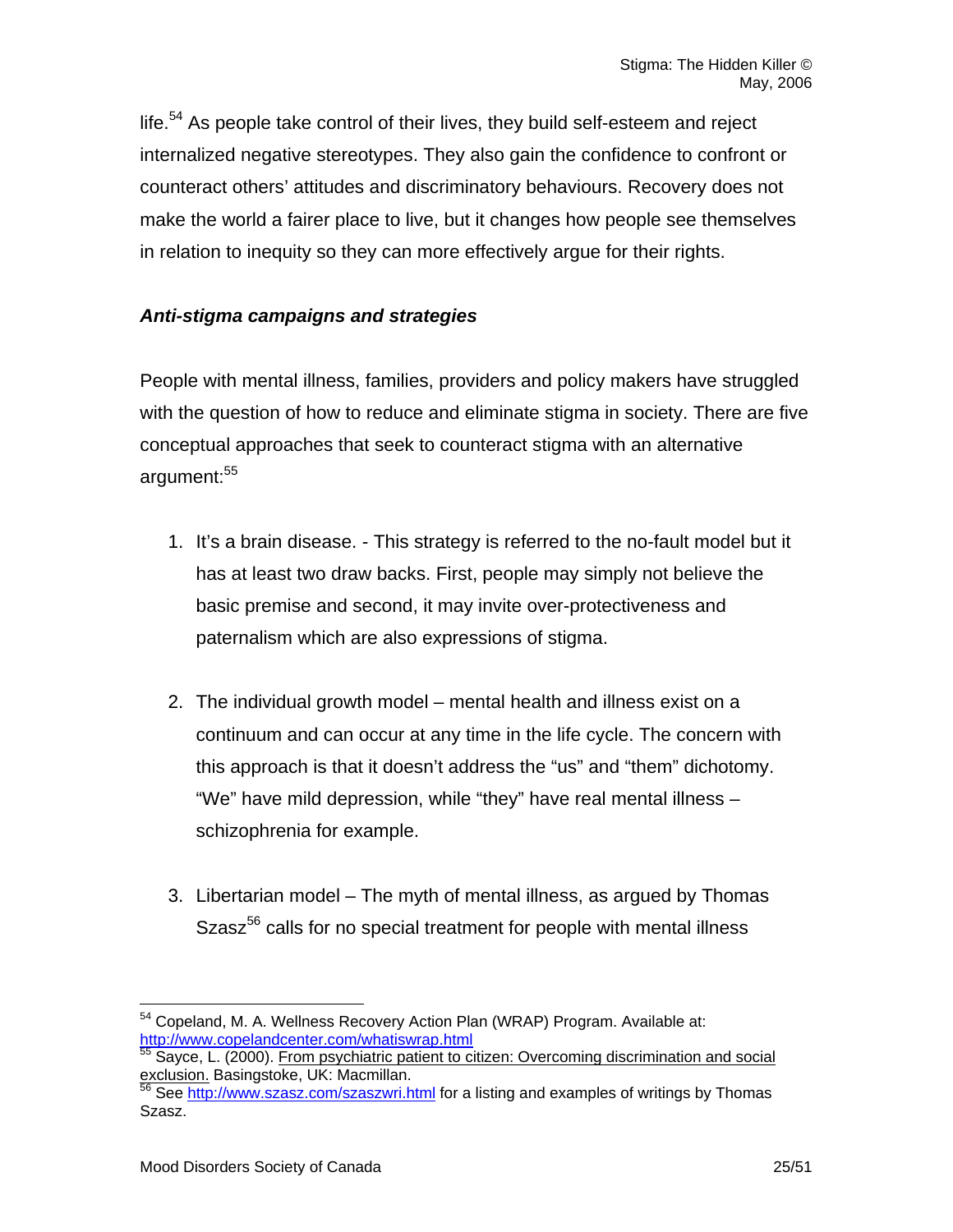life.[54] As people take control of their lives, they build self-esteem and reject internalized negative stereotypes. They also gain the confidence to confront or counteract others' attitudes and discriminatory behaviours. Recovery does not make the world a fairer place to live, but it changes how people see themselves in relation to inequity so they can more effectively argue for their rights.

### *Anti-stigma campaigns and strategies*

People with mental illness, families, providers and policy makers have struggled with the question of how to reduce and eliminate stigma in society. There are five conceptual approaches that seek to counteract stigma with an alternative argument:[55]

1. It's a brain disease. - This strategy is referred to the no-fault model but it has at least two draw backs. First, people may simply not believe the basic premise and second, it may invite over-protectiveness and paternalism which are also expressions of stigma.

2. The individual growth model – mental health and illness exist on a continuum and can occur at any time in the life cycle. The concern with this approach is that it doesn't address the "us" and "them" dichotomy. "We" have mild depression, while "they" have real mental illness – schizophrenia for example.

3. Libertarian model – The myth of mental illness, as argued by Thomas Szasz[56] calls for no special treatment for people with mental illness

---

[54] Copeland, M. A. Wellness Recovery Action Plan (WRAP) Program. Available at: http://www.copelandcenter.com/whatiswrap.html

[55] Sayce, L. (2000). From psychiatric patient to citizen: Overcoming discrimination and social exclusion. Basingstoke, UK: Macmillan.

[56] See http://www.szasz.com/szaszwri.html for a listing and examples of writings by Thomas Szasz.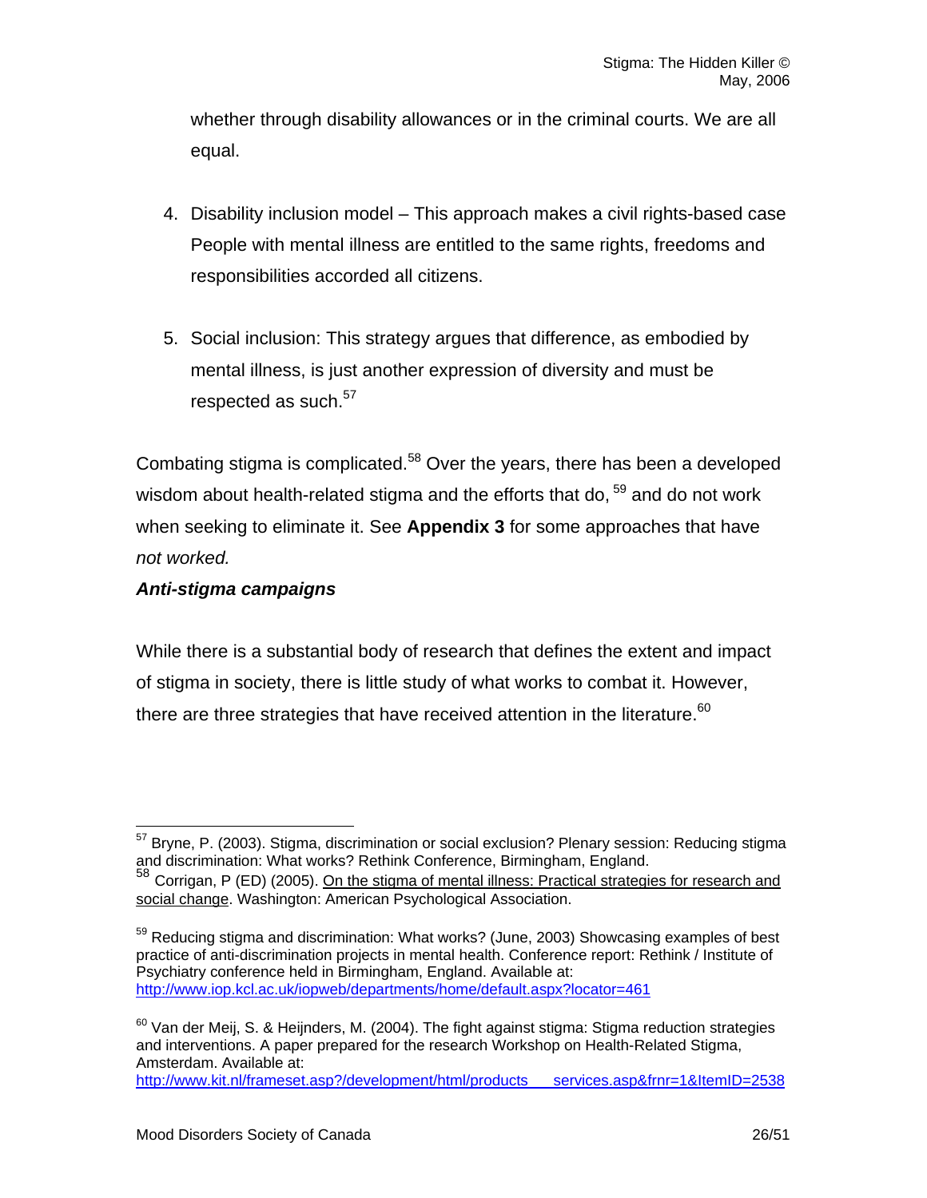whether through disability allowances or in the criminal courts. We are all equal.

4. Disability inclusion model – This approach makes a civil rights-based case People with mental illness are entitled to the same rights, freedoms and responsibilities accorded all citizens.

5. Social inclusion: This strategy argues that difference, as embodied by mental illness, is just another expression of diversity and must be respected as such.[57]

Combating stigma is complicated.[58] Over the years, there has been a developed wisdom about health-related stigma and the efforts that do, [59] and do not work when seeking to eliminate it. See **Appendix 3** for some approaches that have *not worked.*

***Anti-stigma campaigns***

While there is a substantial body of research that defines the extent and impact of stigma in society, there is little study of what works to combat it. However, there are three strategies that have received attention in the literature.[60]

---

[57] Bryne, P. (2003). Stigma, discrimination or social exclusion? Plenary session: Reducing stigma and discrimination: What works? Rethink Conference, Birmingham, England.

[58] Corrigan, P (ED) (2005). On the stigma of mental illness: Practical strategies for research and social change. Washington: American Psychological Association.

[59] Reducing stigma and discrimination: What works? (June, 2003) Showcasing examples of best practice of anti-discrimination projects in mental health. Conference report: Rethink / Institute of Psychiatry conference held in Birmingham, England. Available at: http://www.iop.kcl.ac.uk/iopweb/departments/home/default.aspx?locator=461

[60] Van der Meij, S. & Heijnders, M. (2004). The fight against stigma: Stigma reduction strategies and interventions. A paper prepared for the research Workshop on Health-Related Stigma, Amsterdam. Available at: http://www.kit.nl/frameset.asp?/development/html/products___services.asp&frnr=1&ItemID=2538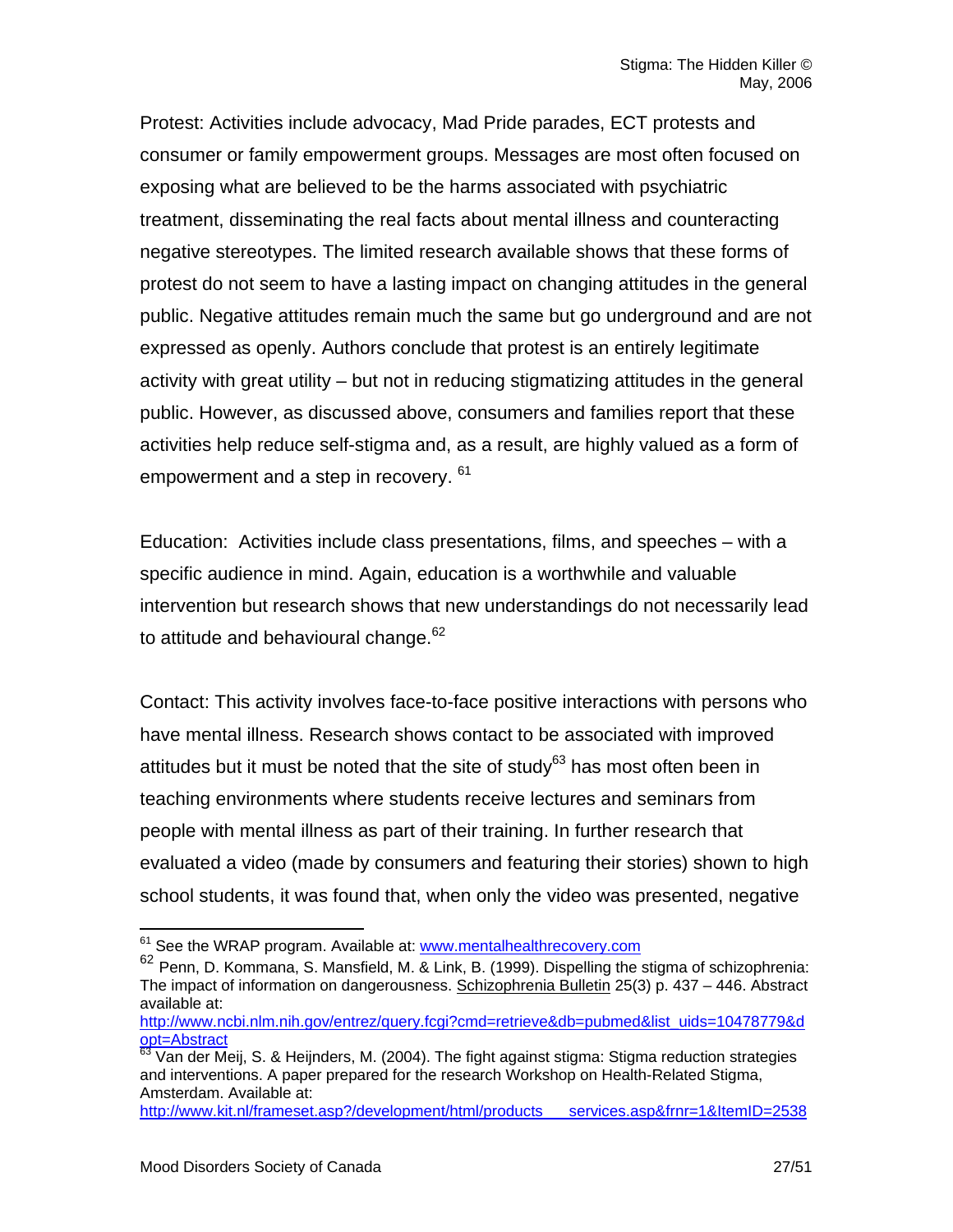Protest: Activities include advocacy, Mad Pride parades, ECT protests and consumer or family empowerment groups. Messages are most often focused on exposing what are believed to be the harms associated with psychiatric treatment, disseminating the real facts about mental illness and counteracting negative stereotypes. The limited research available shows that these forms of protest do not seem to have a lasting impact on changing attitudes in the general public. Negative attitudes remain much the same but go underground and are not expressed as openly. Authors conclude that protest is an entirely legitimate activity with great utility – but not in reducing stigmatizing attitudes in the general public. However, as discussed above, consumers and families report that these activities help reduce self-stigma and, as a result, are highly valued as a form of empowerment and a step in recovery. [61]

Education: Activities include class presentations, films, and speeches – with a specific audience in mind. Again, education is a worthwhile and valuable intervention but research shows that new understandings do not necessarily lead to attitude and behavioural change.[62]

Contact: This activity involves face-to-face positive interactions with persons who have mental illness. Research shows contact to be associated with improved attitudes but it must be noted that the site of study[63] has most often been in teaching environments where students receive lectures and seminars from people with mental illness as part of their training. In further research that evaluated a video (made by consumers and featuring their stories) shown to high school students, it was found that, when only the video was presented, negative

---

[61] See the WRAP program. Available at: www.mentalhealthrecovery.com

[62] Penn, D. Kommana, S. Mansfield, M. & Link, B. (1999). Dispelling the stigma of schizophrenia: The impact of information on dangerousness. Schizophrenia Bulletin 25(3) p. 437 – 446. Abstract available at: http://www.ncbi.nlm.nih.gov/entrez/query.fcgi?cmd=retrieve&db=pubmed&list_uids=10478779&dopt=Abstract

[63] Van der Meij, S. & Heijnders, M. (2004). The fight against stigma: Stigma reduction strategies and interventions. A paper prepared for the research Workshop on Health-Related Stigma, Amsterdam. Available at: http://www.kit.nl/frameset.asp?/development/html/products___services.asp&frnr=1&ItemID=2538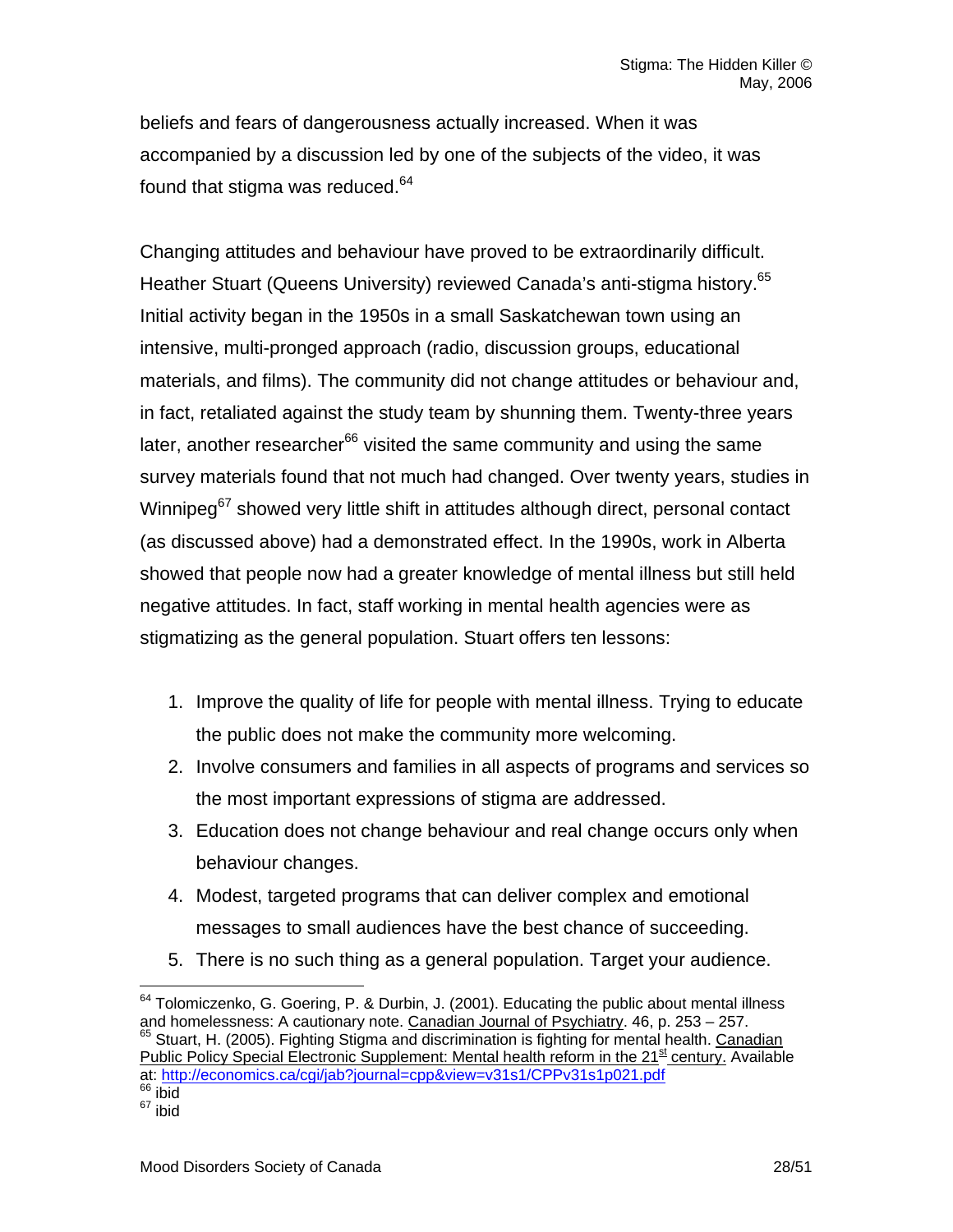beliefs and fears of dangerousness actually increased. When it was accompanied by a discussion led by one of the subjects of the video, it was found that stigma was reduced.[64]

Changing attitudes and behaviour have proved to be extraordinarily difficult. Heather Stuart (Queens University) reviewed Canada's anti-stigma history.[65] Initial activity began in the 1950s in a small Saskatchewan town using an intensive, multi-pronged approach (radio, discussion groups, educational materials, and films). The community did not change attitudes or behaviour and, in fact, retaliated against the study team by shunning them. Twenty-three years later, another researcher[66] visited the same community and using the same survey materials found that not much had changed. Over twenty years, studies in Winnipeg[67] showed very little shift in attitudes although direct, personal contact (as discussed above) had a demonstrated effect. In the 1990s, work in Alberta showed that people now had a greater knowledge of mental illness but still held negative attitudes. In fact, staff working in mental health agencies were as stigmatizing as the general population. Stuart offers ten lessons:

1. Improve the quality of life for people with mental illness. Trying to educate the public does not make the community more welcoming.
2. Involve consumers and families in all aspects of programs and services so the most important expressions of stigma are addressed.
3. Education does not change behaviour and real change occurs only when behaviour changes.
4. Modest, targeted programs that can deliver complex and emotional messages to small audiences have the best chance of succeeding.
5. There is no such thing as a general population. Target your audience.

---

[64] Tolomiczenko, G. Goering, P. & Durbin, J. (2001). Educating the public about mental illness and homelessness: A cautionary note. Canadian Journal of Psychiatry. 46, p. 253 – 257.

[65] Stuart, H. (2005). Fighting Stigma and discrimination is fighting for mental health. Canadian Public Policy Special Electronic Supplement: Mental health reform in the 21st century. Available at: http://economics.ca/cgi/jab?journal=cpp&view=v31s1/CPPv31s1p021.pdf

[66] ibid

[67] ibid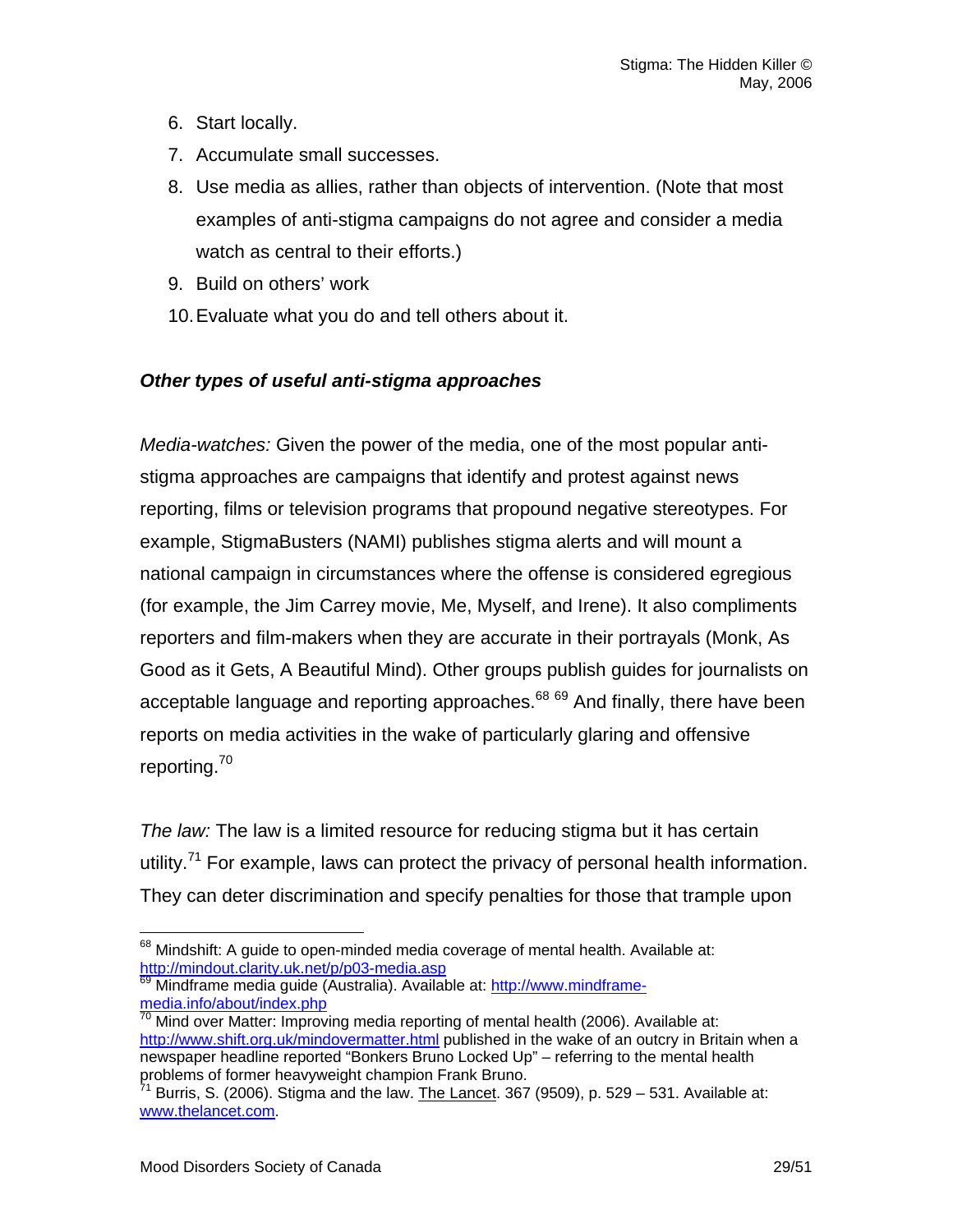6. Start locally.
7. Accumulate small successes.
8. Use media as allies, rather than objects of intervention. (Note that most examples of anti-stigma campaigns do not agree and consider a media watch as central to their efforts.)
9. Build on others' work
10. Evaluate what you do and tell others about it.

### *Other types of useful anti-stigma approaches*

*Media-watches:* Given the power of the media, one of the most popular anti-stigma approaches are campaigns that identify and protest against news reporting, films or television programs that propound negative stereotypes. For example, StigmaBusters (NAMI) publishes stigma alerts and will mount a national campaign in circumstances where the offense is considered egregious (for example, the Jim Carrey movie, Me, Myself, and Irene). It also compliments reporters and film-makers when they are accurate in their portrayals (Monk, As Good as it Gets, A Beautiful Mind). Other groups publish guides for journalists on acceptable language and reporting approaches.[68] [69] And finally, there have been reports on media activities in the wake of particularly glaring and offensive reporting.[70]

*The law:* The law is a limited resource for reducing stigma but it has certain utility.[71] For example, laws can protect the privacy of personal health information. They can deter discrimination and specify penalties for those that trample upon

---

[68] Mindshift: A guide to open-minded media coverage of mental health. Available at: http://mindout.clarity.uk.net/p/p03-media.asp

[69] Mindframe media guide (Australia). Available at: http://www.mindframe-media.info/about/index.php

[70] Mind over Matter: Improving media reporting of mental health (2006). Available at: http://www.shift.org.uk/mindovermatter.html published in the wake of an outcry in Britain when a newspaper headline reported "Bonkers Bruno Locked Up" – referring to the mental health problems of former heavyweight champion Frank Bruno.

[71] Burris, S. (2006). Stigma and the law. The Lancet. 367 (9509), p. 529 – 531. Available at: www.thelancet.com.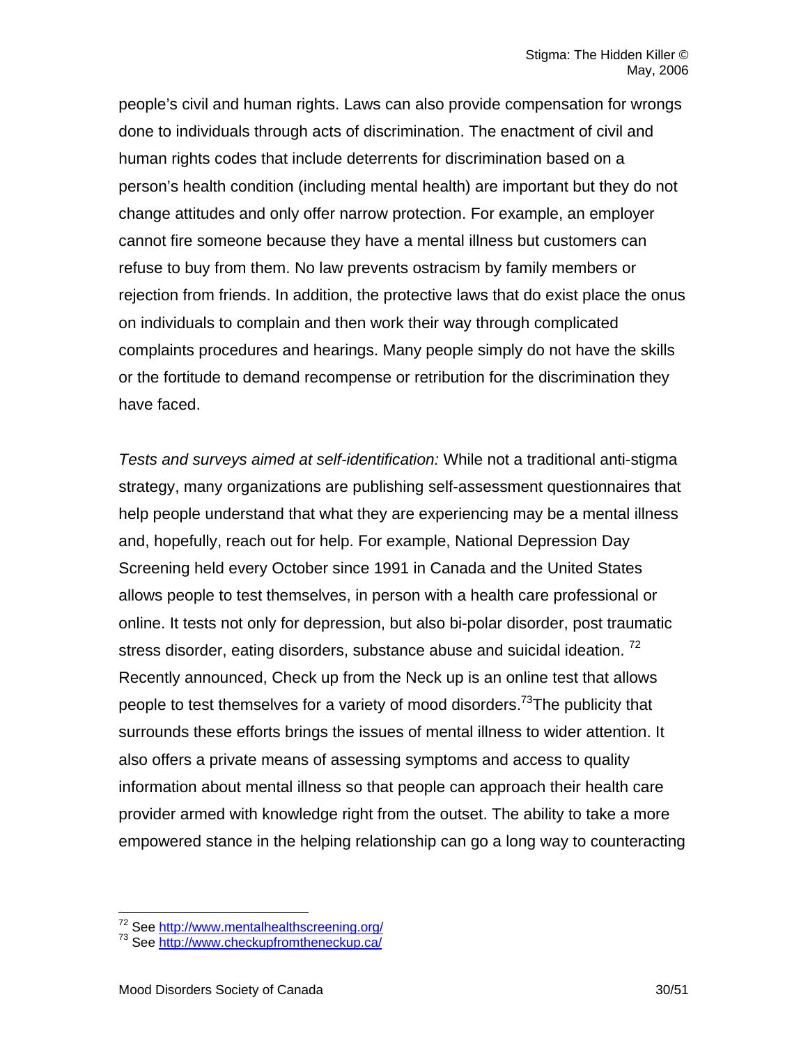people's civil and human rights. Laws can also provide compensation for wrongs done to individuals through acts of discrimination. The enactment of civil and human rights codes that include deterrents for discrimination based on a person's health condition (including mental health) are important but they do not change attitudes and only offer narrow protection. For example, an employer cannot fire someone because they have a mental illness but customers can refuse to buy from them. No law prevents ostracism by family members or rejection from friends. In addition, the protective laws that do exist place the onus on individuals to complain and then work their way through complicated complaints procedures and hearings. Many people simply do not have the skills or the fortitude to demand recompense or retribution for the discrimination they have faced.

*Tests and surveys aimed at self-identification:* While not a traditional anti-stigma strategy, many organizations are publishing self-assessment questionnaires that help people understand that what they are experiencing may be a mental illness and, hopefully, reach out for help. For example, National Depression Day Screening held every October since 1991 in Canada and the United States allows people to test themselves, in person with a health care professional or online. It tests not only for depression, but also bi-polar disorder, post traumatic stress disorder, eating disorders, substance abuse and suicidal ideation. [72] Recently announced, Check up from the Neck up is an online test that allows people to test themselves for a variety of mood disorders.[73] The publicity that surrounds these efforts brings the issues of mental illness to wider attention. It also offers a private means of assessing symptoms and access to quality information about mental illness so that people can approach their health care provider armed with knowledge right from the outset. The ability to take a more empowered stance in the helping relationship can go a long way to counteracting

---

[72] See http://www.mentalhealthscreening.org/

[73] See http://www.checkupfromtheneckup.ca/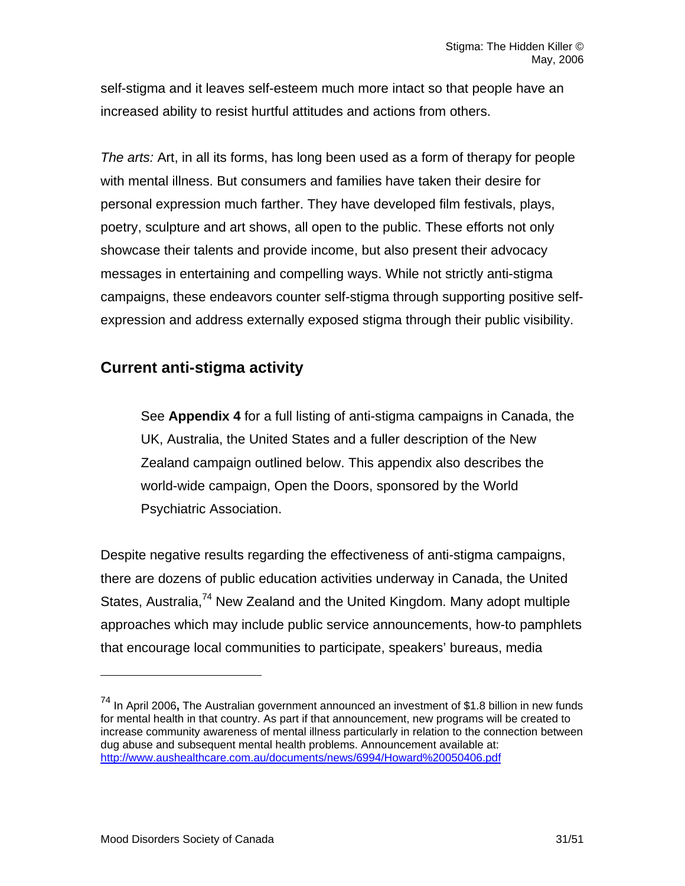self-stigma and it leaves self-esteem much more intact so that people have an increased ability to resist hurtful attitudes and actions from others.

*The arts:* Art, in all its forms, has long been used as a form of therapy for people with mental illness. But consumers and families have taken their desire for personal expression much farther. They have developed film festivals, plays, poetry, sculpture and art shows, all open to the public. These efforts not only showcase their talents and provide income, but also present their advocacy messages in entertaining and compelling ways. While not strictly anti-stigma campaigns, these endeavors counter self-stigma through supporting positive self-expression and address externally exposed stigma through their public visibility.

## Current anti-stigma activity

> See **Appendix 4** for a full listing of anti-stigma campaigns in Canada, the UK, Australia, the United States and a fuller description of the New Zealand campaign outlined below. This appendix also describes the world-wide campaign, Open the Doors, sponsored by the World Psychiatric Association.

Despite negative results regarding the effectiveness of anti-stigma campaigns, there are dozens of public education activities underway in Canada, the United States, Australia,[74] New Zealand and the United Kingdom. Many adopt multiple approaches which may include public service announcements, how-to pamphlets that encourage local communities to participate, speakers' bureaus, media

---

[74] In April 2006**,** The Australian government announced an investment of $1.8 billion in new funds for mental health in that country. As part if that announcement, new programs will be created to increase community awareness of mental illness particularly in relation to the connection between dug abuse and subsequent mental health problems. Announcement available at: http://www.aushealthcare.com.au/documents/news/6994/Howard%20050406.pdf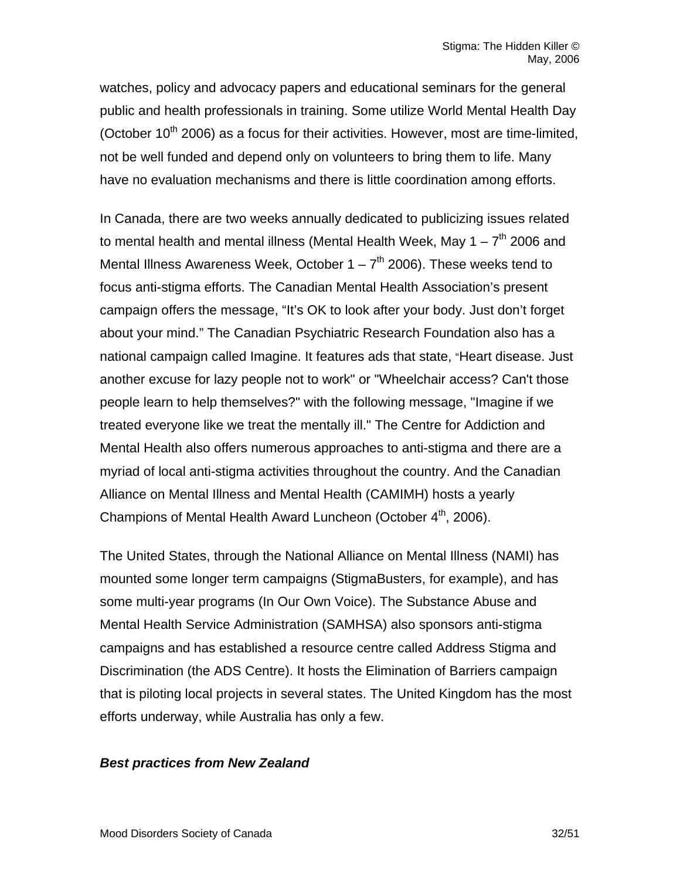watches, policy and advocacy papers and educational seminars for the general public and health professionals in training. Some utilize World Mental Health Day (October 10th 2006) as a focus for their activities. However, most are time-limited, not be well funded and depend only on volunteers to bring them to life. Many have no evaluation mechanisms and there is little coordination among efforts.

In Canada, there are two weeks annually dedicated to publicizing issues related to mental health and mental illness (Mental Health Week, May 1 – 7th 2006 and Mental Illness Awareness Week, October 1 – 7th 2006). These weeks tend to focus anti-stigma efforts. The Canadian Mental Health Association's present campaign offers the message, "It's OK to look after your body. Just don't forget about your mind." The Canadian Psychiatric Research Foundation also has a national campaign called Imagine. It features ads that state, "Heart disease. Just another excuse for lazy people not to work" or "Wheelchair access? Can't those people learn to help themselves?" with the following message, "Imagine if we treated everyone like we treat the mentally ill." The Centre for Addiction and Mental Health also offers numerous approaches to anti-stigma and there are a myriad of local anti-stigma activities throughout the country. And the Canadian Alliance on Mental Illness and Mental Health (CAMIMH) hosts a yearly Champions of Mental Health Award Luncheon (October 4th, 2006).

The United States, through the National Alliance on Mental Illness (NAMI) has mounted some longer term campaigns (StigmaBusters, for example), and has some multi-year programs (In Our Own Voice). The Substance Abuse and Mental Health Service Administration (SAMHSA) also sponsors anti-stigma campaigns and has established a resource centre called Address Stigma and Discrimination (the ADS Centre). It hosts the Elimination of Barriers campaign that is piloting local projects in several states. The United Kingdom has the most efforts underway, while Australia has only a few.

***Best practices from New Zealand***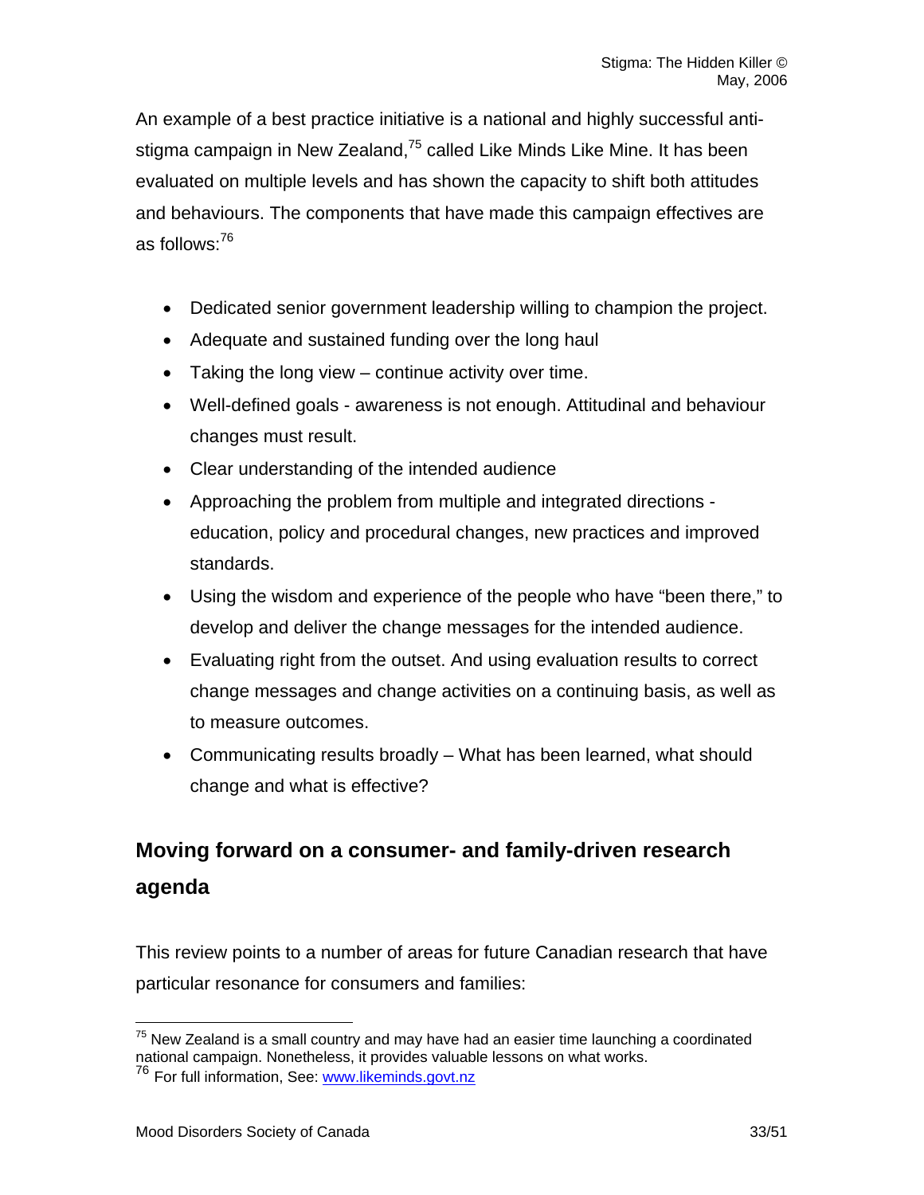An example of a best practice initiative is a national and highly successful anti-stigma campaign in New Zealand,[75] called Like Minds Like Mine. It has been evaluated on multiple levels and has shown the capacity to shift both attitudes and behaviours. The components that have made this campaign effectives are as follows:[76]

- Dedicated senior government leadership willing to champion the project.
- Adequate and sustained funding over the long haul
- Taking the long view – continue activity over time.
- Well-defined goals - awareness is not enough. Attitudinal and behaviour changes must result.
- Clear understanding of the intended audience
- Approaching the problem from multiple and integrated directions - education, policy and procedural changes, new practices and improved standards.
- Using the wisdom and experience of the people who have "been there," to develop and deliver the change messages for the intended audience.
- Evaluating right from the outset. And using evaluation results to correct change messages and change activities on a continuing basis, as well as to measure outcomes.
- Communicating results broadly – What has been learned, what should change and what is effective?

## Moving forward on a consumer- and family-driven research agenda

This review points to a number of areas for future Canadian research that have particular resonance for consumers and families:

---

[75] New Zealand is a small country and may have had an easier time launching a coordinated national campaign. Nonetheless, it provides valuable lessons on what works.

[76] For full information, See: www.likeminds.govt.nz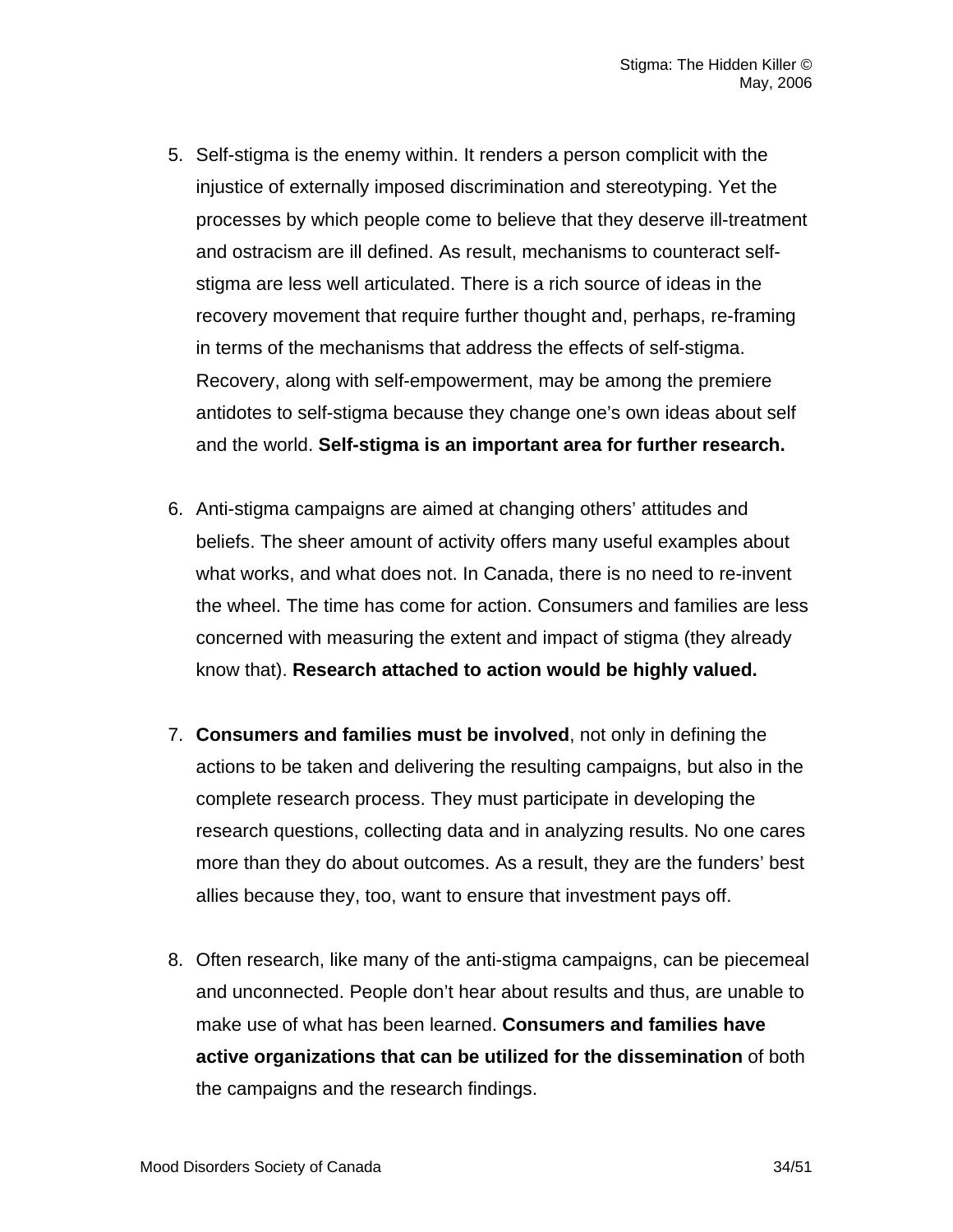5. Self-stigma is the enemy within. It renders a person complicit with the injustice of externally imposed discrimination and stereotyping. Yet the processes by which people come to believe that they deserve ill-treatment and ostracism are ill defined. As result, mechanisms to counteract self-stigma are less well articulated. There is a rich source of ideas in the recovery movement that require further thought and, perhaps, re-framing in terms of the mechanisms that address the effects of self-stigma. Recovery, along with self-empowerment, may be among the premiere antidotes to self-stigma because they change one's own ideas about self and the world. **Self-stigma is an important area for further research.**

6. Anti-stigma campaigns are aimed at changing others' attitudes and beliefs. The sheer amount of activity offers many useful examples about what works, and what does not. In Canada, there is no need to re-invent the wheel. The time has come for action. Consumers and families are less concerned with measuring the extent and impact of stigma (they already know that). **Research attached to action would be highly valued.**

7. **Consumers and families must be involved**, not only in defining the actions to be taken and delivering the resulting campaigns, but also in the complete research process. They must participate in developing the research questions, collecting data and in analyzing results. No one cares more than they do about outcomes. As a result, they are the funders' best allies because they, too, want to ensure that investment pays off.

8. Often research, like many of the anti-stigma campaigns, can be piecemeal and unconnected. People don't hear about results and thus, are unable to make use of what has been learned. **Consumers and families have active organizations that can be utilized for the dissemination** of both the campaigns and the research findings.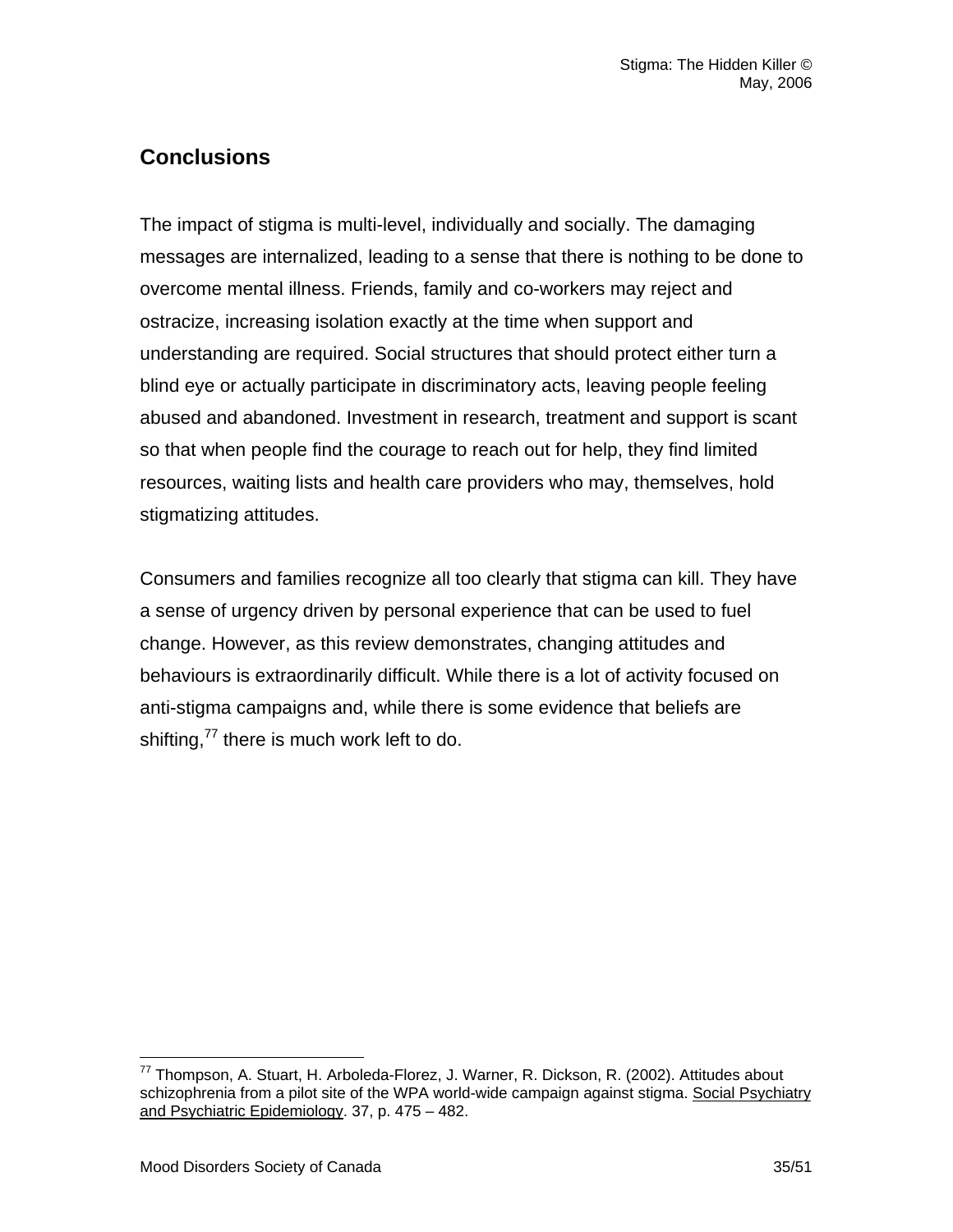## Conclusions

The impact of stigma is multi-level, individually and socially. The damaging messages are internalized, leading to a sense that there is nothing to be done to overcome mental illness. Friends, family and co-workers may reject and ostracize, increasing isolation exactly at the time when support and understanding are required. Social structures that should protect either turn a blind eye or actually participate in discriminatory acts, leaving people feeling abused and abandoned. Investment in research, treatment and support is scant so that when people find the courage to reach out for help, they find limited resources, waiting lists and health care providers who may, themselves, hold stigmatizing attitudes.

Consumers and families recognize all too clearly that stigma can kill. They have a sense of urgency driven by personal experience that can be used to fuel change. However, as this review demonstrates, changing attitudes and behaviours is extraordinarily difficult. While there is a lot of activity focused on anti-stigma campaigns and, while there is some evidence that beliefs are shifting,[77] there is much work left to do.

---

[77] Thompson, A. Stuart, H. Arboleda-Florez, J. Warner, R. Dickson, R. (2002). Attitudes about schizophrenia from a pilot site of the WPA world-wide campaign against stigma. Social Psychiatry and Psychiatric Epidemiology. 37, p. 475 – 482.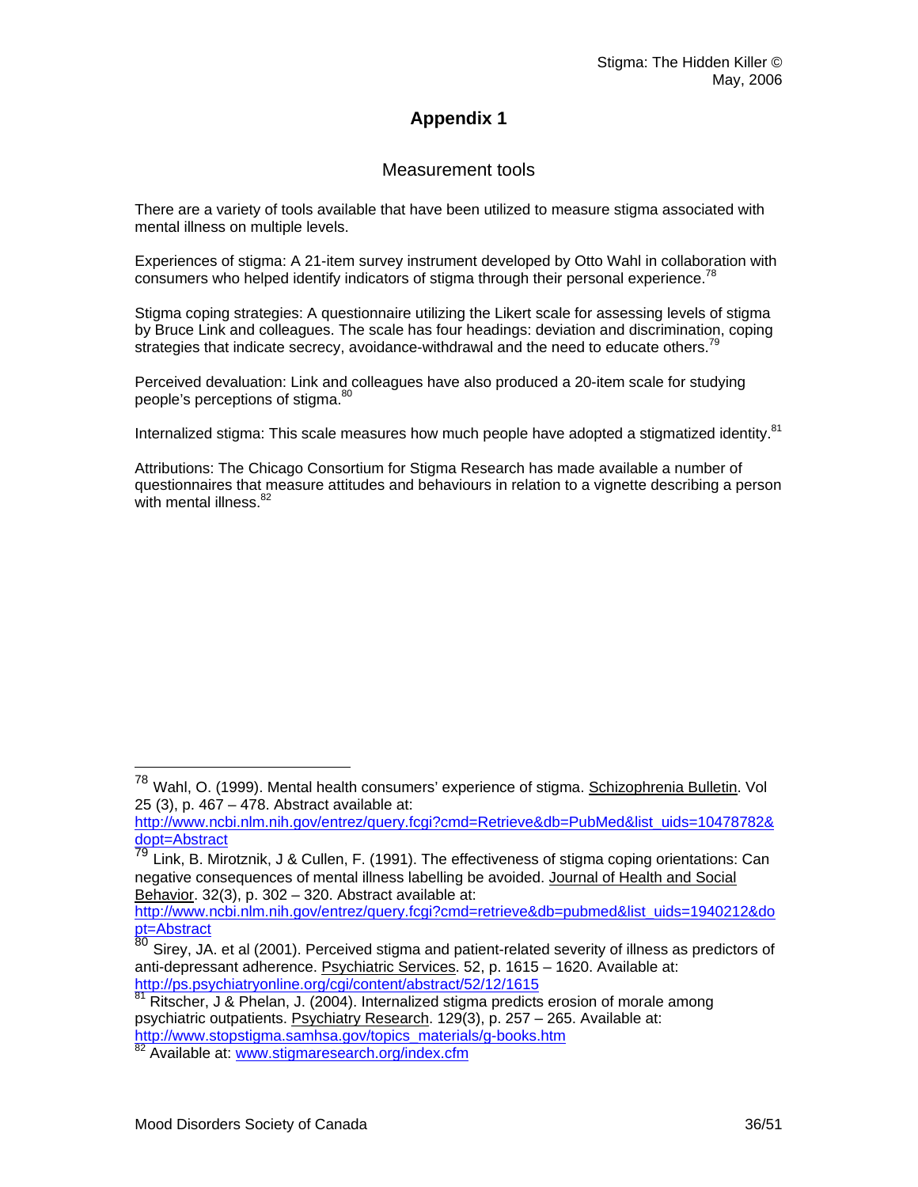# Appendix 1

## Measurement tools

There are a variety of tools available that have been utilized to measure stigma associated with mental illness on multiple levels.

Experiences of stigma: A 21-item survey instrument developed by Otto Wahl in collaboration with consumers who helped identify indicators of stigma through their personal experience.[78]

Stigma coping strategies: A questionnaire utilizing the Likert scale for assessing levels of stigma by Bruce Link and colleagues. The scale has four headings: deviation and discrimination, coping strategies that indicate secrecy, avoidance-withdrawal and the need to educate others.[79]

Perceived devaluation: Link and colleagues have also produced a 20-item scale for studying people's perceptions of stigma.[80]

Internalized stigma: This scale measures how much people have adopted a stigmatized identity.[81]

Attributions: The Chicago Consortium for Stigma Research has made available a number of questionnaires that measure attitudes and behaviours in relation to a vignette describing a person with mental illness.[82]

---

[78] Wahl, O. (1999). Mental health consumers' experience of stigma. Schizophrenia Bulletin. Vol 25 (3), p. 467 – 478. Abstract available at: http://www.ncbi.nlm.nih.gov/entrez/query.fcgi?cmd=Retrieve&db=PubMed&list_uids=10478782&dopt=Abstract

[79] Link, B. Mirotznik, J & Cullen, F. (1991). The effectiveness of stigma coping orientations: Can negative consequences of mental illness labelling be avoided. Journal of Health and Social Behavior. 32(3), p. 302 – 320. Abstract available at: http://www.ncbi.nlm.nih.gov/entrez/query.fcgi?cmd=retrieve&db=pubmed&list_uids=1940212&dopt=Abstract

[80] Sirey, JA. et al (2001). Perceived stigma and patient-related severity of illness as predictors of anti-depressant adherence. Psychiatric Services. 52, p. 1615 – 1620. Available at: http://ps.psychiatryonline.org/cgi/content/abstract/52/12/1615

[81] Ritscher, J & Phelan, J. (2004). Internalized stigma predicts erosion of morale among psychiatric outpatients. Psychiatry Research. 129(3), p. 257 – 265. Available at: http://www.stopstigma.samhsa.gov/topics_materials/g-books.htm

[82] Available at: www.stigmaresearch.org/index.cfm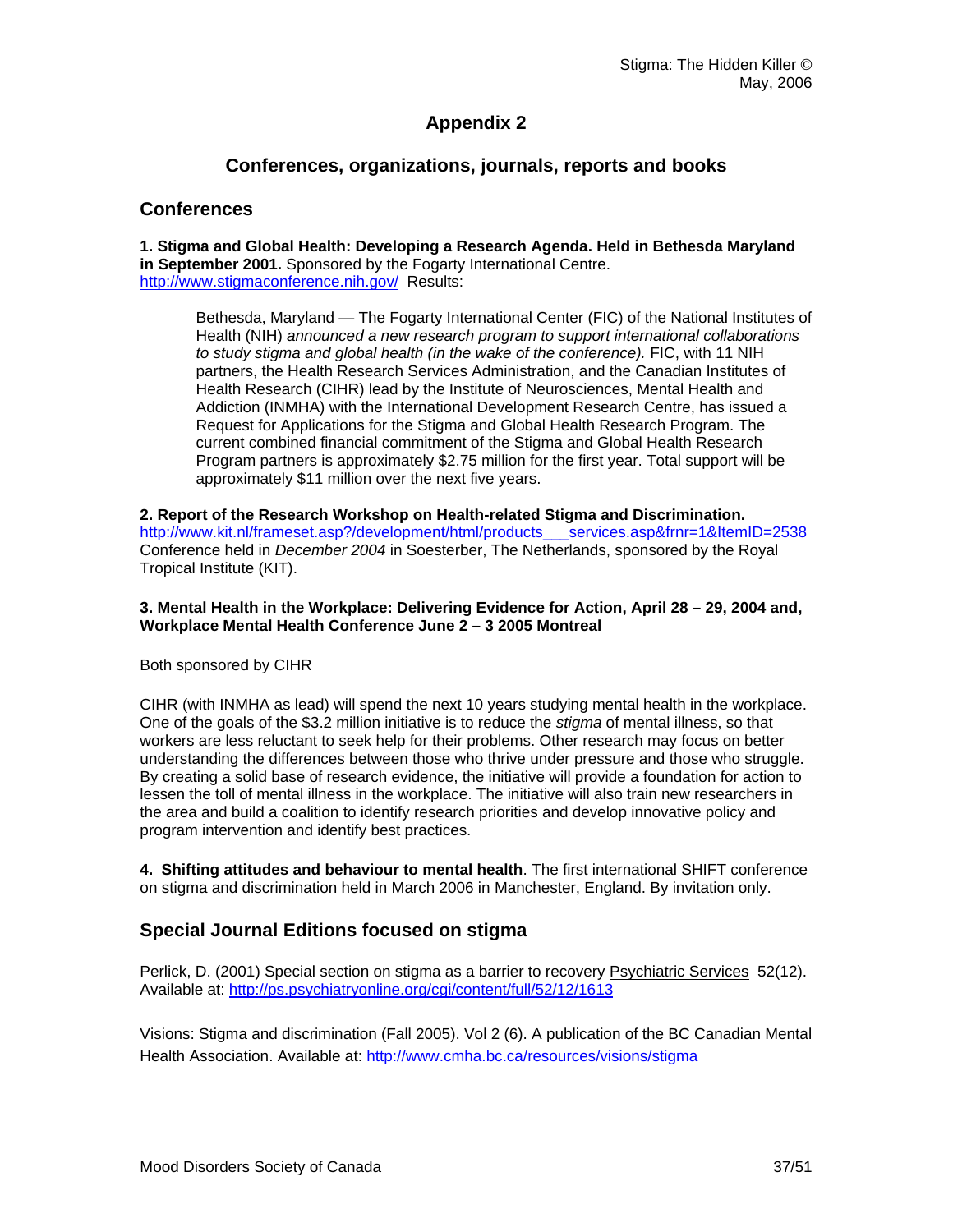# Appendix 2

## Conferences, organizations, journals, reports and books

### Conferences

**1. Stigma and Global Health: Developing a Research Agenda. Held in Bethesda Maryland in September 2001.** Sponsored by the Fogarty International Centre. http://www.stigmaconference.nih.gov/ Results:

> Bethesda, Maryland — The Fogarty International Center (FIC) of the National Institutes of Health (NIH) *announced a new research program to support international collaborations to study stigma and global health (in the wake of the conference).* FIC, with 11 NIH partners, the Health Research Services Administration, and the Canadian Institutes of Health Research (CIHR) lead by the Institute of Neurosciences, Mental Health and Addiction (INMHA) with the International Development Research Centre, has issued a Request for Applications for the Stigma and Global Health Research Program. The current combined financial commitment of the Stigma and Global Health Research Program partners is approximately $2.75 million for the first year. Total support will be approximately $11 million over the next five years.

**2. Report of the Research Workshop on Health-related Stigma and Discrimination.** http://www.kit.nl/frameset.asp?/development/html/products___services.asp&frnr=1&ItemID=2538 Conference held in *December 2004* in Soesterber, The Netherlands, sponsored by the Royal Tropical Institute (KIT).

**3. Mental Health in the Workplace: Delivering Evidence for Action, April 28 – 29, 2004 and, Workplace Mental Health Conference June 2 – 3 2005 Montreal**

Both sponsored by CIHR

CIHR (with INMHA as lead) will spend the next 10 years studying mental health in the workplace. One of the goals of the $3.2 million initiative is to reduce the *stigma* of mental illness, so that workers are less reluctant to seek help for their problems. Other research may focus on better understanding the differences between those who thrive under pressure and those who struggle. By creating a solid base of research evidence, the initiative will provide a foundation for action to lessen the toll of mental illness in the workplace. The initiative will also train new researchers in the area and build a coalition to identify research priorities and develop innovative policy and program intervention and identify best practices.

**4. Shifting attitudes and behaviour to mental health**. The first international SHIFT conference on stigma and discrimination held in March 2006 in Manchester, England. By invitation only.

### Special Journal Editions focused on stigma

Perlick, D. (2001) Special section on stigma as a barrier to recovery Psychiatric Services 52(12). Available at: http://ps.psychiatryonline.org/cgi/content/full/52/12/1613

Visions: Stigma and discrimination (Fall 2005). Vol 2 (6). A publication of the BC Canadian Mental Health Association. Available at: http://www.cmha.bc.ca/resources/visions/stigma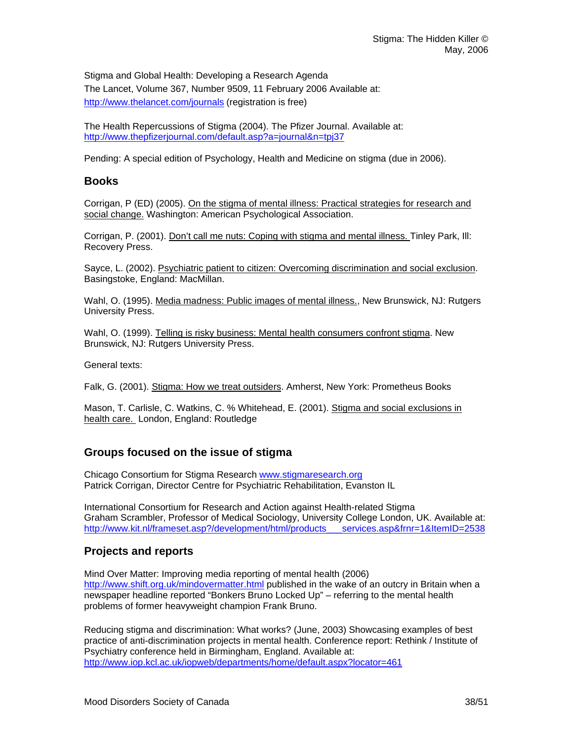Stigma and Global Health: Developing a Research Agenda
The Lancet, Volume 367, Number 9509, 11 February 2006 Available at: http://www.thelancet.com/journals (registration is free)

The Health Repercussions of Stigma (2004). The Pfizer Journal. Available at: http://www.thepfizerjournal.com/default.asp?a=journal&n=tpj37

Pending: A special edition of Psychology, Health and Medicine on stigma (due in 2006).

## Books

Corrigan, P (ED) (2005). On the stigma of mental illness: Practical strategies for research and social change. Washington: American Psychological Association.

Corrigan, P. (2001). Don't call me nuts: Coping with stigma and mental illness. Tinley Park, Ill: Recovery Press.

Sayce, L. (2002). Psychiatric patient to citizen: Overcoming discrimination and social exclusion. Basingstoke, England: MacMillan.

Wahl, O. (1995). Media madness: Public images of mental illness., New Brunswick, NJ: Rutgers University Press.

Wahl, O. (1999). Telling is risky business: Mental health consumers confront stigma. New Brunswick, NJ: Rutgers University Press.

General texts:

Falk, G. (2001). Stigma: How we treat outsiders. Amherst, New York: Prometheus Books

Mason, T. Carlisle, C. Watkins, C. % Whitehead, E. (2001). Stigma and social exclusions in health care. London, England: Routledge

## Groups focused on the issue of stigma

Chicago Consortium for Stigma Research www.stigmaresearch.org
Patrick Corrigan, Director Centre for Psychiatric Rehabilitation, Evanston IL

International Consortium for Research and Action against Health-related Stigma
Graham Scrambler, Professor of Medical Sociology, University College London, UK. Available at: http://www.kit.nl/frameset.asp?/development/html/products___services.asp&frnr=1&ItemID=2538

## Projects and reports

Mind Over Matter: Improving media reporting of mental health (2006)
http://www.shift.org.uk/mindovermatter.html published in the wake of an outcry in Britain when a newspaper headline reported "Bonkers Bruno Locked Up" – referring to the mental health problems of former heavyweight champion Frank Bruno.

Reducing stigma and discrimination: What works? (June, 2003) Showcasing examples of best practice of anti-discrimination projects in mental health. Conference report: Rethink / Institute of Psychiatry conference held in Birmingham, England. Available at: http://www.iop.kcl.ac.uk/iopweb/departments/home/default.aspx?locator=461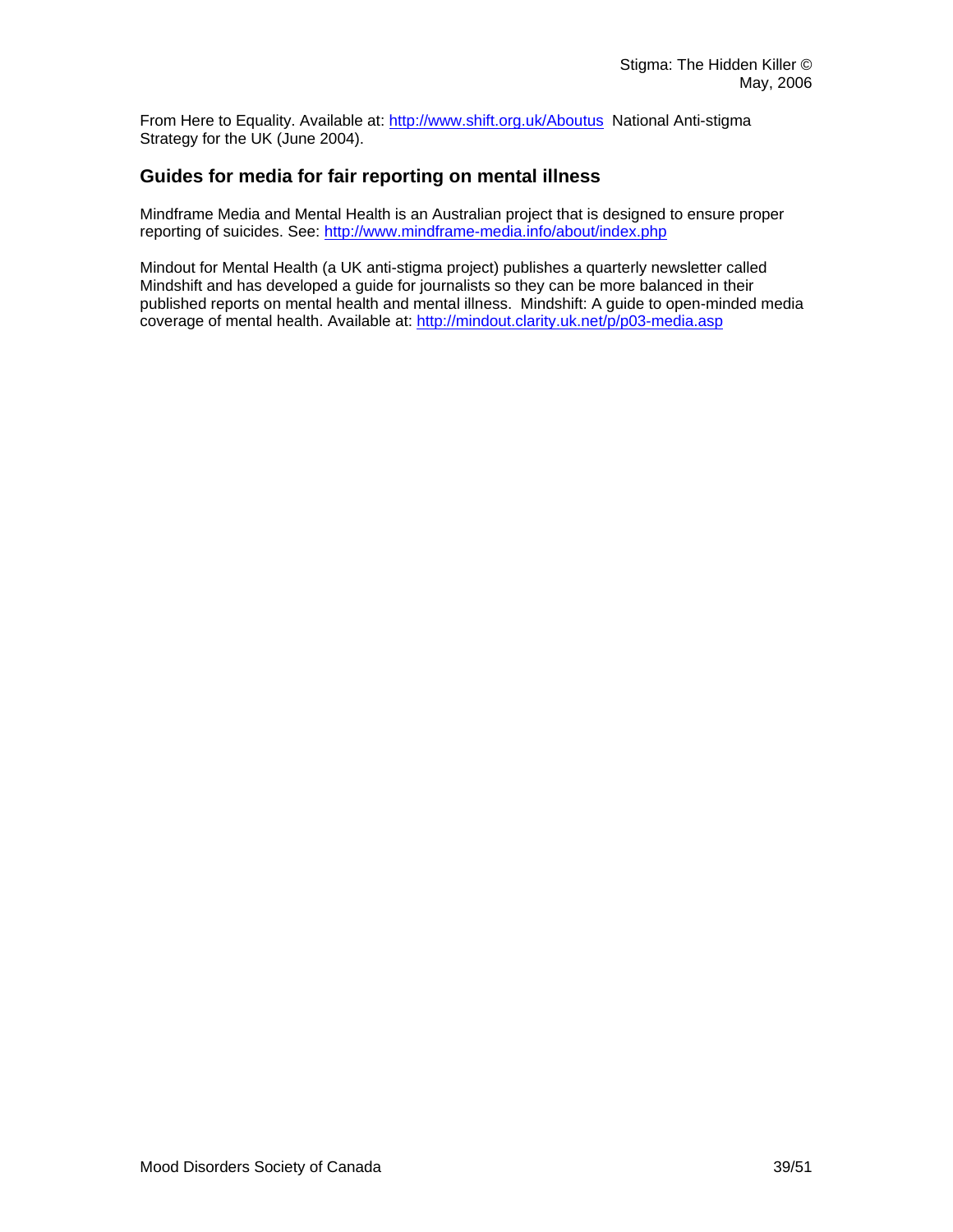From Here to Equality. Available at: http://www.shift.org.uk/Aboutus National Anti-stigma Strategy for the UK (June 2004).

## Guides for media for fair reporting on mental illness

Mindframe Media and Mental Health is an Australian project that is designed to ensure proper reporting of suicides. See: http://www.mindframe-media.info/about/index.php

Mindout for Mental Health (a UK anti-stigma project) publishes a quarterly newsletter called Mindshift and has developed a guide for journalists so they can be more balanced in their published reports on mental health and mental illness. Mindshift: A guide to open-minded media coverage of mental health. Available at: http://mindout.clarity.uk.net/p/p03-media.asp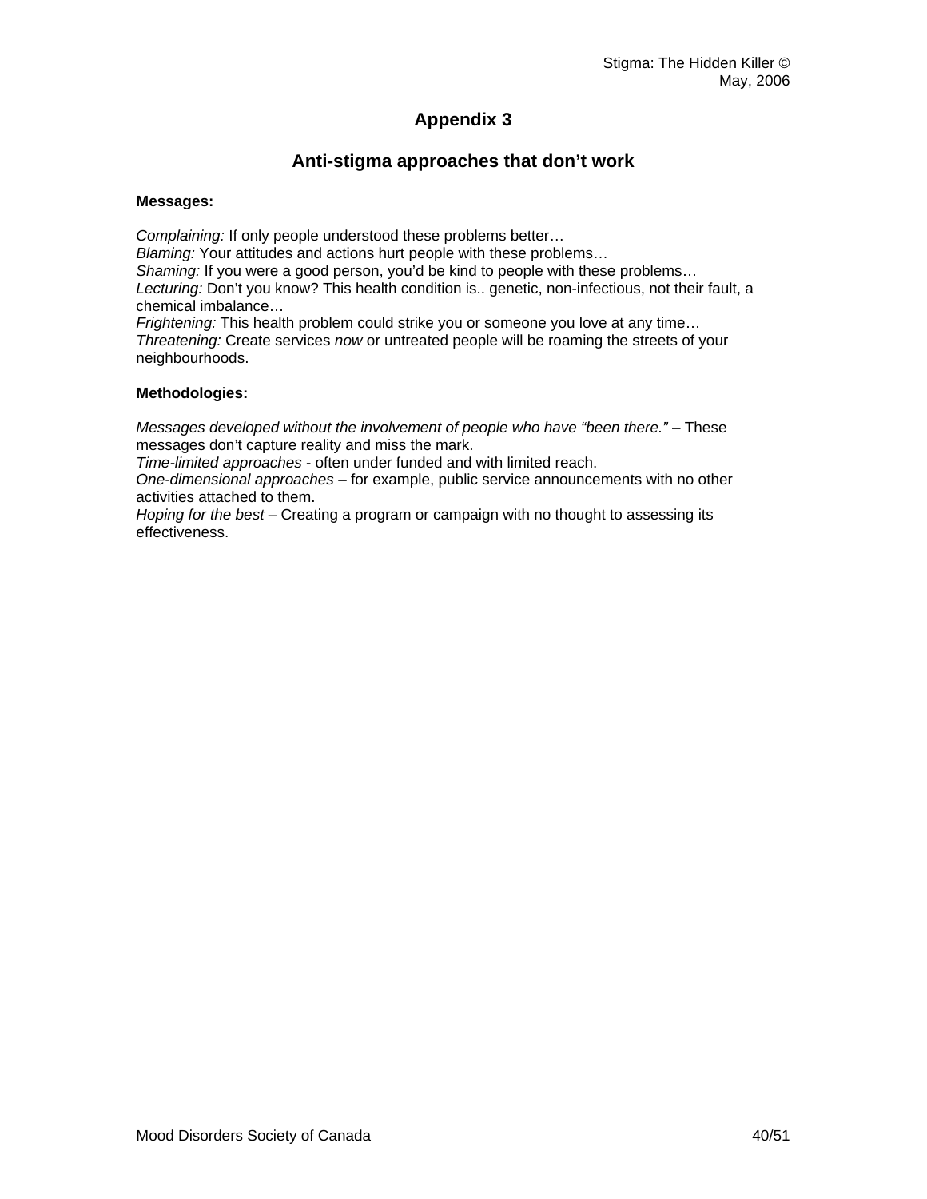# Appendix 3

## Anti-stigma approaches that don't work

**Messages:**

*Complaining:* If only people understood these problems better…
*Blaming:* Your attitudes and actions hurt people with these problems…
*Shaming:* If you were a good person, you'd be kind to people with these problems…
*Lecturing:* Don't you know? This health condition is.. genetic, non-infectious, not their fault, a chemical imbalance…
*Frightening:* This health problem could strike you or someone you love at any time…
*Threatening:* Create services *now* or untreated people will be roaming the streets of your neighbourhoods.

**Methodologies:**

*Messages developed without the involvement of people who have "been there."* – These messages don't capture reality and miss the mark.
*Time-limited approaches* - often under funded and with limited reach.
*One-dimensional approaches* – for example, public service announcements with no other activities attached to them.
*Hoping for the best* – Creating a program or campaign with no thought to assessing its effectiveness.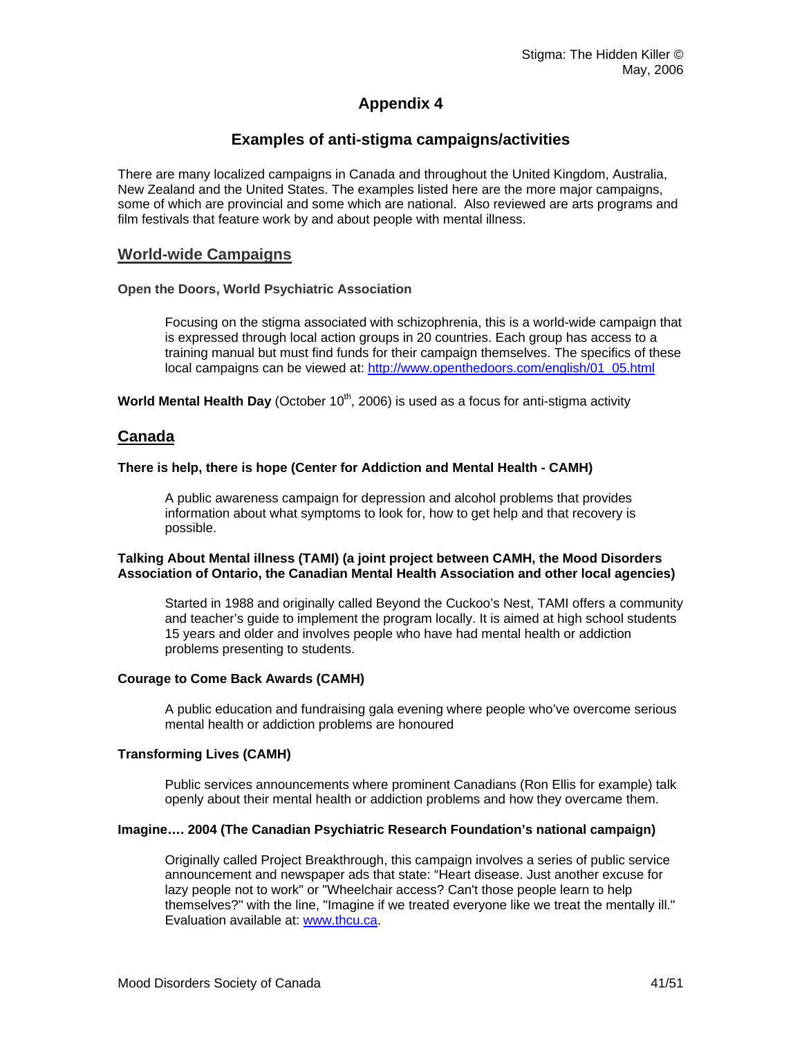# Appendix 4

## Examples of anti-stigma campaigns/activities

There are many localized campaigns in Canada and throughout the United Kingdom, Australia, New Zealand and the United States. The examples listed here are the more major campaigns, some of which are provincial and some which are national. Also reviewed are arts programs and film festivals that feature work by and about people with mental illness.

## World-wide Campaigns

**Open the Doors, World Psychiatric Association**

Focusing on the stigma associated with schizophrenia, this is a world-wide campaign that is expressed through local action groups in 20 countries. Each group has access to a training manual but must find funds for their campaign themselves. The specifics of these local campaigns can be viewed at: http://www.openthedoors.com/english/01_05.html

**World Mental Health Day** (October 10th, 2006) is used as a focus for anti-stigma activity

## Canada

**There is help, there is hope (Center for Addiction and Mental Health - CAMH)**

A public awareness campaign for depression and alcohol problems that provides information about what symptoms to look for, how to get help and that recovery is possible.

**Talking About Mental illness (TAMI) (a joint project between CAMH, the Mood Disorders Association of Ontario, the Canadian Mental Health Association and other local agencies)**

Started in 1988 and originally called Beyond the Cuckoo's Nest, TAMI offers a community and teacher's guide to implement the program locally. It is aimed at high school students 15 years and older and involves people who have had mental health or addiction problems presenting to students.

**Courage to Come Back Awards (CAMH)**

A public education and fundraising gala evening where people who've overcome serious mental health or addiction problems are honoured

**Transforming Lives (CAMH)**

Public services announcements where prominent Canadians (Ron Ellis for example) talk openly about their mental health or addiction problems and how they overcame them.

**Imagine…. 2004 (The Canadian Psychiatric Research Foundation's national campaign)**

Originally called Project Breakthrough, this campaign involves a series of public service announcement and newspaper ads that state: "Heart disease. Just another excuse for lazy people not to work" or "Wheelchair access? Can't those people learn to help themselves?" with the line, "Imagine if we treated everyone like we treat the mentally ill." Evaluation available at: www.thcu.ca.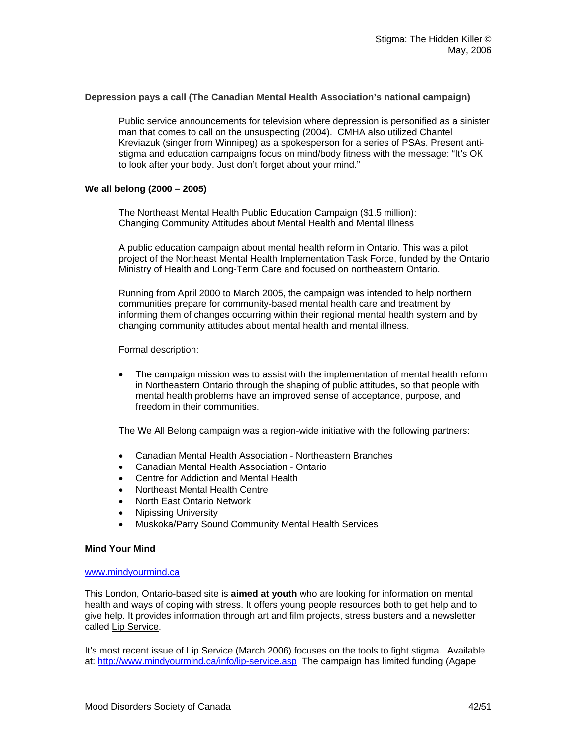**Depression pays a call (The Canadian Mental Health Association's national campaign)**

Public service announcements for television where depression is personified as a sinister man that comes to call on the unsuspecting (2004). CMHA also utilized Chantel Kreviazuk (singer from Winnipeg) as a spokesperson for a series of PSAs. Present anti-stigma and education campaigns focus on mind/body fitness with the message: "It's OK to look after your body. Just don't forget about your mind."

**We all belong (2000 – 2005)**

The Northeast Mental Health Public Education Campaign ($1.5 million): Changing Community Attitudes about Mental Health and Mental Illness

A public education campaign about mental health reform in Ontario. This was a pilot project of the Northeast Mental Health Implementation Task Force, funded by the Ontario Ministry of Health and Long-Term Care and focused on northeastern Ontario.

Running from April 2000 to March 2005, the campaign was intended to help northern communities prepare for community-based mental health care and treatment by informing them of changes occurring within their regional mental health system and by changing community attitudes about mental health and mental illness.

Formal description:

- The campaign mission was to assist with the implementation of mental health reform in Northeastern Ontario through the shaping of public attitudes, so that people with mental health problems have an improved sense of acceptance, purpose, and freedom in their communities.

The We All Belong campaign was a region-wide initiative with the following partners:

- Canadian Mental Health Association - Northeastern Branches
- Canadian Mental Health Association - Ontario
- Centre for Addiction and Mental Health
- Northeast Mental Health Centre
- North East Ontario Network
- Nipissing University
- Muskoka/Parry Sound Community Mental Health Services

**Mind Your Mind**

www.mindyourmind.ca

This London, Ontario-based site is **aimed at youth** who are looking for information on mental health and ways of coping with stress. It offers young people resources both to get help and to give help. It provides information through art and film projects, stress busters and a newsletter called Lip Service.

It's most recent issue of Lip Service (March 2006) focuses on the tools to fight stigma. Available at: http://www.mindyourmind.ca/info/lip-service.asp The campaign has limited funding (Agape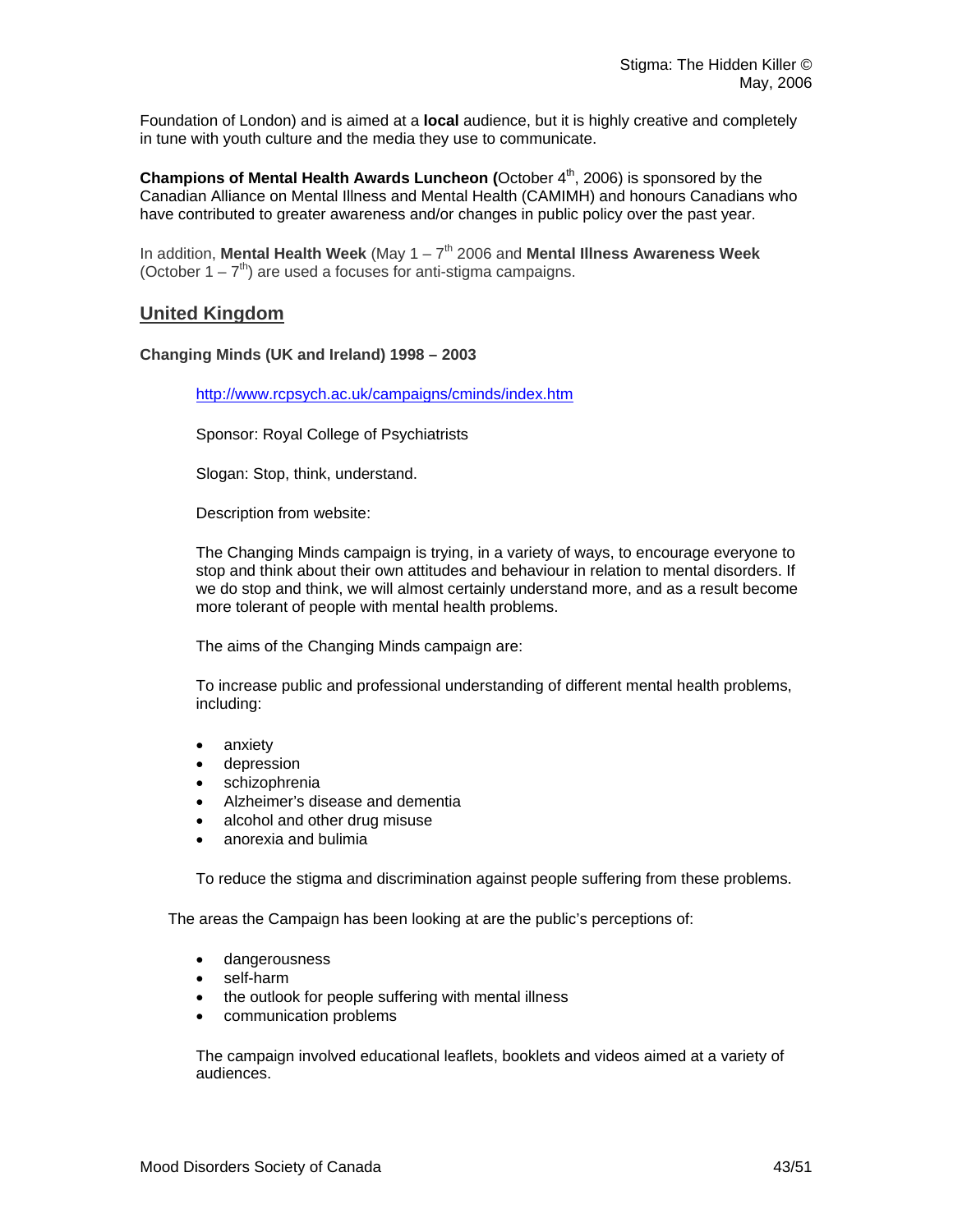Foundation of London) and is aimed at a **local** audience, but it is highly creative and completely in tune with youth culture and the media they use to communicate.

**Champions of Mental Health Awards Luncheon (**October 4th, 2006) is sponsored by the Canadian Alliance on Mental Illness and Mental Health (CAMIMH) and honours Canadians who have contributed to greater awareness and/or changes in public policy over the past year.

In addition, **Mental Health Week** (May 1 – 7th 2006 and **Mental Illness Awareness Week** (October 1 – 7th) are used a focuses for anti-stigma campaigns.

## United Kingdom

**Changing Minds (UK and Ireland) 1998 – 2003**

http://www.rcpsych.ac.uk/campaigns/cminds/index.htm

Sponsor: Royal College of Psychiatrists

Slogan: Stop, think, understand.

Description from website:

The Changing Minds campaign is trying, in a variety of ways, to encourage everyone to stop and think about their own attitudes and behaviour in relation to mental disorders. If we do stop and think, we will almost certainly understand more, and as a result become more tolerant of people with mental health problems.

The aims of the Changing Minds campaign are:

To increase public and professional understanding of different mental health problems, including:

- anxiety
- depression
- schizophrenia
- Alzheimer's disease and dementia
- alcohol and other drug misuse
- anorexia and bulimia

To reduce the stigma and discrimination against people suffering from these problems.

The areas the Campaign has been looking at are the public's perceptions of:

- dangerousness
- self-harm
- the outlook for people suffering with mental illness
- communication problems

The campaign involved educational leaflets, booklets and videos aimed at a variety of audiences.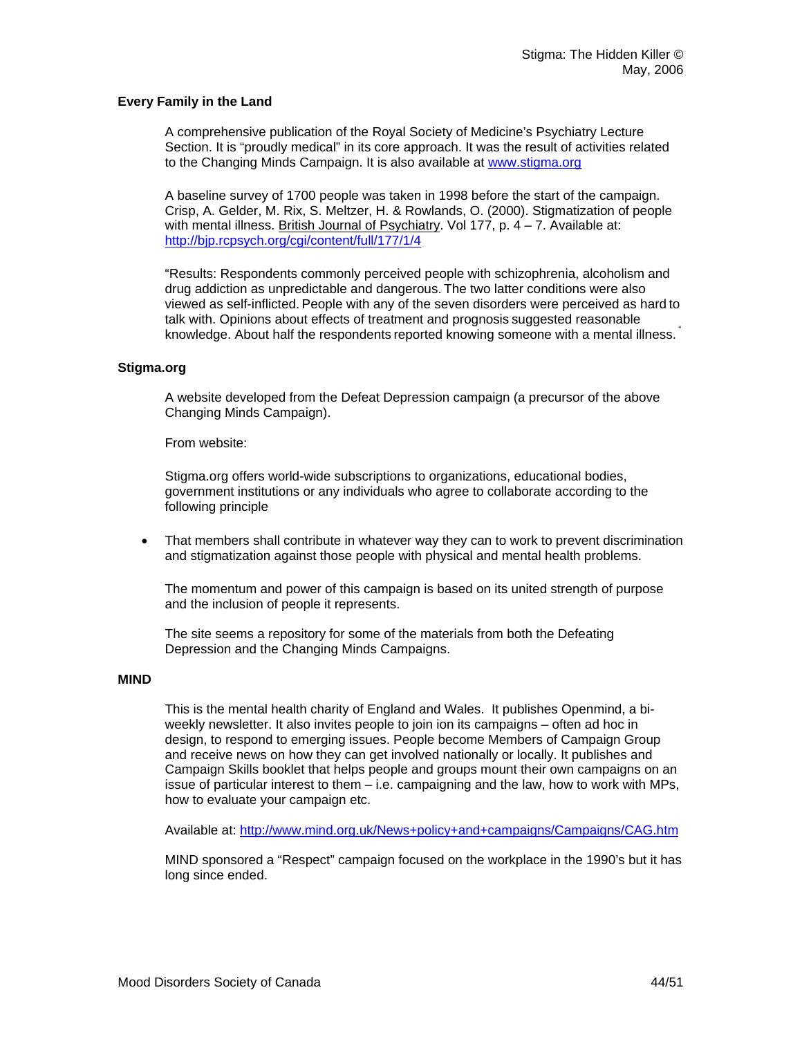**Every Family in the Land**

A comprehensive publication of the Royal Society of Medicine's Psychiatry Lecture Section. It is "proudly medical" in its core approach. It was the result of activities related to the Changing Minds Campaign. It is also available at www.stigma.org

A baseline survey of 1700 people was taken in 1998 before the start of the campaign. Crisp, A. Gelder, M. Rix, S. Meltzer, H. & Rowlands, O. (2000). Stigmatization of people with mental illness. British Journal of Psychiatry. Vol 177, p. 4 – 7. Available at: http://bjp.rcpsych.org/cgi/content/full/177/1/4

"Results: Respondents commonly perceived people with schizophrenia, alcoholism and drug addiction as unpredictable and dangerous. The two latter conditions were also viewed as self-inflicted. People with any of the seven disorders were perceived as hard to talk with. Opinions about effects of treatment and prognosis suggested reasonable knowledge. About half the respondents reported knowing someone with a mental illness. "

**Stigma.org**

A website developed from the Defeat Depression campaign (a precursor of the above Changing Minds Campaign).

From website:

Stigma.org offers world-wide subscriptions to organizations, educational bodies, government institutions or any individuals who agree to collaborate according to the following principle

- That members shall contribute in whatever way they can to work to prevent discrimination and stigmatization against those people with physical and mental health problems.

The momentum and power of this campaign is based on its united strength of purpose and the inclusion of people it represents.

The site seems a repository for some of the materials from both the Defeating Depression and the Changing Minds Campaigns.

**MIND**

This is the mental health charity of England and Wales. It publishes Openmind, a bi-weekly newsletter. It also invites people to join ion its campaigns – often ad hoc in design, to respond to emerging issues. People become Members of Campaign Group and receive news on how they can get involved nationally or locally. It publishes and Campaign Skills booklet that helps people and groups mount their own campaigns on an issue of particular interest to them – i.e. campaigning and the law, how to work with MPs, how to evaluate your campaign etc.

Available at: http://www.mind.org.uk/News+policy+and+campaigns/Campaigns/CAG.htm

MIND sponsored a "Respect" campaign focused on the workplace in the 1990's but it has long since ended.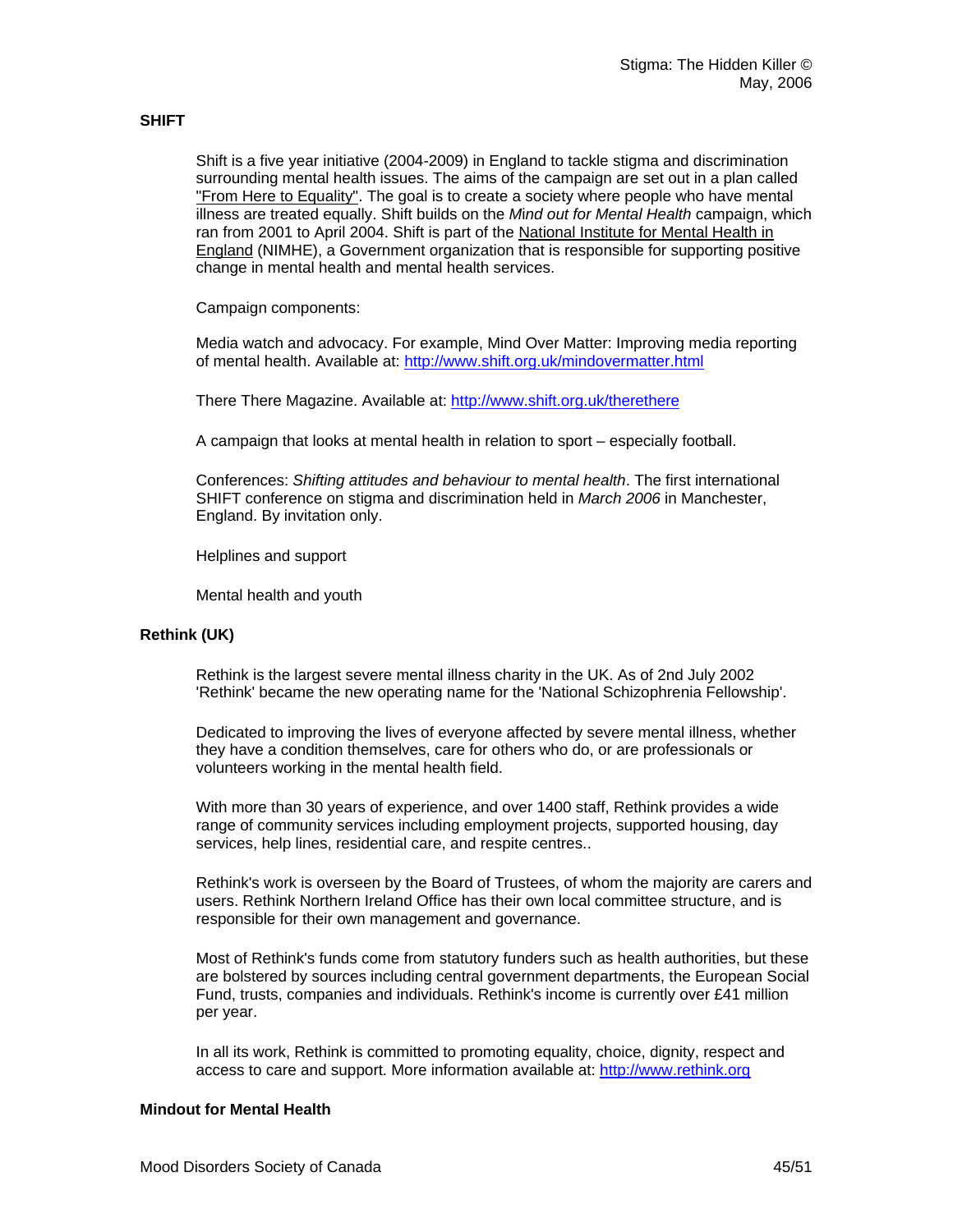**SHIFT**

Shift is a five year initiative (2004-2009) in England to tackle stigma and discrimination surrounding mental health issues. The aims of the campaign are set out in a plan called "From Here to Equality". The goal is to create a society where people who have mental illness are treated equally. Shift builds on the *Mind out for Mental Health* campaign, which ran from 2001 to April 2004. Shift is part of the National Institute for Mental Health in England (NIMHE), a Government organization that is responsible for supporting positive change in mental health and mental health services.

Campaign components:

Media watch and advocacy. For example, Mind Over Matter: Improving media reporting of mental health. Available at: http://www.shift.org.uk/mindovermatter.html

There There Magazine. Available at: http://www.shift.org.uk/therethere

A campaign that looks at mental health in relation to sport – especially football.

Conferences: *Shifting attitudes and behaviour to mental health*. The first international SHIFT conference on stigma and discrimination held in *March 2006* in Manchester, England. By invitation only.

Helplines and support

Mental health and youth

**Rethink (UK)**

Rethink is the largest severe mental illness charity in the UK. As of 2nd July 2002 'Rethink' became the new operating name for the 'National Schizophrenia Fellowship'.

Dedicated to improving the lives of everyone affected by severe mental illness, whether they have a condition themselves, care for others who do, or are professionals or volunteers working in the mental health field.

With more than 30 years of experience, and over 1400 staff, Rethink provides a wide range of community services including employment projects, supported housing, day services, help lines, residential care, and respite centres..

Rethink's work is overseen by the Board of Trustees, of whom the majority are carers and users. Rethink Northern Ireland Office has their own local committee structure, and is responsible for their own management and governance.

Most of Rethink's funds come from statutory funders such as health authorities, but these are bolstered by sources including central government departments, the European Social Fund, trusts, companies and individuals. Rethink's income is currently over £41 million per year.

In all its work, Rethink is committed to promoting equality, choice, dignity, respect and access to care and support. More information available at: http://www.rethink.org

**Mindout for Mental Health**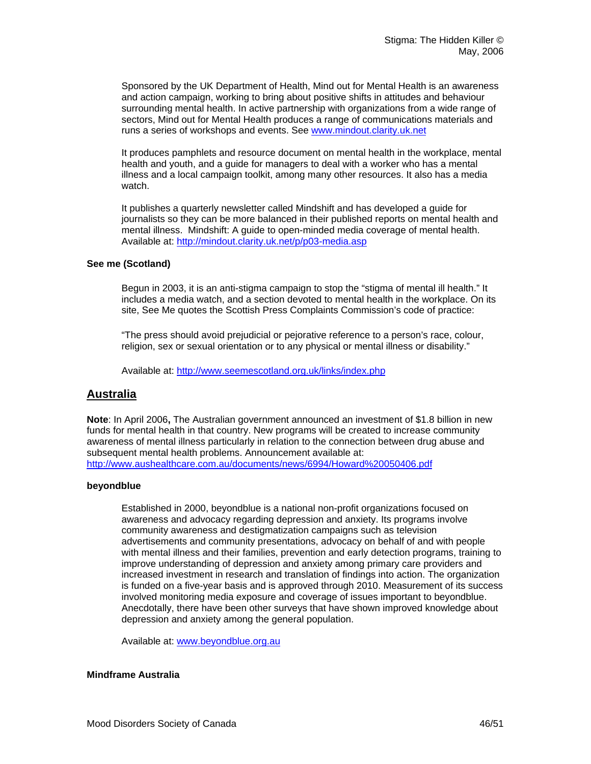Sponsored by the UK Department of Health, Mind out for Mental Health is an awareness and action campaign, working to bring about positive shifts in attitudes and behaviour surrounding mental health. In active partnership with organizations from a wide range of sectors, Mind out for Mental Health produces a range of communications materials and runs a series of workshops and events. See www.mindout.clarity.uk.net

It produces pamphlets and resource document on mental health in the workplace, mental health and youth, and a guide for managers to deal with a worker who has a mental illness and a local campaign toolkit, among many other resources. It also has a media watch.

It publishes a quarterly newsletter called Mindshift and has developed a guide for journalists so they can be more balanced in their published reports on mental health and mental illness. Mindshift: A guide to open-minded media coverage of mental health. Available at: http://mindout.clarity.uk.net/p/p03-media.asp

**See me (Scotland)**

Begun in 2003, it is an anti-stigma campaign to stop the "stigma of mental ill health." It includes a media watch, and a section devoted to mental health in the workplace. On its site, See Me quotes the Scottish Press Complaints Commission's code of practice:

"The press should avoid prejudicial or pejorative reference to a person's race, colour, religion, sex or sexual orientation or to any physical or mental illness or disability."

Available at: http://www.seemescotland.org.uk/links/index.php

## Australia

**Note**: In April 2006**,** The Australian government announced an investment of $1.8 billion in new funds for mental health in that country. New programs will be created to increase community awareness of mental illness particularly in relation to the connection between drug abuse and subsequent mental health problems. Announcement available at: http://www.aushealthcare.com.au/documents/news/6994/Howard%20050406.pdf

**beyondblue**

Established in 2000, beyondblue is a national non-profit organizations focused on awareness and advocacy regarding depression and anxiety. Its programs involve community awareness and destigmatization campaigns such as television advertisements and community presentations, advocacy on behalf of and with people with mental illness and their families, prevention and early detection programs, training to improve understanding of depression and anxiety among primary care providers and increased investment in research and translation of findings into action. The organization is funded on a five-year basis and is approved through 2010. Measurement of its success involved monitoring media exposure and coverage of issues important to beyondblue. Anecdotally, there have been other surveys that have shown improved knowledge about depression and anxiety among the general population.

Available at: www.beyondblue.org.au

**Mindframe Australia**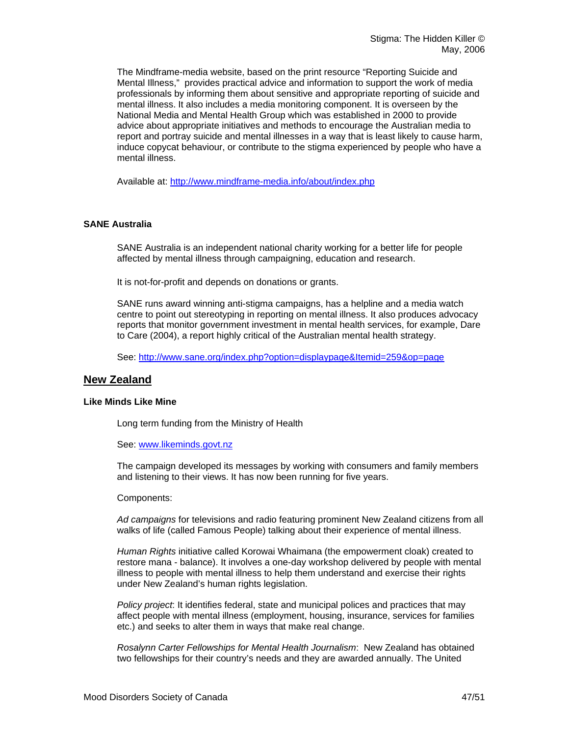The Mindframe-media website, based on the print resource "Reporting Suicide and Mental Illness," provides practical advice and information to support the work of media professionals by informing them about sensitive and appropriate reporting of suicide and mental illness. It also includes a media monitoring component. It is overseen by the National Media and Mental Health Group which was established in 2000 to provide advice about appropriate initiatives and methods to encourage the Australian media to report and portray suicide and mental illnesses in a way that is least likely to cause harm, induce copycat behaviour, or contribute to the stigma experienced by people who have a mental illness.

Available at: http://www.mindframe-media.info/about/index.php

### SANE Australia

SANE Australia is an independent national charity working for a better life for people affected by mental illness through campaigning, education and research.

It is not-for-profit and depends on donations or grants.

SANE runs award winning anti-stigma campaigns, has a helpline and a media watch centre to point out stereotyping in reporting on mental illness. It also produces advocacy reports that monitor government investment in mental health services, for example, Dare to Care (2004), a report highly critical of the Australian mental health strategy.

See: http://www.sane.org/index.php?option=displaypage&Itemid=259&op=page

## New Zealand

### Like Minds Like Mine

Long term funding from the Ministry of Health

See: www.likeminds.govt.nz

The campaign developed its messages by working with consumers and family members and listening to their views. It has now been running for five years.

Components:

*Ad campaigns* for televisions and radio featuring prominent New Zealand citizens from all walks of life (called Famous People) talking about their experience of mental illness.

*Human Rights* initiative called Korowai Whaimana (the empowerment cloak) created to restore mana - balance). It involves a one-day workshop delivered by people with mental illness to people with mental illness to help them understand and exercise their rights under New Zealand's human rights legislation.

*Policy project*: It identifies federal, state and municipal polices and practices that may affect people with mental illness (employment, housing, insurance, services for families etc.) and seeks to alter them in ways that make real change.

*Rosalynn Carter Fellowships for Mental Health Journalism*: New Zealand has obtained two fellowships for their country's needs and they are awarded annually. The United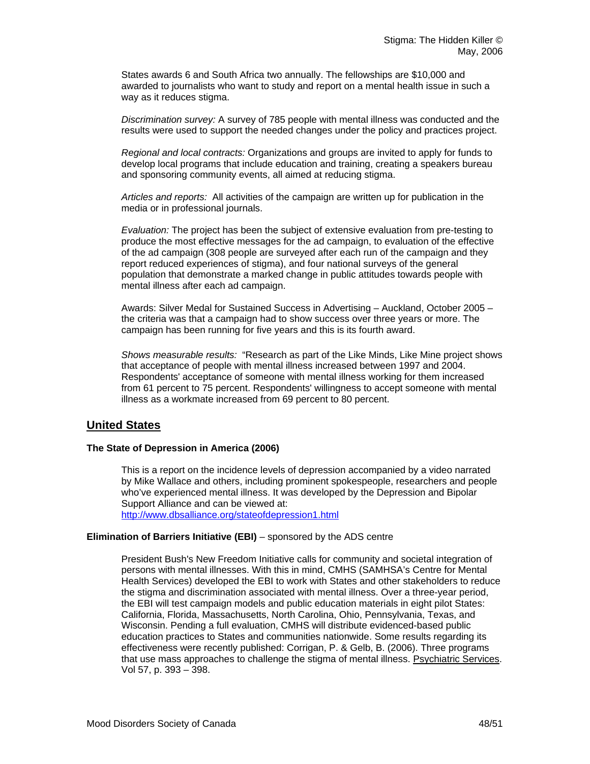States awards 6 and South Africa two annually. The fellowships are $10,000 and awarded to journalists who want to study and report on a mental health issue in such a way as it reduces stigma.

*Discrimination survey:* A survey of 785 people with mental illness was conducted and the results were used to support the needed changes under the policy and practices project.

*Regional and local contracts:* Organizations and groups are invited to apply for funds to develop local programs that include education and training, creating a speakers bureau and sponsoring community events, all aimed at reducing stigma.

*Articles and reports:* All activities of the campaign are written up for publication in the media or in professional journals.

*Evaluation:* The project has been the subject of extensive evaluation from pre-testing to produce the most effective messages for the ad campaign, to evaluation of the effective of the ad campaign (308 people are surveyed after each run of the campaign and they report reduced experiences of stigma), and four national surveys of the general population that demonstrate a marked change in public attitudes towards people with mental illness after each ad campaign.

Awards: Silver Medal for Sustained Success in Advertising – Auckland, October 2005 – the criteria was that a campaign had to show success over three years or more. The campaign has been running for five years and this is its fourth award.

*Shows measurable results:* "Research as part of the Like Minds, Like Mine project shows that acceptance of people with mental illness increased between 1997 and 2004. Respondents' acceptance of someone with mental illness working for them increased from 61 percent to 75 percent. Respondents' willingness to accept someone with mental illness as a workmate increased from 69 percent to 80 percent.

## United States

**The State of Depression in America (2006)**

This is a report on the incidence levels of depression accompanied by a video narrated by Mike Wallace and others, including prominent spokespeople, researchers and people who've experienced mental illness. It was developed by the Depression and Bipolar Support Alliance and can be viewed at:
http://www.dbsalliance.org/stateofdepression1.html

**Elimination of Barriers Initiative (EBI)** – sponsored by the ADS centre

President Bush's New Freedom Initiative calls for community and societal integration of persons with mental illnesses. With this in mind, CMHS (SAMHSA's Centre for Mental Health Services) developed the EBI to work with States and other stakeholders to reduce the stigma and discrimination associated with mental illness. Over a three-year period, the EBI will test campaign models and public education materials in eight pilot States: California, Florida, Massachusetts, North Carolina, Ohio, Pennsylvania, Texas, and Wisconsin. Pending a full evaluation, CMHS will distribute evidenced-based public education practices to States and communities nationwide. Some results regarding its effectiveness were recently published: Corrigan, P. & Gelb, B. (2006). Three programs that use mass approaches to challenge the stigma of mental illness. Psychiatric Services. Vol 57, p. 393 – 398.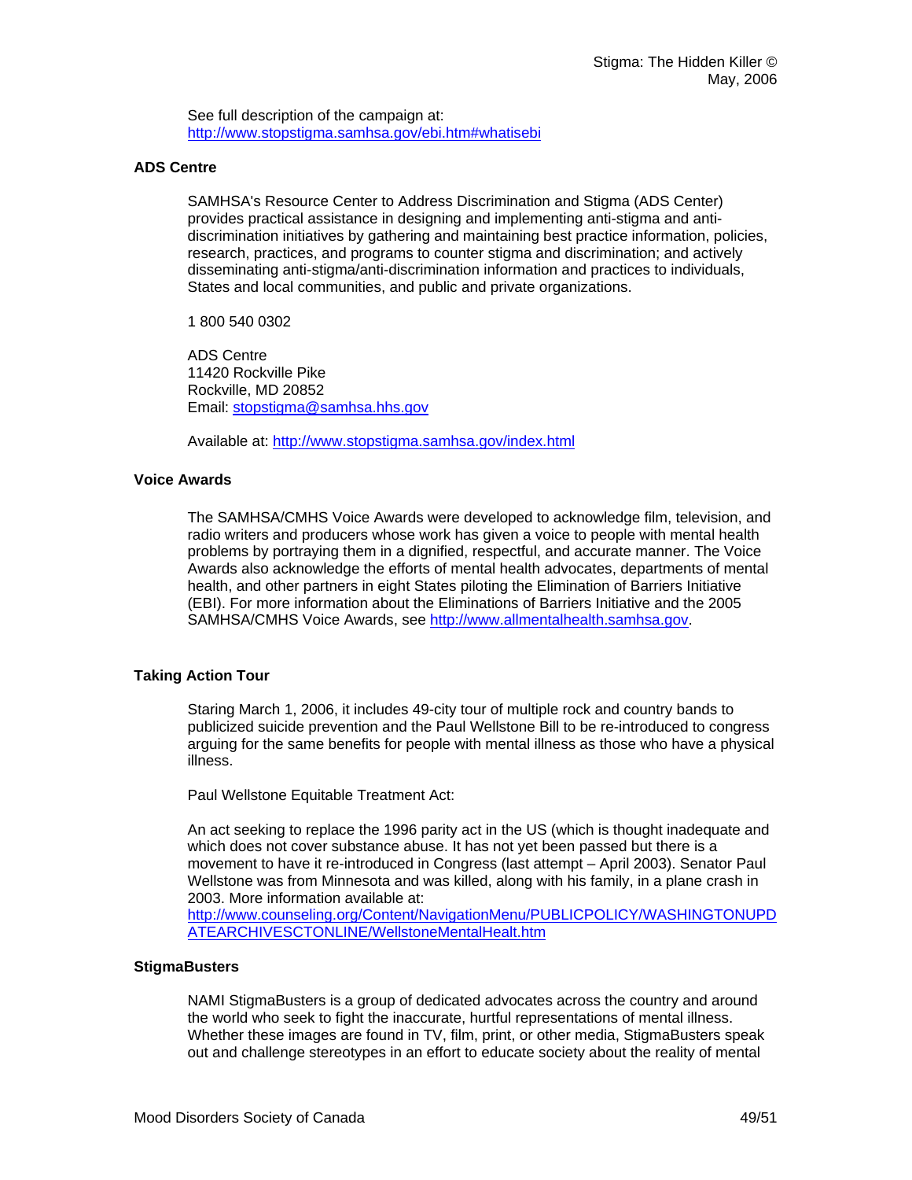See full description of the campaign at:
http://www.stopstigma.samhsa.gov/ebi.htm#whatisebi

### ADS Centre

SAMHSA's Resource Center to Address Discrimination and Stigma (ADS Center) provides practical assistance in designing and implementing anti-stigma and anti-discrimination initiatives by gathering and maintaining best practice information, policies, research, practices, and programs to counter stigma and discrimination; and actively disseminating anti-stigma/anti-discrimination information and practices to individuals, States and local communities, and public and private organizations.

1 800 540 0302

ADS Centre
11420 Rockville Pike
Rockville, MD 20852
Email: stopstigma@samhsa.hhs.gov

Available at: http://www.stopstigma.samhsa.gov/index.html

### Voice Awards

The SAMHSA/CMHS Voice Awards were developed to acknowledge film, television, and radio writers and producers whose work has given a voice to people with mental health problems by portraying them in a dignified, respectful, and accurate manner. The Voice Awards also acknowledge the efforts of mental health advocates, departments of mental health, and other partners in eight States piloting the Elimination of Barriers Initiative (EBI). For more information about the Eliminations of Barriers Initiative and the 2005 SAMHSA/CMHS Voice Awards, see http://www.allmentalhealth.samhsa.gov.

### Taking Action Tour

Staring March 1, 2006, it includes 49-city tour of multiple rock and country bands to publicized suicide prevention and the Paul Wellstone Bill to be re-introduced to congress arguing for the same benefits for people with mental illness as those who have a physical illness.

Paul Wellstone Equitable Treatment Act:

An act seeking to replace the 1996 parity act in the US (which is thought inadequate and which does not cover substance abuse. It has not yet been passed but there is a movement to have it re-introduced in Congress (last attempt – April 2003). Senator Paul Wellstone was from Minnesota and was killed, along with his family, in a plane crash in 2003. More information available at:
http://www.counseling.org/Content/NavigationMenu/PUBLICPOLICY/WASHINGTONUPDATEARCHIVESCTONLINE/WellstoneMentalHealt.htm

### StigmaBusters

NAMI StigmaBusters is a group of dedicated advocates across the country and around the world who seek to fight the inaccurate, hurtful representations of mental illness. Whether these images are found in TV, film, print, or other media, StigmaBusters speak out and challenge stereotypes in an effort to educate society about the reality of mental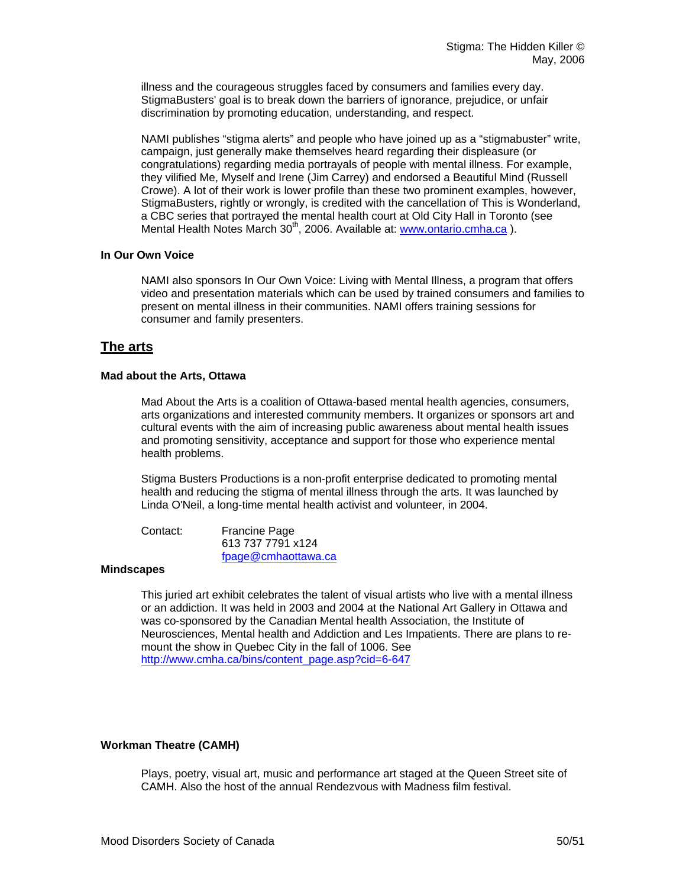illness and the courageous struggles faced by consumers and families every day. StigmaBusters' goal is to break down the barriers of ignorance, prejudice, or unfair discrimination by promoting education, understanding, and respect.

NAMI publishes “stigma alerts” and people who have joined up as a “stigmabuster” write, campaign, just generally make themselves heard regarding their displeasure (or congratulations) regarding media portrayals of people with mental illness. For example, they vilified Me, Myself and Irene (Jim Carrey) and endorsed a Beautiful Mind (Russell Crowe). A lot of their work is lower profile than these two prominent examples, however, StigmaBusters, rightly or wrongly, is credited with the cancellation of This is Wonderland, a CBC series that portrayed the mental health court at Old City Hall in Toronto (see Mental Health Notes March 30th, 2006. Available at: www.ontario.cmha.ca ).

**In Our Own Voice**

NAMI also sponsors In Our Own Voice: Living with Mental Illness, a program that offers video and presentation materials which can be used by trained consumers and families to present on mental illness in their communities. NAMI offers training sessions for consumer and family presenters.

## The arts

**Mad about the Arts, Ottawa**

Mad About the Arts is a coalition of Ottawa-based mental health agencies, consumers, arts organizations and interested community members. It organizes or sponsors art and cultural events with the aim of increasing public awareness about mental health issues and promoting sensitivity, acceptance and support for those who experience mental health problems.

Stigma Busters Productions is a non-profit enterprise dedicated to promoting mental health and reducing the stigma of mental illness through the arts. It was launched by Linda O'Neil, a long-time mental health activist and volunteer, in 2004.

Contact: Francine Page
613 737 7791 x124
fpage@cmhaottawa.ca

**Mindscapes**

This juried art exhibit celebrates the talent of visual artists who live with a mental illness or an addiction. It was held in 2003 and 2004 at the National Art Gallery in Ottawa and was co-sponsored by the Canadian Mental health Association, the Institute of Neurosciences, Mental health and Addiction and Les Impatients. There are plans to re-mount the show in Quebec City in the fall of 1006. See http://www.cmha.ca/bins/content_page.asp?cid=6-647

**Workman Theatre (CAMH)**

Plays, poetry, visual art, music and performance art staged at the Queen Street site of CAMH. Also the host of the annual Rendezvous with Madness film festival.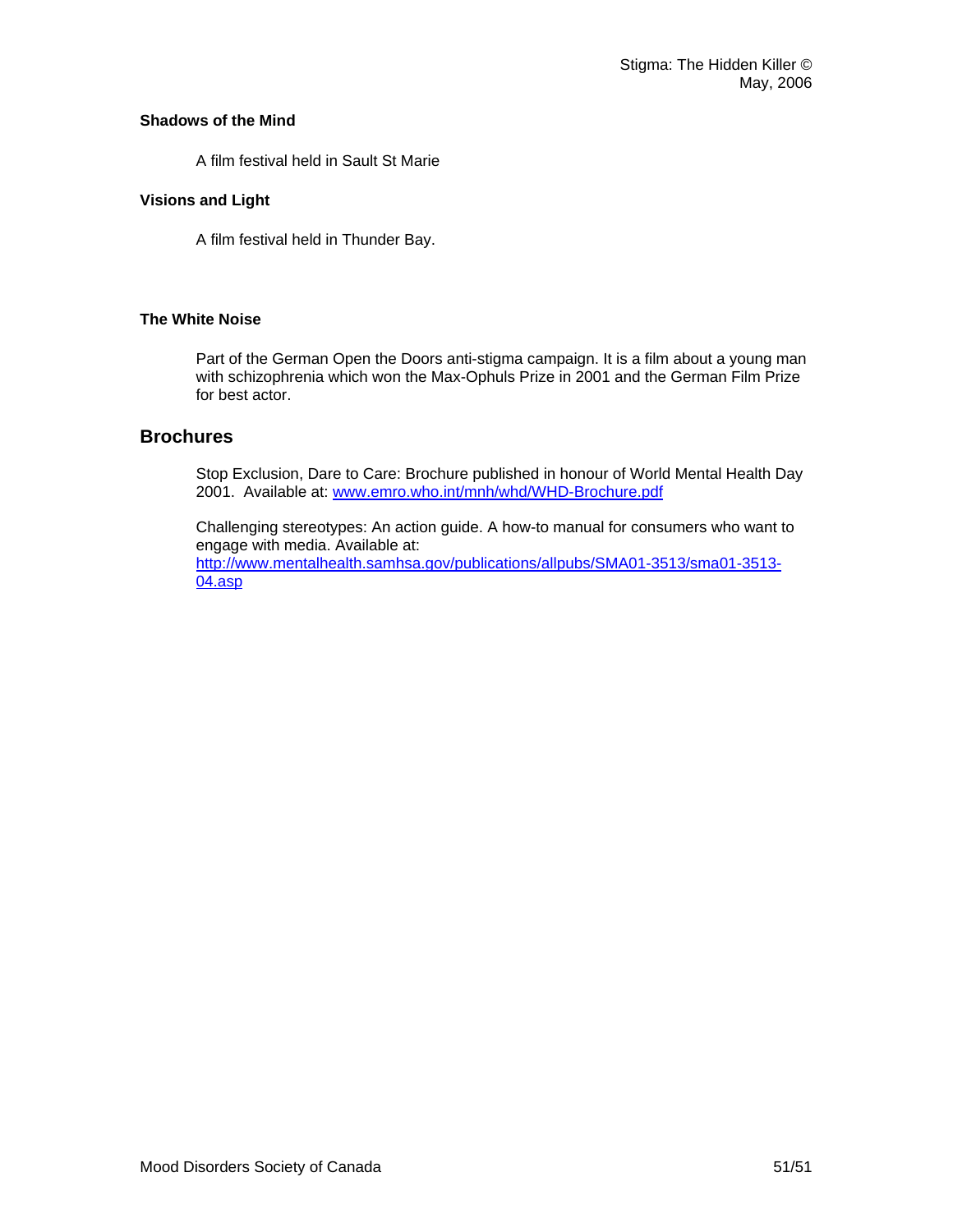**Shadows of the Mind**

A film festival held in Sault St Marie

**Visions and Light**

A film festival held in Thunder Bay.

**The White Noise**

Part of the German Open the Doors anti-stigma campaign. It is a film about a young man with schizophrenia which won the Max-Ophuls Prize in 2001 and the German Film Prize for best actor.

## Brochures

Stop Exclusion, Dare to Care: Brochure published in honour of World Mental Health Day 2001. Available at: www.emro.who.int/mnh/whd/WHD-Brochure.pdf

Challenging stereotypes: An action guide. A how-to manual for consumers who want to engage with media. Available at: http://www.mentalhealth.samhsa.gov/publications/allpubs/SMA01-3513/sma01-3513-04.asp